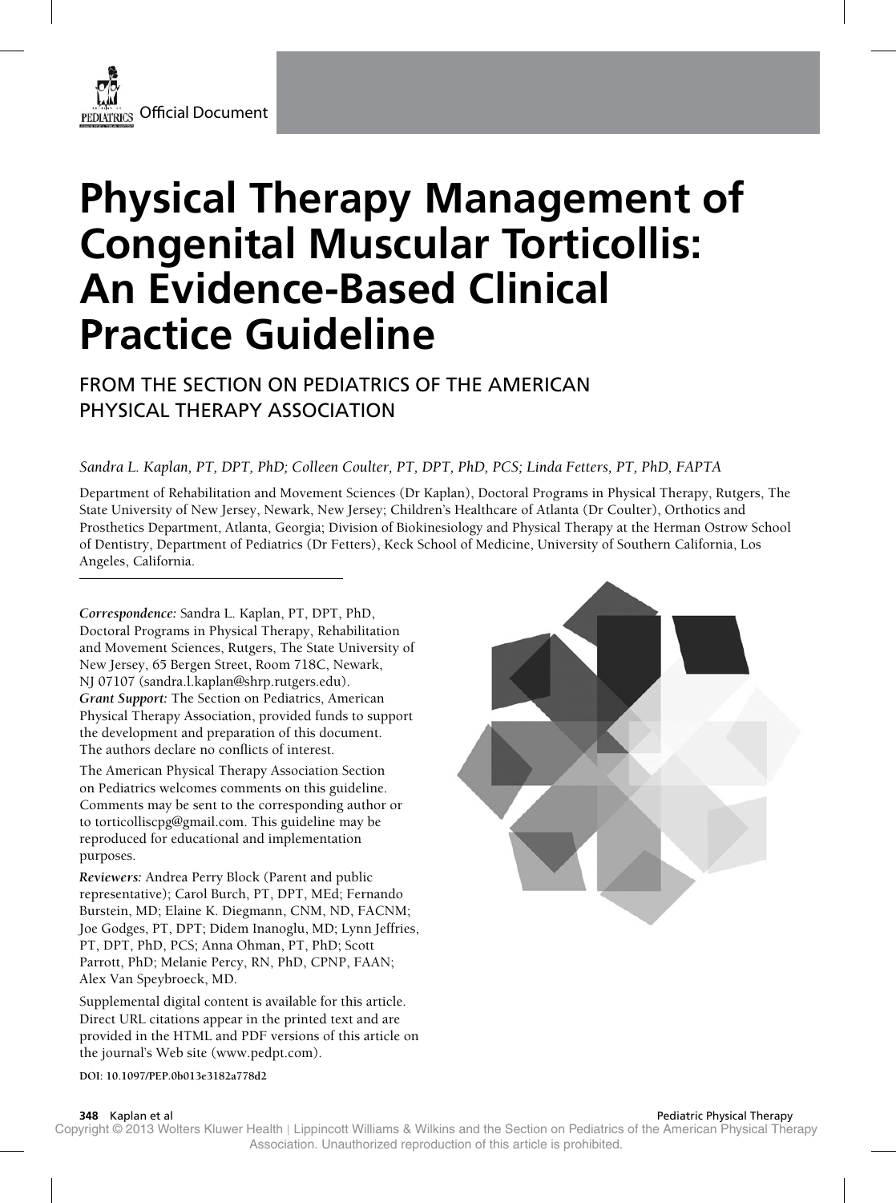Official Document

# Physical Therapy Management of Congenital Muscular Torticollis: An Evidence-Based Clinical Practice Guideline

## FROM THE SECTION ON PEDIATRICS OF THE AMERICAN PHYSICAL THERAPY ASSOCIATION

*Sandra L. Kaplan, PT, DPT, PhD; Colleen Coulter, PT, DPT, PhD, PCS; Linda Fetters, PT, PhD, FAPTA*

Department of Rehabilitation and Movement Sciences (Dr Kaplan), Doctoral Programs in Physical Therapy, Rutgers, The State University of New Jersey, Newark, New Jersey; Children's Healthcare of Atlanta (Dr Coulter), Orthotics and Prosthetics Department, Atlanta, Georgia; Division of Biokinesiology and Physical Therapy at the Herman Ostrow School of Dentistry, Department of Pediatrics (Dr Fetters), Keck School of Medicine, University of Southern California, Los Angeles, California.

***Correspondence:*** Sandra L. Kaplan, PT, DPT, PhD, Doctoral Programs in Physical Therapy, Rehabilitation and Movement Sciences, Rutgers, The State University of New Jersey, 65 Bergen Street, Room 718C, Newark, NJ 07107 (sandra.l.kaplan@shrp.rutgers.edu).

***Grant Support:*** The Section on Pediatrics, American Physical Therapy Association, provided funds to support the development and preparation of this document.

The authors declare no conflicts of interest.

The American Physical Therapy Association Section on Pediatrics welcomes comments on this guideline. Comments may be sent to the corresponding author or to torticolliscpg@gmail.com. This guideline may be reproduced for educational and implementation purposes.

***Reviewers:*** Andrea Perry Block (Parent and public representative); Carol Burch, PT, DPT, MEd; Fernando Burstein, MD; Elaine K. Diegmann, CNM, ND, FACNM; Joe Godges, PT, DPT; Didem Inanoglu, MD; Lynn Jeffries, PT, DPT, PhD, PCS; Anna Ohman, PT, PhD; Scott Parrott, PhD; Melanie Percy, RN, PhD, CPNP, FAAN; Alex Van Speybroeck, MD.

Supplemental digital content is available for this article. Direct URL citations appear in the printed text and are provided in the HTML and PDF versions of this article on the journal's Web site (www.pedpt.com).

**DOI: 10.1097/PEP.0b013e3182a778d2**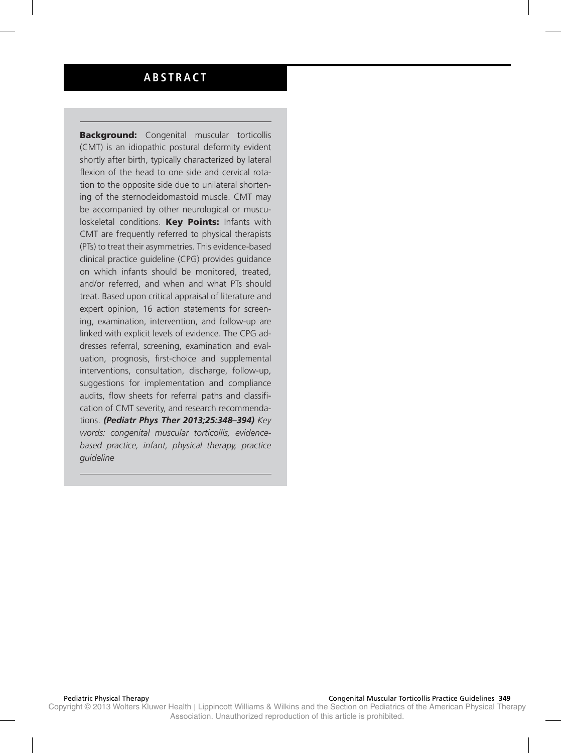## ABSTRACT

**Background:** Congenital muscular torticollis (CMT) is an idiopathic postural deformity evident shortly after birth, typically characterized by lateral flexion of the head to one side and cervical rotation to the opposite side due to unilateral shortening of the sternocleidomastoid muscle. CMT may be accompanied by other neurological or musculoskeletal conditions. **Key Points:** Infants with CMT are frequently referred to physical therapists (PTs) to treat their asymmetries. This evidence-based clinical practice guideline (CPG) provides guidance on which infants should be monitored, treated, and/or referred, and when and what PTs should treat. Based upon critical appraisal of literature and expert opinion, 16 action statements for screening, examination, intervention, and follow-up are linked with explicit levels of evidence. The CPG addresses referral, screening, examination and evaluation, prognosis, first-choice and supplemental interventions, consultation, discharge, follow-up, suggestions for implementation and compliance audits, flow sheets for referral paths and classification of CMT severity, and research recommendations. ***(Pediatr Phys Ther 2013;25:348–394)*** *Key words: congenital muscular torticollis, evidence-based practice, infant, physical therapy, practice guideline*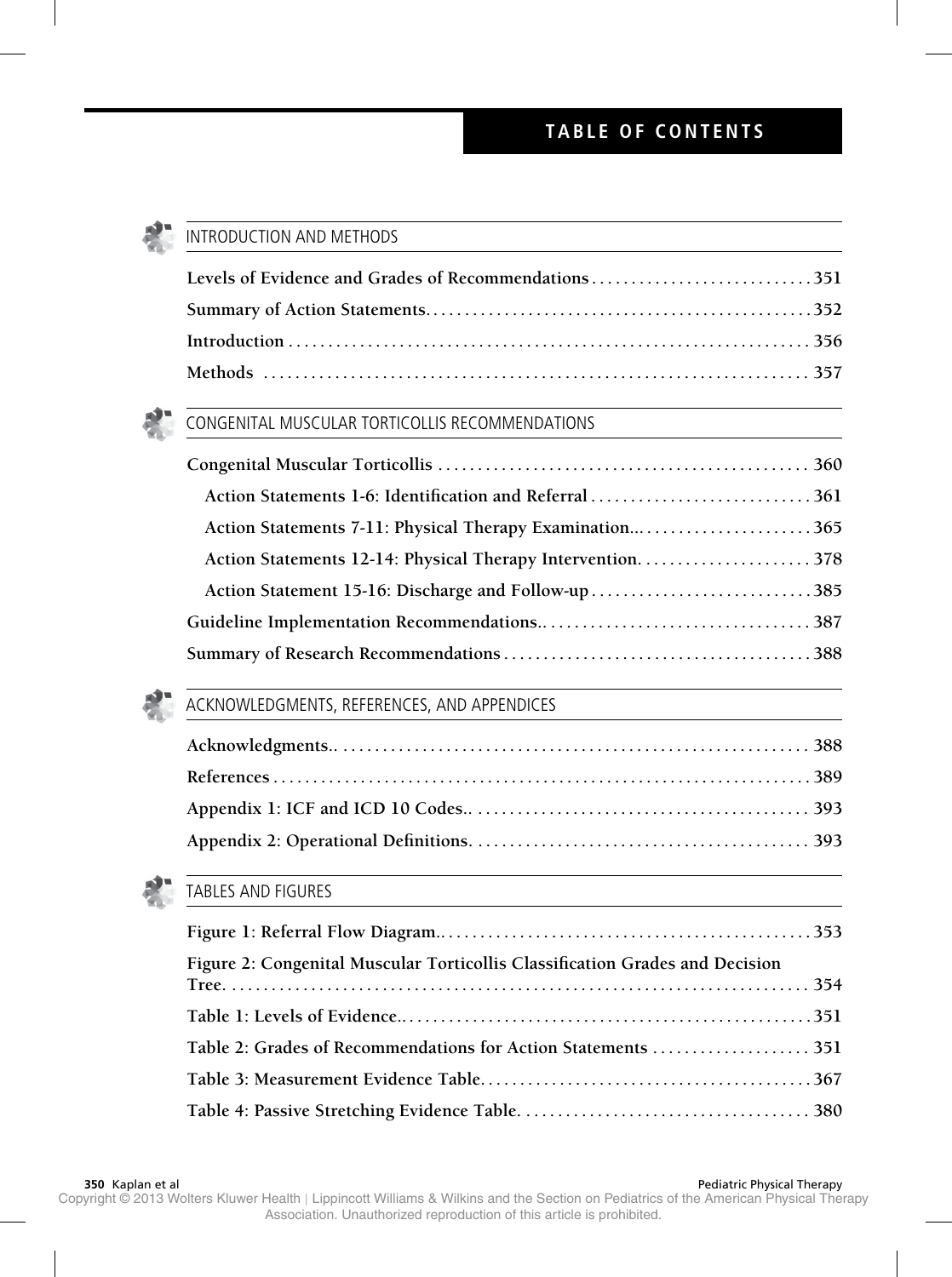# TABLE OF CONTENTS

## INTRODUCTION AND METHODS

**Levels of Evidence and Grades of Recommendations** . . . . . . . . . . . . . . . . . . . . . . . . . . . 351

**Summary of Action Statements** . . . . . . . . . . . . . . . . . . . . . . . . . . . . . . . . . . . . . . . . . . . . . . . 352

**Introduction** . . . . . . . . . . . . . . . . . . . . . . . . . . . . . . . . . . . . . . . . . . . . . . . . . . . . . . . . . . . . . . . . 356

**Methods** . . . . . . . . . . . . . . . . . . . . . . . . . . . . . . . . . . . . . . . . . . . . . . . . . . . . . . . . . . . . . . . . . . . 357

## CONGENITAL MUSCULAR TORTICOLLIS RECOMMENDATIONS

**Congenital Muscular Torticollis** . . . . . . . . . . . . . . . . . . . . . . . . . . . . . . . . . . . . . . . . . . . . . . 360

- **Action Statements 1-6: Identification and Referral** . . . . . . . . . . . . . . . . . . . . . . . . . . . 361
- **Action Statements 7-11: Physical Therapy Examination** . . . . . . . . . . . . . . . . . . . . . . . 365
- **Action Statements 12-14: Physical Therapy Intervention** . . . . . . . . . . . . . . . . . . . . . . 378
- **Action Statement 15-16: Discharge and Follow-up** . . . . . . . . . . . . . . . . . . . . . . . . . . . 385

**Guideline Implementation Recommendations** . . . . . . . . . . . . . . . . . . . . . . . . . . . . . . . . . 387

**Summary of Research Recommendations** . . . . . . . . . . . . . . . . . . . . . . . . . . . . . . . . . . . . . . 388

## ACKNOWLEDGMENTS, REFERENCES, AND APPENDICES

**Acknowledgments** . . . . . . . . . . . . . . . . . . . . . . . . . . . . . . . . . . . . . . . . . . . . . . . . . . . . . . . . . . 388

**References** . . . . . . . . . . . . . . . . . . . . . . . . . . . . . . . . . . . . . . . . . . . . . . . . . . . . . . . . . . . . . . . . . . 389

**Appendix 1: ICF and ICD 10 Codes** . . . . . . . . . . . . . . . . . . . . . . . . . . . . . . . . . . . . . . . . . . 393

**Appendix 2: Operational Definitions** . . . . . . . . . . . . . . . . . . . . . . . . . . . . . . . . . . . . . . . . . . 393

## TABLES AND FIGURES

**Figure 1: Referral Flow Diagram** . . . . . . . . . . . . . . . . . . . . . . . . . . . . . . . . . . . . . . . . . . . . . . 353

**Figure 2: Congenital Muscular Torticollis Classification Grades and Decision Tree** . . . . . . . . . . . . . . . . . . . . . . . . . . . . . . . . . . . . . . . . . . . . . . . . . . . . . . . . . . . . . . . . . . . . . 354

**Table 1: Levels of Evidence** . . . . . . . . . . . . . . . . . . . . . . . . . . . . . . . . . . . . . . . . . . . . . . . . . . . 351

**Table 2: Grades of Recommendations for Action Statements** . . . . . . . . . . . . . . . . . . . 351

**Table 3: Measurement Evidence Table** . . . . . . . . . . . . . . . . . . . . . . . . . . . . . . . . . . . . . . . . . 367

**Table 4: Passive Stretching Evidence Table** . . . . . . . . . . . . . . . . . . . . . . . . . . . . . . . . . . . . 380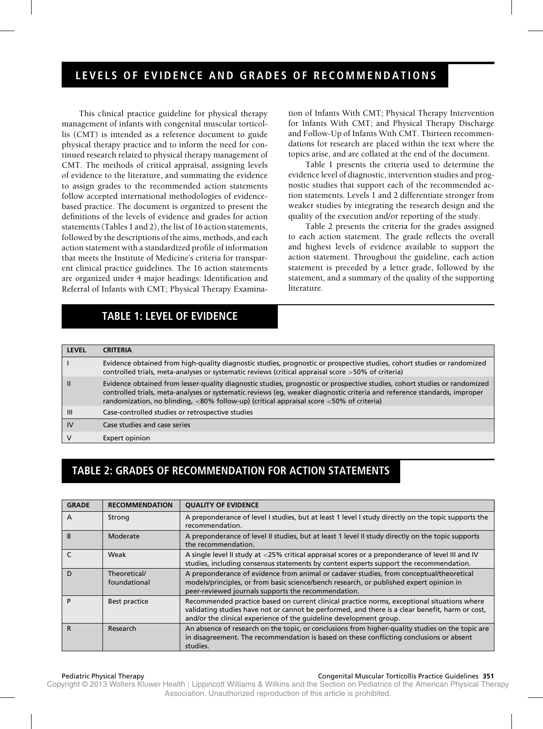# LEVELS OF EVIDENCE AND GRADES OF RECOMMENDATIONS

This clinical practice guideline for physical therapy management of infants with congenital muscular torticollis (CMT) is intended as a reference document to guide physical therapy practice and to inform the need for continued research related to physical therapy management of CMT. The methods of critical appraisal, assigning levels of evidence to the literature, and summating the evidence to assign grades to the recommended action statements follow accepted international methodologies of evidence-based practice. The document is organized to present the definitions of the levels of evidence and grades for action statements (Tables 1 and 2), the list of 16 action statements, followed by the descriptions of the aims, methods, and each action statement with a standardized profile of information that meets the Institute of Medicine's criteria for transparent clinical practice guidelines. The 16 action statements are organized under 4 major headings: Identification and Referral of Infants with CMT; Physical Therapy Examination of Infants With CMT; Physical Therapy Intervention for Infants With CMT; and Physical Therapy Discharge and Follow-Up of Infants With CMT. Thirteen recommendations for research are placed within the text where the topics arise, and are collated at the end of the document.

Table 1 presents the criteria used to determine the evidence level of diagnostic, intervention studies and prognostic studies that support each of the recommended action statements. Levels 1 and 2 differentiate stronger from weaker studies by integrating the research design and the quality of the execution and/or reporting of the study.

Table 2 presents the criteria for the grades assigned to each action statement. The grade reflects the overall and highest levels of evidence available to support the action statement. Throughout the guideline, each action statement is preceded by a letter grade, followed by the statement, and a summary of the quality of the supporting literature.

## TABLE 1: LEVEL OF EVIDENCE

| LEVEL | CRITERIA |
|---|---|
| I | Evidence obtained from high-quality diagnostic studies, prognostic or prospective studies, cohort studies or randomized controlled trials, meta-analyses or systematic reviews (critical appraisal score >50% of criteria) |
| II | Evidence obtained from lesser-quality diagnostic studies, prognostic or prospective studies, cohort studies or randomized controlled trials, meta-analyses or systematic reviews (eg, weaker diagnostic criteria and reference standards, improper randomization, no blinding, <80% follow-up) (critical appraisal score <50% of criteria) |
| III | Case-controlled studies or retrospective studies |
| IV | Case studies and case series |
| V | Expert opinion |

## TABLE 2: GRADES OF RECOMMENDATION FOR ACTION STATEMENTS

| GRADE | RECOMMENDATION | QUALITY OF EVIDENCE |
|---|---|---|
| A | Strong | A preponderance of level I studies, but at least 1 level I study directly on the topic supports the recommendation. |
| B | Moderate | A preponderance of level II studies, but at least 1 level II study directly on the topic supports the recommendation. |
| C | Weak | A single level II study at <25% critical appraisal scores or a preponderance of level III and IV studies, including consensus statements by content experts support the recommendation. |
| D | Theoretical/ foundational | A preponderance of evidence from animal or cadaver studies, from conceptual/theoretical models/principles, or from basic science/bench research, or published expert opinion in peer-reviewed journals supports the recommendation. |
| P | Best practice | Recommended practice based on current clinical practice norms, exceptional situations where validating studies have not or cannot be performed, and there is a clear benefit, harm or cost, and/or the clinical experience of the guideline development group. |
| R | Research | An absence of research on the topic, or conclusions from higher-quality studies on the topic are in disagreement. The recommendation is based on these conflicting conclusions or absent studies. |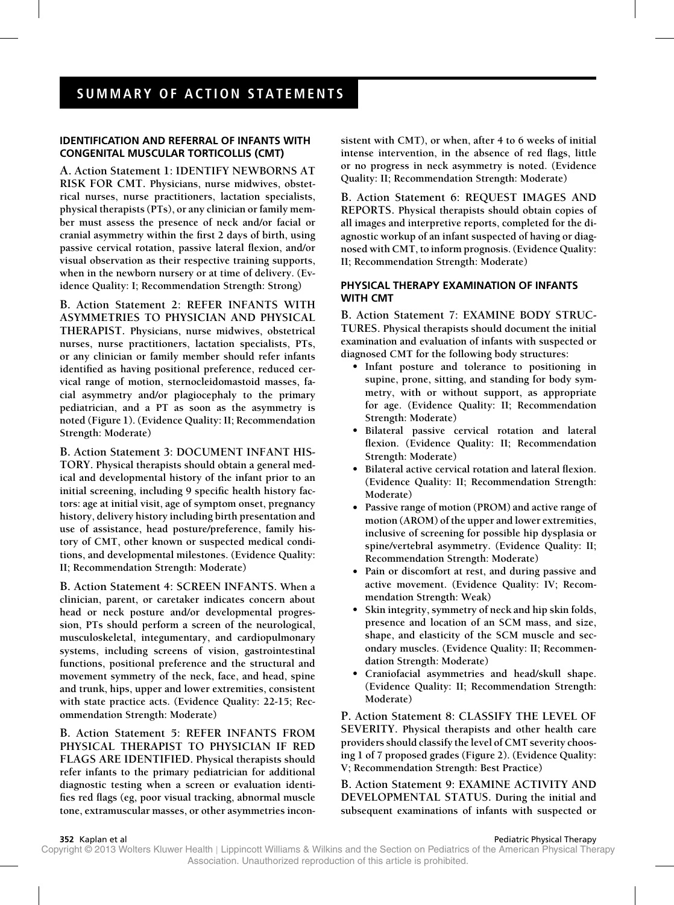## SUMMARY OF ACTION STATEMENTS

### IDENTIFICATION AND REFERRAL OF INFANTS WITH CONGENITAL MUSCULAR TORTICOLLIS (CMT)

**A. Action Statement 1: IDENTIFY NEWBORNS AT RISK FOR CMT.** **Physicians, nurse midwives, obstetrical nurses, nurse practitioners, lactation specialists, physical therapists (PTs), or any clinician or family member must assess the presence of neck and/or facial or cranial asymmetry within the first 2 days of birth, using passive cervical rotation, passive lateral flexion, and/or visual observation as their respective training supports, when in the newborn nursery or at time of delivery. (Evidence Quality: I; Recommendation Strength: Strong)**

**B. Action Statement 2: REFER INFANTS WITH ASYMMETRIES TO PHYSICIAN AND PHYSICAL THERAPIST.** **Physicians, nurse midwives, obstetrical nurses, nurse practitioners, lactation specialists, PTs, or any clinician or family member should refer infants identified as having positional preference, reduced cervical range of motion, sternocleidomastoid masses, facial asymmetry and/or plagiocephaly to the primary pediatrician, and a PT as soon as the asymmetry is noted (Figure 1). (Evidence Quality: II; Recommendation Strength: Moderate)**

**B. Action Statement 3: DOCUMENT INFANT HISTORY.** **Physical therapists should obtain a general medical and developmental history of the infant prior to an initial screening, including 9 specific health history factors: age at initial visit, age of symptom onset, pregnancy history, delivery history including birth presentation and use of assistance, head posture/preference, family history of CMT, other known or suspected medical conditions, and developmental milestones. (Evidence Quality: II; Recommendation Strength: Moderate)**

**B. Action Statement 4: SCREEN INFANTS.** **When a clinician, parent, or caretaker indicates concern about head or neck posture and/or developmental progression, PTs should perform a screen of the neurological, musculoskeletal, integumentary, and cardiopulmonary systems, including screens of vision, gastrointestinal functions, positional preference and the structural and movement symmetry of the neck, face, and head, spine and trunk, hips, upper and lower extremities, consistent with state practice acts. (Evidence Quality: 22-15; Recommendation Strength: Moderate)**

**B. Action Statement 5: REFER INFANTS FROM PHYSICAL THERAPIST TO PHYSICIAN IF RED FLAGS ARE IDENTIFIED.** **Physical therapists should refer infants to the primary pediatrician for additional diagnostic testing when a screen or evaluation identifies red flags (eg, poor visual tracking, abnormal muscle tone, extramuscular masses, or other asymmetries inconsistent with CMT), or when, after 4 to 6 weeks of initial intense intervention, in the absence of red flags, little or no progress in neck asymmetry is noted. (Evidence Quality: II; Recommendation Strength: Moderate)**

**B. Action Statement 6: REQUEST IMAGES AND REPORTS.** **Physical therapists should obtain copies of all images and interpretive reports, completed for the diagnostic workup of an infant suspected of having or diagnosed with CMT, to inform prognosis. (Evidence Quality: II; Recommendation Strength: Moderate)**

### PHYSICAL THERAPY EXAMINATION OF INFANTS WITH CMT

**B. Action Statement 7: EXAMINE BODY STRUCTURES.** **Physical therapists should document the initial examination and evaluation of infants with suspected or diagnosed CMT for the following body structures:**

- **Infant posture and tolerance to positioning in supine, prone, sitting, and standing for body symmetry, with or without support, as appropriate for age. (Evidence Quality: II; Recommendation Strength: Moderate)**
- **Bilateral passive cervical rotation and lateral flexion. (Evidence Quality: II; Recommendation Strength: Moderate)**
- **Bilateral active cervical rotation and lateral flexion. (Evidence Quality: II; Recommendation Strength: Moderate)**
- **Passive range of motion (PROM) and active range of motion (AROM) of the upper and lower extremities, inclusive of screening for possible hip dysplasia or spine/vertebral asymmetry. (Evidence Quality: II; Recommendation Strength: Moderate)**
- **Pain or discomfort at rest, and during passive and active movement. (Evidence Quality: IV; Recommendation Strength: Weak)**
- **Skin integrity, symmetry of neck and hip skin folds, presence and location of an SCM mass, and size, shape, and elasticity of the SCM muscle and secondary muscles. (Evidence Quality: II; Recommendation Strength: Moderate)**
- **Craniofacial asymmetries and head/skull shape. (Evidence Quality: II; Recommendation Strength: Moderate)**

**P. Action Statement 8: CLASSIFY THE LEVEL OF SEVERITY.** **Physical therapists and other health care providers should classify the level of CMT severity choosing 1 of 7 proposed grades (Figure 2). (Evidence Quality: V; Recommendation Strength: Best Practice)**

**B. Action Statement 9: EXAMINE ACTIVITY AND DEVELOPMENTAL STATUS.** **During the initial and subsequent examinations of infants with suspected or**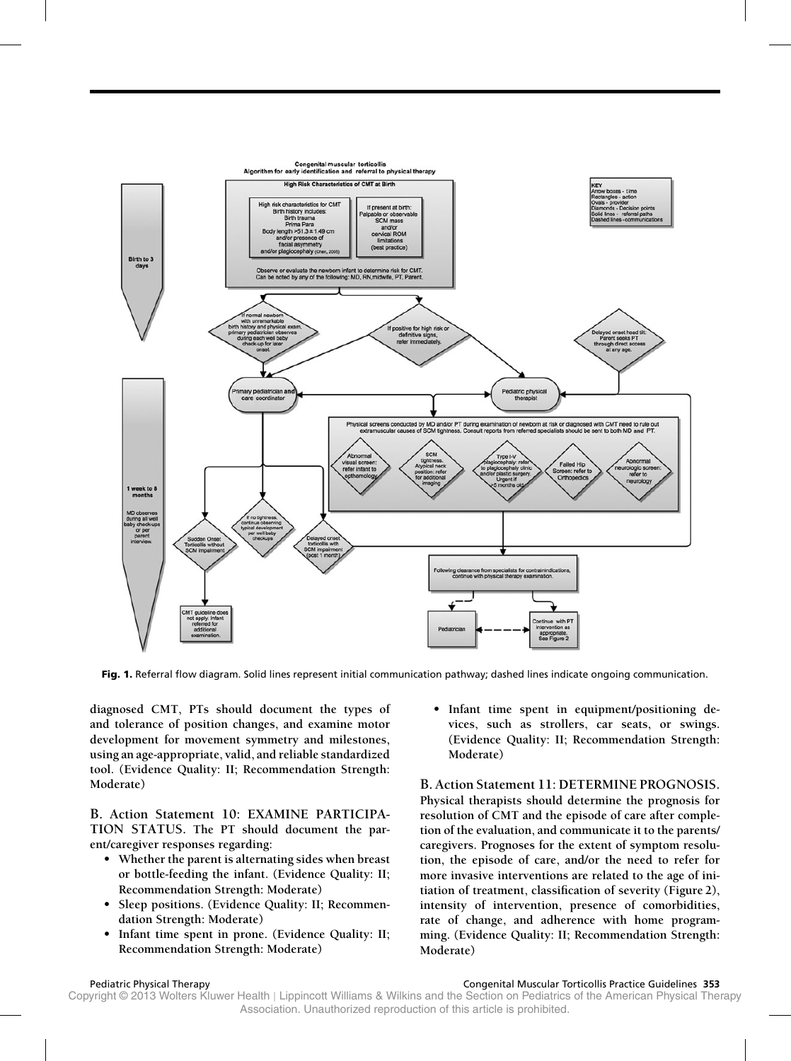**Congenital muscular torticollis**
**Algorithm for early identification and referral to physical therapy**

**High Risk Characteristics of CMT at Birth**

High risk characteristics for CMT
Birth history includes:
Birth trauma
Prima Para
Body length >51.3 ± 1.49 cm
and/or presence of
facial asymmetry
and/or plagiocephaly (Chen, 2005)

If present at birth:
Palpable or observable
SCM mass
and/or
cervical ROM
limitations
(best practice)

Observe or evaluate the newborn infant to determine risk for CMT.
Can be noted by any of the following: MD, RN, midwife, PT, Parent.

KEY
Arrow boxes - time
Rectangles - action
Ovals - provider
Diamonds - Decision points
Solid lines - referral paths
Dashed lines - communications

Birth to 3 days

If normal newborn with unremarkable birth history and physical exam, primary pediatrician observes during each well baby check-up for later onset.

If positive for high risk or definitive signs, refer immediately.

Delayed onset head tilt: Parent seeks PT through direct access at any age.

Primary pediatrician and care coordinator

Pediatric physical therapist

Physical screens conducted by MD and/or PT during examination of newborn at risk or diagnosed with CMT need to rule out extramuscular causes of SCM tightness. Consult reports from referred specialists should be sent to both MD and PT.

- Abnormal visual screen: refer infant to opthamology
- SCM tightness. Atypical neck position: refer for additional imaging
- Type I-V plagiocephaly: refer to plagiocephaly clinic and/or plastic surgery. Urgent if >5 months old
- Failed Hip Screen: refer to Orthopedics
- Abnormal neurologic screen: refer to neurology

1 week to 6 months

MD observes during all well baby check-ups or per parent interview.

Sudden Onset Torticollis without SCM impairment

If no tightness, continue observing typical development per well baby checkups

Delayed onset torticollis with SCM impairment (post 1 month)

CMT guideline does not apply. Infant referred for additional examination.

Following clearance from specialists for contraindications, continue with physical therapy examination.

Pediatrician

Continue with PT intervention as appropriate. See Figure 2

**Fig. 1.** Referral flow diagram. Solid lines represent initial communication pathway; dashed lines indicate ongoing communication.

**diagnosed CMT, PTs should document the types of and tolerance of position changes, and examine motor development for movement symmetry and milestones, using an age-appropriate, valid, and reliable standardized tool. (Evidence Quality: II; Recommendation Strength: Moderate)**

**B. Action Statement 10: EXAMINE PARTICIPATION STATUS. The PT should document the parent/caregiver responses regarding:**

- **Whether the parent is alternating sides when breast or bottle-feeding the infant. (Evidence Quality: II; Recommendation Strength: Moderate)**
- **Sleep positions. (Evidence Quality: II; Recommendation Strength: Moderate)**
- **Infant time spent in prone. (Evidence Quality: II; Recommendation Strength: Moderate)**
- **Infant time spent in equipment/positioning devices, such as strollers, car seats, or swings. (Evidence Quality: II; Recommendation Strength: Moderate)**

**B. Action Statement 11: DETERMINE PROGNOSIS. Physical therapists should determine the prognosis for resolution of CMT and the episode of care after completion of the evaluation, and communicate it to the parents/caregivers. Prognoses for the extent of symptom resolution, the episode of care, and/or the need to refer for more invasive interventions are related to the age of initiation of treatment, classification of severity (Figure 2), intensity of intervention, presence of comorbidities, rate of change, and adherence with home programming. (Evidence Quality: II; Recommendation Strength: Moderate)**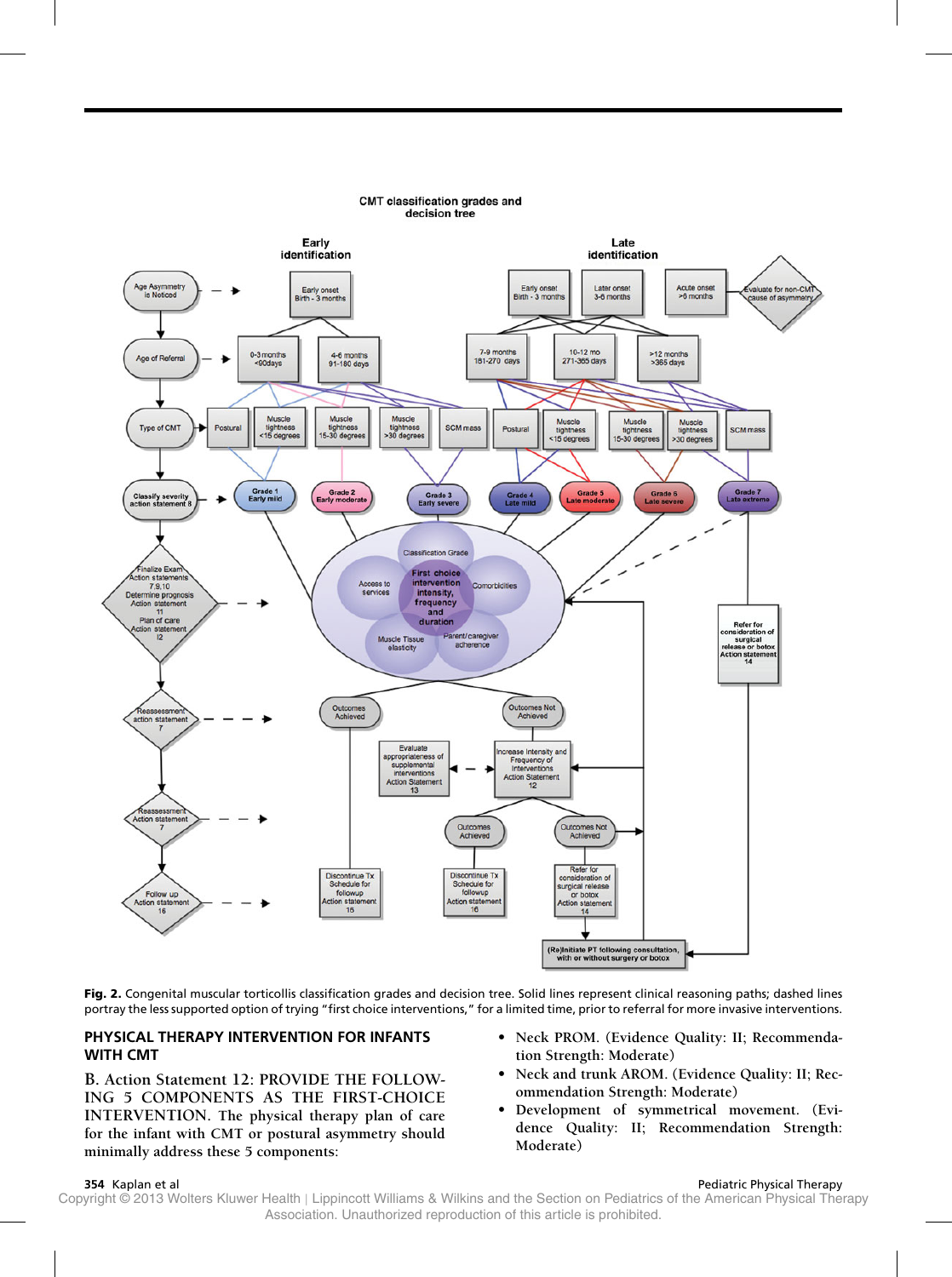**Fig. 2.** Congenital muscular torticollis classification grades and decision tree. Solid lines represent clinical reasoning paths; dashed lines portray the less supported option of trying "first choice interventions," for a limited time, prior to referral for more invasive interventions.

## PHYSICAL THERAPY INTERVENTION FOR INFANTS WITH CMT

B. Action Statement 12: PROVIDE THE FOLLOWING 5 COMPONENTS AS THE FIRST-CHOICE INTERVENTION. The physical therapy plan of care for the infant with CMT or postural asymmetry should minimally address these 5 components:

- Neck PROM. (Evidence Quality: II; Recommendation Strength: Moderate)
- Neck and trunk AROM. (Evidence Quality: II; Recommendation Strength: Moderate)
- Development of symmetrical movement. (Evidence Quality: II; Recommendation Strength: Moderate)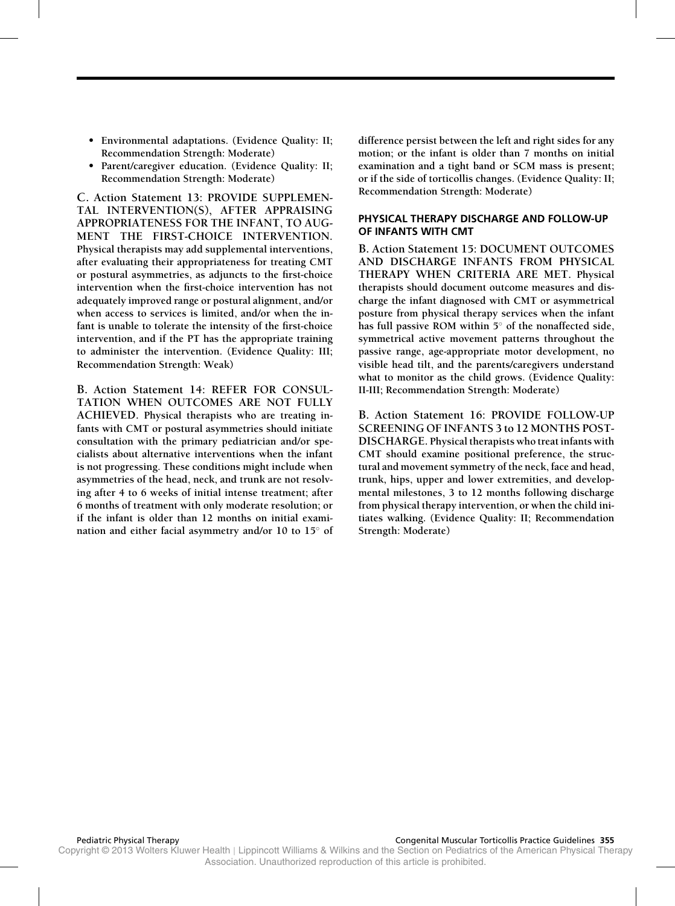- Environmental adaptations. (Evidence Quality: II; Recommendation Strength: Moderate)
- Parent/caregiver education. (Evidence Quality: II; Recommendation Strength: Moderate)

**C. Action Statement 13: PROVIDE SUPPLEMENTAL INTERVENTION(S), AFTER APPRAISING APPROPRIATENESS FOR THE INFANT, TO AUGMENT THE FIRST-CHOICE INTERVENTION. Physical therapists may add supplemental interventions, after evaluating their appropriateness for treating CMT or postural asymmetries, as adjuncts to the first-choice intervention when the first-choice intervention has not adequately improved range or postural alignment, and/or when access to services is limited, and/or when the infant is unable to tolerate the intensity of the first-choice intervention, and if the PT has the appropriate training to administer the intervention. (Evidence Quality: III; Recommendation Strength: Weak)**

**B. Action Statement 14: REFER FOR CONSULTATION WHEN OUTCOMES ARE NOT FULLY ACHIEVED. Physical therapists who are treating infants with CMT or postural asymmetries should initiate consultation with the primary pediatrician and/or specialists about alternative interventions when the infant is not progressing. These conditions might include when asymmetries of the head, neck, and trunk are not resolving after 4 to 6 weeks of initial intense treatment; after 6 months of treatment with only moderate resolution; or if the infant is older than 12 months on initial examination and either facial asymmetry and/or 10 to 15° of difference persist between the left and right sides for any motion; or the infant is older than 7 months on initial examination and a tight band or SCM mass is present; or if the side of torticollis changes. (Evidence Quality: II; Recommendation Strength: Moderate)**

## PHYSICAL THERAPY DISCHARGE AND FOLLOW-UP OF INFANTS WITH CMT

**B. Action Statement 15: DOCUMENT OUTCOMES AND DISCHARGE INFANTS FROM PHYSICAL THERAPY WHEN CRITERIA ARE MET. Physical therapists should document outcome measures and discharge the infant diagnosed with CMT or asymmetrical posture from physical therapy services when the infant has full passive ROM within 5° of the nonaffected side, symmetrical active movement patterns throughout the passive range, age-appropriate motor development, no visible head tilt, and the parents/caregivers understand what to monitor as the child grows. (Evidence Quality: II-III; Recommendation Strength: Moderate)**

**B. Action Statement 16: PROVIDE FOLLOW-UP SCREENING OF INFANTS 3 to 12 MONTHS POST-DISCHARGE. Physical therapists who treat infants with CMT should examine positional preference, the structural and movement symmetry of the neck, face and head, trunk, hips, upper and lower extremities, and developmental milestones, 3 to 12 months following discharge from physical therapy intervention, or when the child initiates walking. (Evidence Quality: II; Recommendation Strength: Moderate)**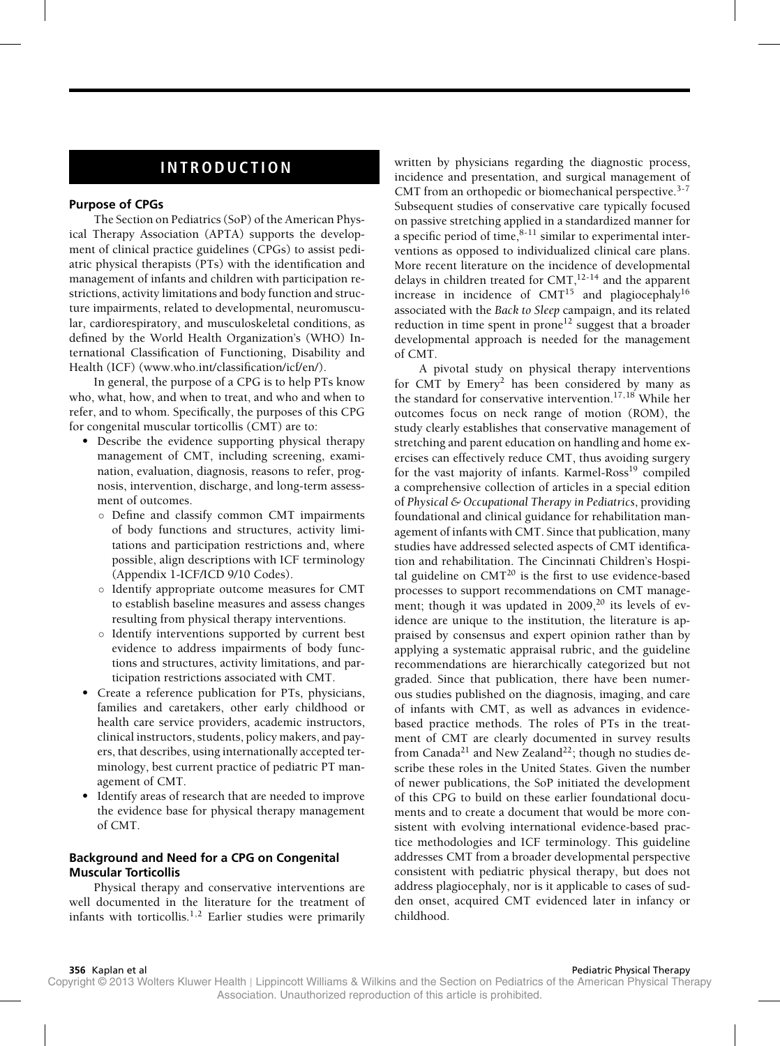# INTRODUCTION

## Purpose of CPGs

The Section on Pediatrics (SoP) of the American Physical Therapy Association (APTA) supports the development of clinical practice guidelines (CPGs) to assist pediatric physical therapists (PTs) with the identification and management of infants and children with participation restrictions, activity limitations and body function and structure impairments, related to developmental, neuromuscular, cardiorespiratory, and musculoskeletal conditions, as defined by the World Health Organization's (WHO) International Classification of Functioning, Disability and Health (ICF) (www.who.int/classification/icf/en/).

In general, the purpose of a CPG is to help PTs know who, what, how, and when to treat, and who and when to refer, and to whom. Specifically, the purposes of this CPG for congenital muscular torticollis (CMT) are to:

- Describe the evidence supporting physical therapy management of CMT, including screening, examination, evaluation, diagnosis, reasons to refer, prognosis, intervention, discharge, and long-term assessment of outcomes.
  - Define and classify common CMT impairments of body functions and structures, activity limitations and participation restrictions and, where possible, align descriptions with ICF terminology (Appendix 1-ICF/ICD 9/10 Codes).
  - Identify appropriate outcome measures for CMT to establish baseline measures and assess changes resulting from physical therapy interventions.
  - Identify interventions supported by current best evidence to address impairments of body functions and structures, activity limitations, and participation restrictions associated with CMT.
- Create a reference publication for PTs, physicians, families and caretakers, other early childhood or health care service providers, academic instructors, clinical instructors, students, policy makers, and payers, that describes, using internationally accepted terminology, best current practice of pediatric PT management of CMT.
- Identify areas of research that are needed to improve the evidence base for physical therapy management of CMT.

## Background and Need for a CPG on Congenital Muscular Torticollis

Physical therapy and conservative interventions are well documented in the literature for the treatment of infants with torticollis.[1,2] Earlier studies were primarily written by physicians regarding the diagnostic process, incidence and presentation, and surgical management of CMT from an orthopedic or biomechanical perspective.[3-7] Subsequent studies of conservative care typically focused on passive stretching applied in a standardized manner for a specific period of time,[8-11] similar to experimental interventions as opposed to individualized clinical care plans. More recent literature on the incidence of developmental delays in children treated for CMT,[12-14] and the apparent increase in incidence of CMT[15] and plagiocephaly[16] associated with the *Back to Sleep* campaign, and its related reduction in time spent in prone[12] suggest that a broader developmental approach is needed for the management of CMT.

A pivotal study on physical therapy interventions for CMT by Emery[2] has been considered by many as the standard for conservative intervention.[17,18] While her outcomes focus on neck range of motion (ROM), the study clearly establishes that conservative management of stretching and parent education on handling and home exercises can effectively reduce CMT, thus avoiding surgery for the vast majority of infants. Karmel-Ross[19] compiled a comprehensive collection of articles in a special edition of *Physical & Occupational Therapy in Pediatrics*, providing foundational and clinical guidance for rehabilitation management of infants with CMT. Since that publication, many studies have addressed selected aspects of CMT identification and rehabilitation. The Cincinnati Children's Hospital guideline on CMT[20] is the first to use evidence-based processes to support recommendations on CMT management; though it was updated in 2009,[20] its levels of evidence are unique to the institution, the literature is appraised by consensus and expert opinion rather than by applying a systematic appraisal rubric, and the guideline recommendations are hierarchically categorized but not graded. Since that publication, there have been numerous studies published on the diagnosis, imaging, and care of infants with CMT, as well as advances in evidence-based practice methods. The roles of PTs in the treatment of CMT are clearly documented in survey results from Canada[21] and New Zealand[22]; though no studies describe these roles in the United States. Given the number of newer publications, the SoP initiated the development of this CPG to build on these earlier foundational documents and to create a document that would be more consistent with evolving international evidence-based practice methodologies and ICF terminology. This guideline addresses CMT from a broader developmental perspective consistent with pediatric physical therapy, but does not address plagiocephaly, nor is it applicable to cases of sudden onset, acquired CMT evidenced later in infancy or childhood.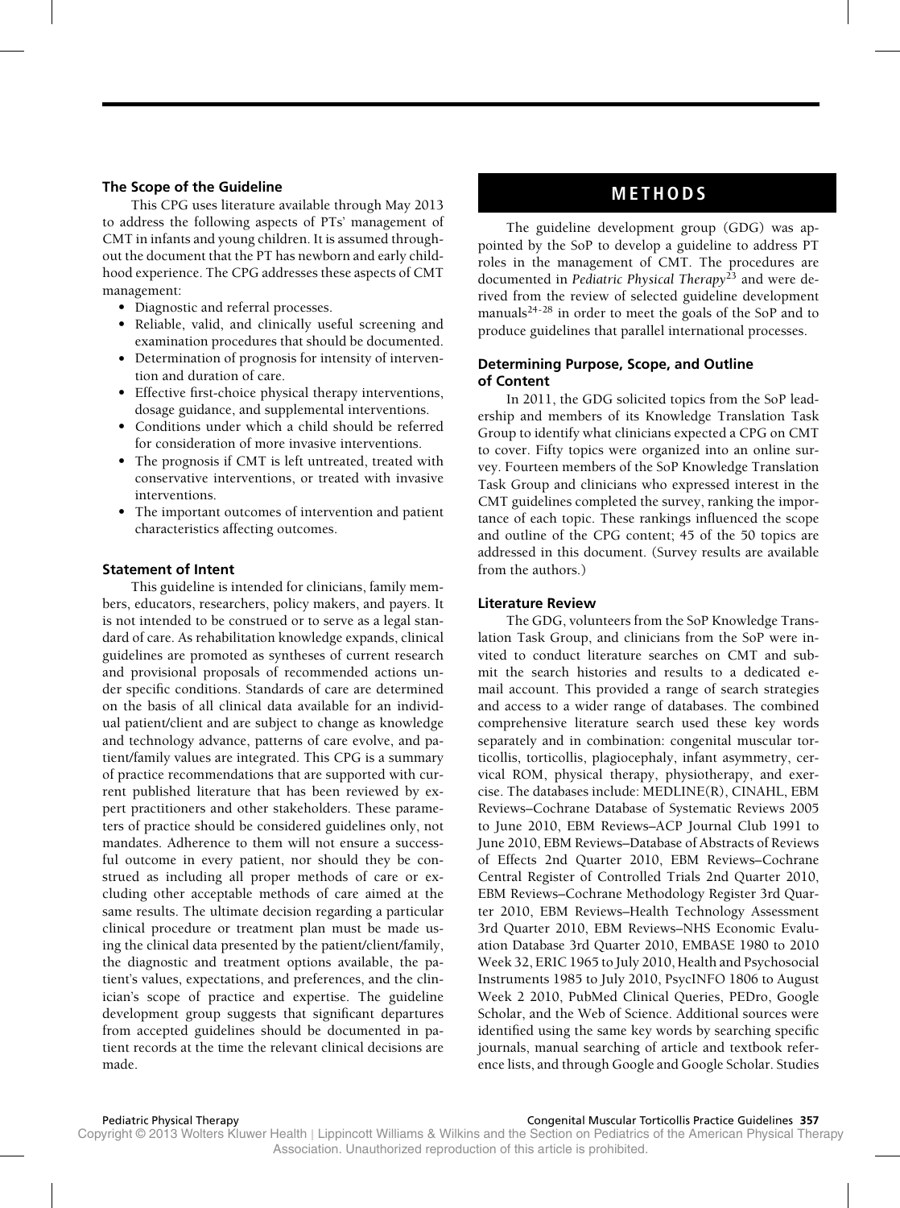### The Scope of the Guideline

This CPG uses literature available through May 2013 to address the following aspects of PTs' management of CMT in infants and young children. It is assumed throughout the document that the PT has newborn and early childhood experience. The CPG addresses these aspects of CMT management:

- Diagnostic and referral processes.
- Reliable, valid, and clinically useful screening and examination procedures that should be documented.
- Determination of prognosis for intensity of intervention and duration of care.
- Effective first-choice physical therapy interventions, dosage guidance, and supplemental interventions.
- Conditions under which a child should be referred for consideration of more invasive interventions.
- The prognosis if CMT is left untreated, treated with conservative interventions, or treated with invasive interventions.
- The important outcomes of intervention and patient characteristics affecting outcomes.

### Statement of Intent

This guideline is intended for clinicians, family members, educators, researchers, policy makers, and payers. It is not intended to be construed or to serve as a legal standard of care. As rehabilitation knowledge expands, clinical guidelines are promoted as syntheses of current research and provisional proposals of recommended actions under specific conditions. Standards of care are determined on the basis of all clinical data available for an individual patient/client and are subject to change as knowledge and technology advance, patterns of care evolve, and patient/family values are integrated. This CPG is a summary of practice recommendations that are supported with current published literature that has been reviewed by expert practitioners and other stakeholders. These parameters of practice should be considered guidelines only, not mandates. Adherence to them will not ensure a successful outcome in every patient, nor should they be construed as including all proper methods of care or excluding other acceptable methods of care aimed at the same results. The ultimate decision regarding a particular clinical procedure or treatment plan must be made using the clinical data presented by the patient/client/family, the diagnostic and treatment options available, the patient's values, expectations, and preferences, and the clinician's scope of practice and expertise. The guideline development group suggests that significant departures from accepted guidelines should be documented in patient records at the time the relevant clinical decisions are made.

## METHODS

The guideline development group (GDG) was appointed by the SoP to develop a guideline to address PT roles in the management of CMT. The procedures are documented in *Pediatric Physical Therapy*[23] and were derived from the review of selected guideline development manuals[24-28] in order to meet the goals of the SoP and to produce guidelines that parallel international processes.

### Determining Purpose, Scope, and Outline of Content

In 2011, the GDG solicited topics from the SoP leadership and members of its Knowledge Translation Task Group to identify what clinicians expected a CPG on CMT to cover. Fifty topics were organized into an online survey. Fourteen members of the SoP Knowledge Translation Task Group and clinicians who expressed interest in the CMT guidelines completed the survey, ranking the importance of each topic. These rankings influenced the scope and outline of the CPG content; 45 of the 50 topics are addressed in this document. (Survey results are available from the authors.)

### Literature Review

The GDG, volunteers from the SoP Knowledge Translation Task Group, and clinicians from the SoP were invited to conduct literature searches on CMT and submit the search histories and results to a dedicated e-mail account. This provided a range of search strategies and access to a wider range of databases. The combined comprehensive literature search used these key words separately and in combination: congenital muscular torticollis, torticollis, plagiocephaly, infant asymmetry, cervical ROM, physical therapy, physiotherapy, and exercise. The databases include: MEDLINE(R), CINAHL, EBM Reviews–Cochrane Database of Systematic Reviews 2005 to June 2010, EBM Reviews–ACP Journal Club 1991 to June 2010, EBM Reviews–Database of Abstracts of Reviews of Effects 2nd Quarter 2010, EBM Reviews–Cochrane Central Register of Controlled Trials 2nd Quarter 2010, EBM Reviews–Cochrane Methodology Register 3rd Quarter 2010, EBM Reviews–Health Technology Assessment 3rd Quarter 2010, EBM Reviews–NHS Economic Evaluation Database 3rd Quarter 2010, EMBASE 1980 to 2010 Week 32, ERIC 1965 to July 2010, Health and Psychosocial Instruments 1985 to July 2010, PsycINFO 1806 to August Week 2 2010, PubMed Clinical Queries, PEDro, Google Scholar, and the Web of Science. Additional sources were identified using the same key words by searching specific journals, manual searching of article and textbook reference lists, and through Google and Google Scholar. Studies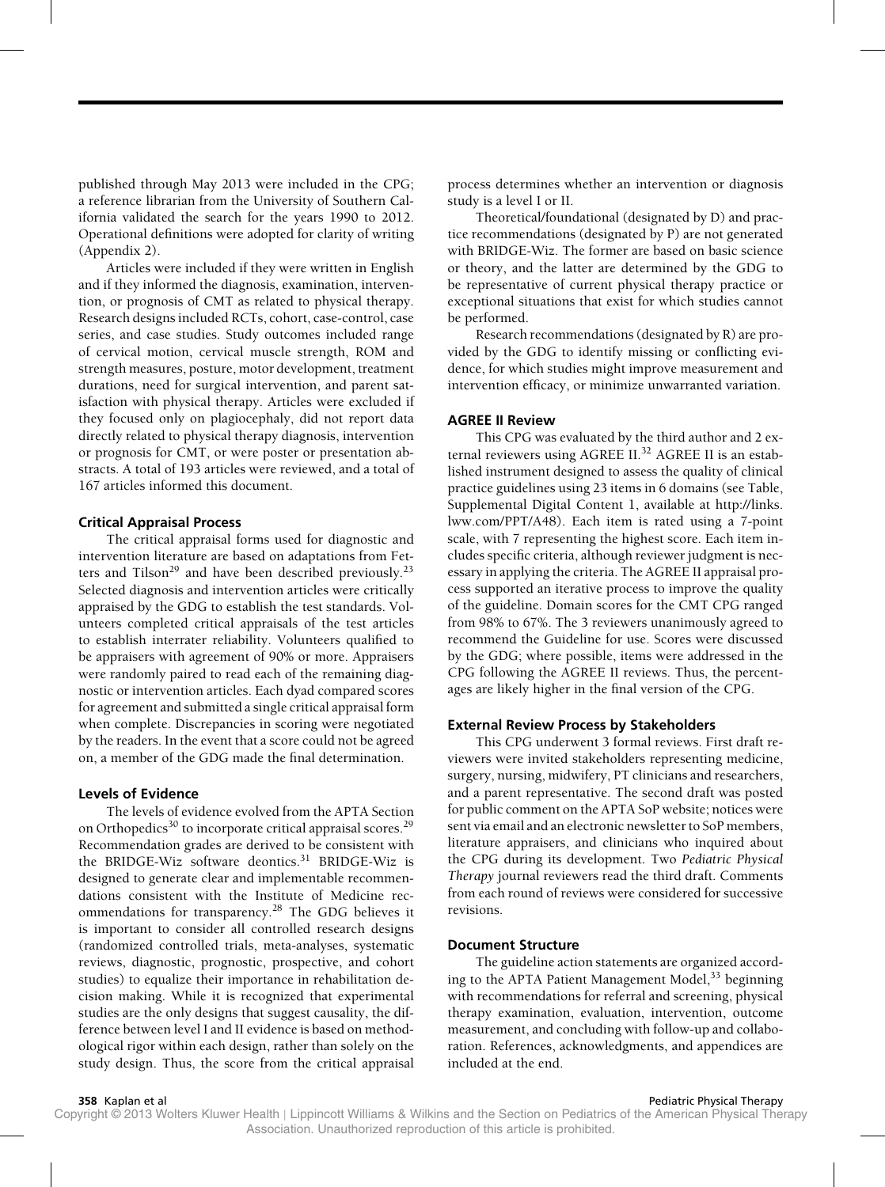published through May 2013 were included in the CPG; a reference librarian from the University of Southern California validated the search for the years 1990 to 2012. Operational definitions were adopted for clarity of writing (Appendix 2).

Articles were included if they were written in English and if they informed the diagnosis, examination, intervention, or prognosis of CMT as related to physical therapy. Research designs included RCTs, cohort, case-control, case series, and case studies. Study outcomes included range of cervical motion, cervical muscle strength, ROM and strength measures, posture, motor development, treatment durations, need for surgical intervention, and parent satisfaction with physical therapy. Articles were excluded if they focused only on plagiocephaly, did not report data directly related to physical therapy diagnosis, intervention or prognosis for CMT, or were poster or presentation abstracts. A total of 193 articles were reviewed, and a total of 167 articles informed this document.

#### Critical Appraisal Process

The critical appraisal forms used for diagnostic and intervention literature are based on adaptations from Fetters and Tilson[29] and have been described previously.[23] Selected diagnosis and intervention articles were critically appraised by the GDG to establish the test standards. Volunteers completed critical appraisals of the test articles to establish interrater reliability. Volunteers qualified to be appraisers with agreement of 90% or more. Appraisers were randomly paired to read each of the remaining diagnostic or intervention articles. Each dyad compared scores for agreement and submitted a single critical appraisal form when complete. Discrepancies in scoring were negotiated by the readers. In the event that a score could not be agreed on, a member of the GDG made the final determination.

#### Levels of Evidence

The levels of evidence evolved from the APTA Section on Orthopedics[30] to incorporate critical appraisal scores.[29] Recommendation grades are derived to be consistent with the BRIDGE-Wiz software deontics.[31] BRIDGE-Wiz is designed to generate clear and implementable recommendations consistent with the Institute of Medicine recommendations for transparency.[28] The GDG believes it is important to consider all controlled research designs (randomized controlled trials, meta-analyses, systematic reviews, diagnostic, prognostic, prospective, and cohort studies) to equalize their importance in rehabilitation decision making. While it is recognized that experimental studies are the only designs that suggest causality, the difference between level I and II evidence is based on methodological rigor within each design, rather than solely on the study design. Thus, the score from the critical appraisal process determines whether an intervention or diagnosis study is a level I or II.

Theoretical/foundational (designated by D) and practice recommendations (designated by P) are not generated with BRIDGE-Wiz. The former are based on basic science or theory, and the latter are determined by the GDG to be representative of current physical therapy practice or exceptional situations that exist for which studies cannot be performed.

Research recommendations (designated by R) are provided by the GDG to identify missing or conflicting evidence, for which studies might improve measurement and intervention efficacy, or minimize unwarranted variation.

#### AGREE II Review

This CPG was evaluated by the third author and 2 external reviewers using AGREE II.[32] AGREE II is an established instrument designed to assess the quality of clinical practice guidelines using 23 items in 6 domains (see Table, Supplemental Digital Content 1, available at http://links.lww.com/PPT/A48). Each item is rated using a 7-point scale, with 7 representing the highest score. Each item includes specific criteria, although reviewer judgment is necessary in applying the criteria. The AGREE II appraisal process supported an iterative process to improve the quality of the guideline. Domain scores for the CMT CPG ranged from 98% to 67%. The 3 reviewers unanimously agreed to recommend the Guideline for use. Scores were discussed by the GDG; where possible, items were addressed in the CPG following the AGREE II reviews. Thus, the percentages are likely higher in the final version of the CPG.

#### External Review Process by Stakeholders

This CPG underwent 3 formal reviews. First draft reviewers were invited stakeholders representing medicine, surgery, nursing, midwifery, PT clinicians and researchers, and a parent representative. The second draft was posted for public comment on the APTA SoP website; notices were sent via email and an electronic newsletter to SoP members, literature appraisers, and clinicians who inquired about the CPG during its development. Two *Pediatric Physical Therapy* journal reviewers read the third draft. Comments from each round of reviews were considered for successive revisions.

#### Document Structure

The guideline action statements are organized according to the APTA Patient Management Model,[33] beginning with recommendations for referral and screening, physical therapy examination, evaluation, intervention, outcome measurement, and concluding with follow-up and collaboration. References, acknowledgments, and appendices are included at the end.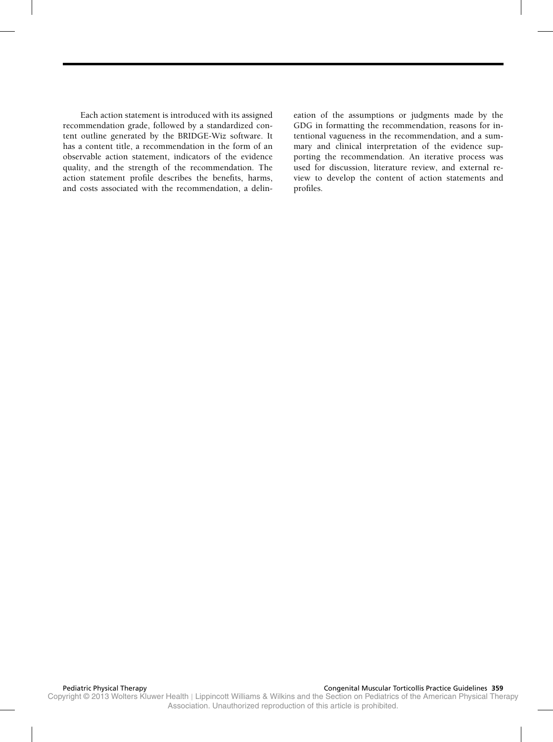Each action statement is introduced with its assigned recommendation grade, followed by a standardized content outline generated by the BRIDGE-Wiz software. It has a content title, a recommendation in the form of an observable action statement, indicators of the evidence quality, and the strength of the recommendation. The action statement profile describes the benefits, harms, and costs associated with the recommendation, a delineation of the assumptions or judgments made by the GDG in formatting the recommendation, reasons for intentional vagueness in the recommendation, and a summary and clinical interpretation of the evidence supporting the recommendation. An iterative process was used for discussion, literature review, and external review to develop the content of action statements and profiles.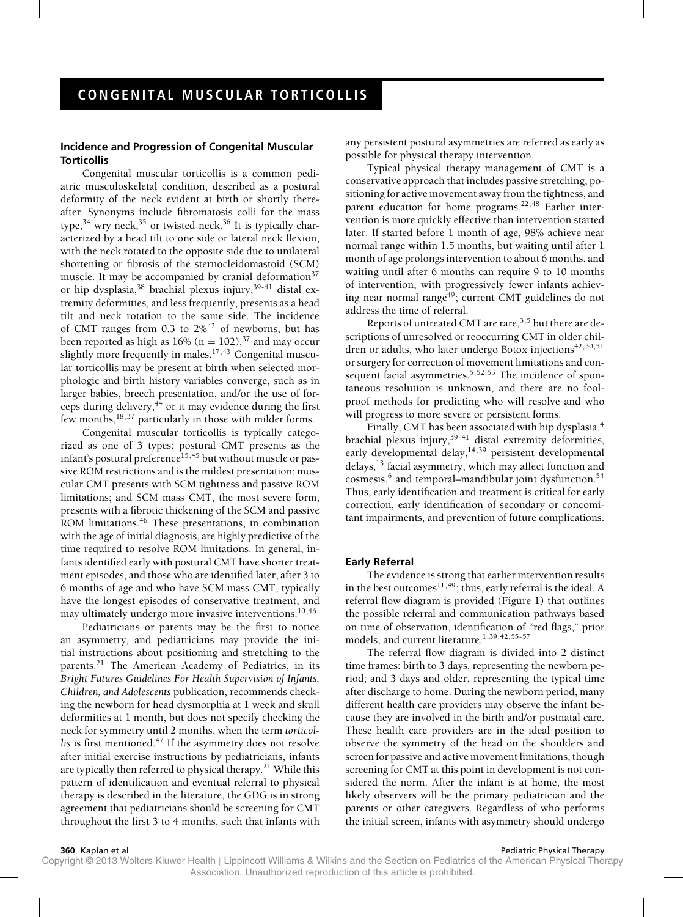# CONGENITAL MUSCULAR TORTICOLLIS

### Incidence and Progression of Congenital Muscular Torticollis

Congenital muscular torticollis is a common pediatric musculoskeletal condition, described as a postural deformity of the neck evident at birth or shortly thereafter. Synonyms include fibromatosis colli for the mass type,[34] wry neck,[35] or twisted neck.[36] It is typically characterized by a head tilt to one side or lateral neck flexion, with the neck rotated to the opposite side due to unilateral shortening or fibrosis of the sternocleidomastoid (SCM) muscle. It may be accompanied by cranial deformation[37] or hip dysplasia,[38] brachial plexus injury,[39-41] distal extremity deformities, and less frequently, presents as a head tilt and neck rotation to the same side. The incidence of CMT ranges from 0.3 to 2%[42] of newborns, but has been reported as high as 16% (n = 102),[37] and may occur slightly more frequently in males.[17,43] Congenital muscular torticollis may be present at birth when selected morphologic and birth history variables converge, such as in larger babies, breech presentation, and/or the use of forceps during delivery,[44] or it may evidence during the first few months,[18,37] particularly in those with milder forms.

Congenital muscular torticollis is typically categorized as one of 3 types: postural CMT presents as the infant's postural preference[15,45] but without muscle or passive ROM restrictions and is the mildest presentation; muscular CMT presents with SCM tightness and passive ROM limitations; and SCM mass CMT, the most severe form, presents with a fibrotic thickening of the SCM and passive ROM limitations.[46] These presentations, in combination with the age of initial diagnosis, are highly predictive of the time required to resolve ROM limitations. In general, infants identified early with postural CMT have shorter treatment episodes, and those who are identified later, after 3 to 6 months of age and who have SCM mass CMT, typically have the longest episodes of conservative treatment, and may ultimately undergo more invasive interventions.[10,46]

Pediatricians or parents may be the first to notice an asymmetry, and pediatricians may provide the initial instructions about positioning and stretching to the parents.[21] The American Academy of Pediatrics, in its *Bright Futures Guidelines For Health Supervision of Infants, Children, and Adolescents* publication, recommends checking the newborn for head dysmorphia at 1 week and skull deformities at 1 month, but does not specify checking the neck for symmetry until 2 months, when the term *torticollis* is first mentioned.[47] If the asymmetry does not resolve after initial exercise instructions by pediatricians, infants are typically then referred to physical therapy.[21] While this pattern of identification and eventual referral to physical therapy is described in the literature, the GDG is in strong agreement that pediatricians should be screening for CMT throughout the first 3 to 4 months, such that infants with any persistent postural asymmetries are referred as early as possible for physical therapy intervention.

Typical physical therapy management of CMT is a conservative approach that includes passive stretching, positioning for active movement away from the tightness, and parent education for home programs.[22,48] Earlier intervention is more quickly effective than intervention started later. If started before 1 month of age, 98% achieve near normal range within 1.5 months, but waiting until after 1 month of age prolongs intervention to about 6 months, and waiting until after 6 months can require 9 to 10 months of intervention, with progressively fewer infants achieving near normal range[49]; current CMT guidelines do not address the time of referral.

Reports of untreated CMT are rare,[3,5] but there are descriptions of unresolved or reoccurring CMT in older children or adults, who later undergo Botox injections[42,50,51] or surgery for correction of movement limitations and consequent facial asymmetries.[5,52,53] The incidence of spontaneous resolution is unknown, and there are no foolproof methods for predicting who will resolve and who will progress to more severe or persistent forms.

Finally, CMT has been associated with hip dysplasia,[4] brachial plexus injury,[39-41] distal extremity deformities, early developmental delay,[14,39] persistent developmental delays,[13] facial asymmetry, which may affect function and cosmesis,[6] and temporal–mandibular joint dysfunction.[54] Thus, early identification and treatment is critical for early correction, early identification of secondary or concomitant impairments, and prevention of future complications.

### Early Referral

The evidence is strong that earlier intervention results in the best outcomes[11,49]; thus, early referral is the ideal. A referral flow diagram is provided (Figure 1) that outlines the possible referral and communication pathways based on time of observation, identification of "red flags," prior models, and current literature.[1,39,42,55-57]

The referral flow diagram is divided into 2 distinct time frames: birth to 3 days, representing the newborn period; and 3 days and older, representing the typical time after discharge to home. During the newborn period, many different health care providers may observe the infant because they are involved in the birth and/or postnatal care. These health care providers are in the ideal position to observe the symmetry of the head on the shoulders and screen for passive and active movement limitations, though screening for CMT at this point in development is not considered the norm. After the infant is at home, the most likely observers will be the primary pediatrician and the parents or other caregivers. Regardless of who performs the initial screen, infants with asymmetry should undergo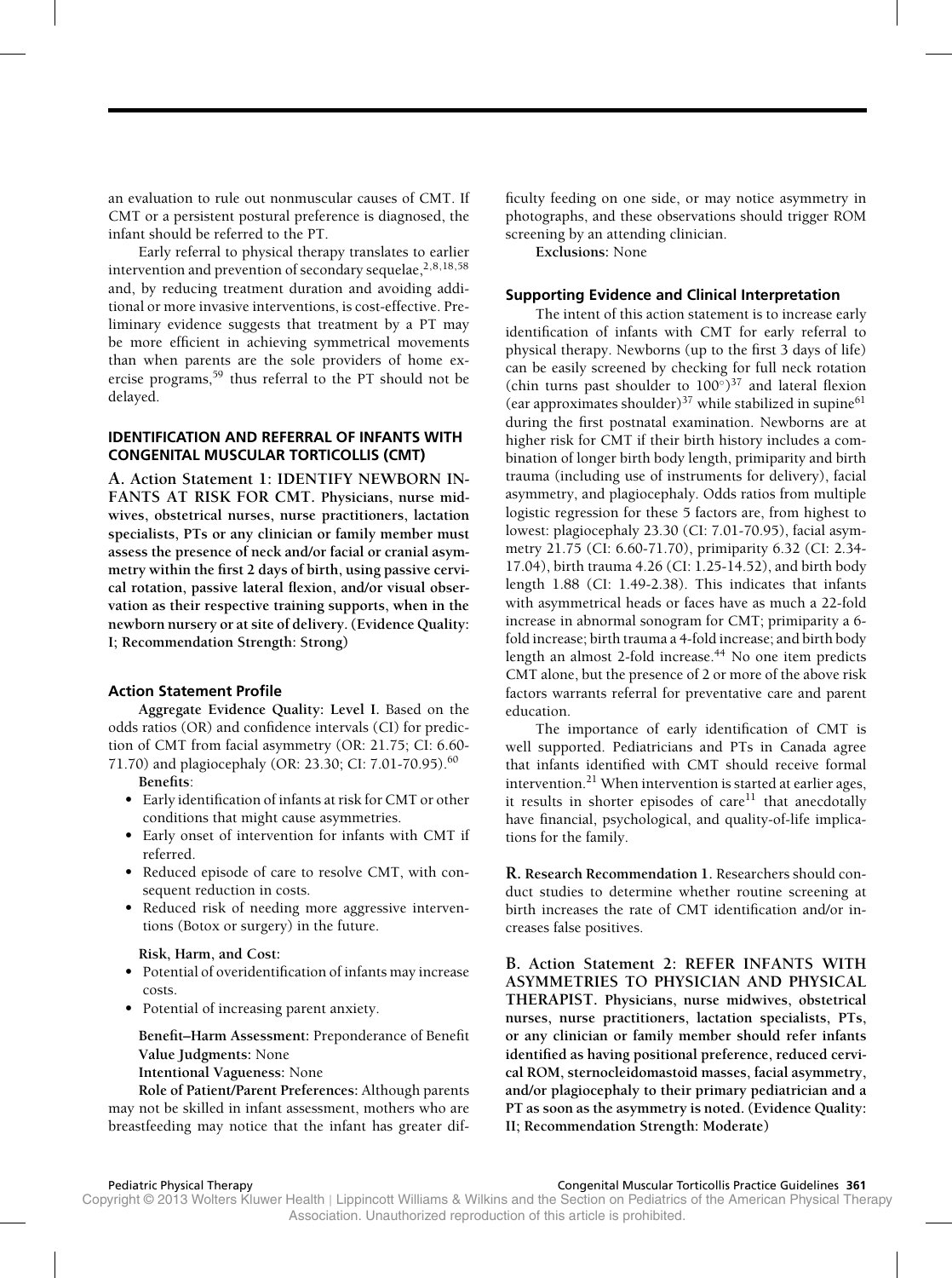an evaluation to rule out nonmuscular causes of CMT. If CMT or a persistent postural preference is diagnosed, the infant should be referred to the PT.

Early referral to physical therapy translates to earlier intervention and prevention of secondary sequelae,[2,8,18,58] and, by reducing treatment duration and avoiding additional or more invasive interventions, is cost-effective. Preliminary evidence suggests that treatment by a PT may be more efficient in achieving symmetrical movements than when parents are the sole providers of home exercise programs,[59] thus referral to the PT should not be delayed.

## IDENTIFICATION AND REFERRAL OF INFANTS WITH CONGENITAL MUSCULAR TORTICOLLIS (CMT)

**A. Action Statement 1: IDENTIFY NEWBORN INFANTS AT RISK FOR CMT. Physicians, nurse midwives, obstetrical nurses, nurse practitioners, lactation specialists, PTs or any clinician or family member must assess the presence of neck and/or facial or cranial asymmetry within the first 2 days of birth, using passive cervical rotation, passive lateral flexion, and/or visual observation as their respective training supports, when in the newborn nursery or at site of delivery. (Evidence Quality: I; Recommendation Strength: Strong)**

### Action Statement Profile

**Aggregate Evidence Quality: Level I.** Based on the odds ratios (OR) and confidence intervals (CI) for prediction of CMT from facial asymmetry (OR: 21.75; CI: 6.60-71.70) and plagiocephaly (OR: 23.30; CI: 7.01-70.95).[60]

**Benefits:**

- Early identification of infants at risk for CMT or other conditions that might cause asymmetries.
- Early onset of intervention for infants with CMT if referred.
- Reduced episode of care to resolve CMT, with consequent reduction in costs.
- Reduced risk of needing more aggressive interventions (Botox or surgery) in the future.

**Risk, Harm, and Cost:**

- Potential of overidentification of infants may increase costs.
- Potential of increasing parent anxiety.

**Benefit–Harm Assessment:** Preponderance of Benefit

**Value Judgments:** None

**Intentional Vagueness:** None

**Role of Patient/Parent Preferences:** Although parents may not be skilled in infant assessment, mothers who are breastfeeding may notice that the infant has greater difficulty feeding on one side, or may notice asymmetry in photographs, and these observations should trigger ROM screening by an attending clinician.

**Exclusions:** None

### Supporting Evidence and Clinical Interpretation

The intent of this action statement is to increase early identification of infants with CMT for early referral to physical therapy. Newborns (up to the first 3 days of life) can be easily screened by checking for full neck rotation (chin turns past shoulder to 100°)[37] and lateral flexion (ear approximates shoulder)[37] while stabilized in supine[61] during the first postnatal examination. Newborns are at higher risk for CMT if their birth history includes a combination of longer birth body length, primiparity and birth trauma (including use of instruments for delivery), facial asymmetry, and plagiocephaly. Odds ratios from multiple logistic regression for these 5 factors are, from highest to lowest: plagiocephaly 23.30 (CI: 7.01-70.95), facial asymmetry 21.75 (CI: 6.60-71.70), primiparity 6.32 (CI: 2.34-17.04), birth trauma 4.26 (CI: 1.25-14.52), and birth body length 1.88 (CI: 1.49-2.38). This indicates that infants with asymmetrical heads or faces have as much a 22-fold increase in abnormal sonogram for CMT; primiparity a 6-fold increase; birth trauma a 4-fold increase; and birth body length an almost 2-fold increase.[44] No one item predicts CMT alone, but the presence of 2 or more of the above risk factors warrants referral for preventative care and parent education.

The importance of early identification of CMT is well supported. Pediatricians and PTs in Canada agree that infants identified with CMT should receive formal intervention.[21] When intervention is started at earlier ages, it results in shorter episodes of care[11] that anecdotally have financial, psychological, and quality-of-life implications for the family.

**R. Research Recommendation 1.** Researchers should conduct studies to determine whether routine screening at birth increases the rate of CMT identification and/or increases false positives.

**B. Action Statement 2: REFER INFANTS WITH ASYMMETRIES TO PHYSICIAN AND PHYSICAL THERAPIST. Physicians, nurse midwives, obstetrical nurses, nurse practitioners, lactation specialists, PTs, or any clinician or family member should refer infants identified as having positional preference, reduced cervical ROM, sternocleidomastoid masses, facial asymmetry, and/or plagiocephaly to their primary pediatrician and a PT as soon as the asymmetry is noted. (Evidence Quality: II; Recommendation Strength: Moderate)**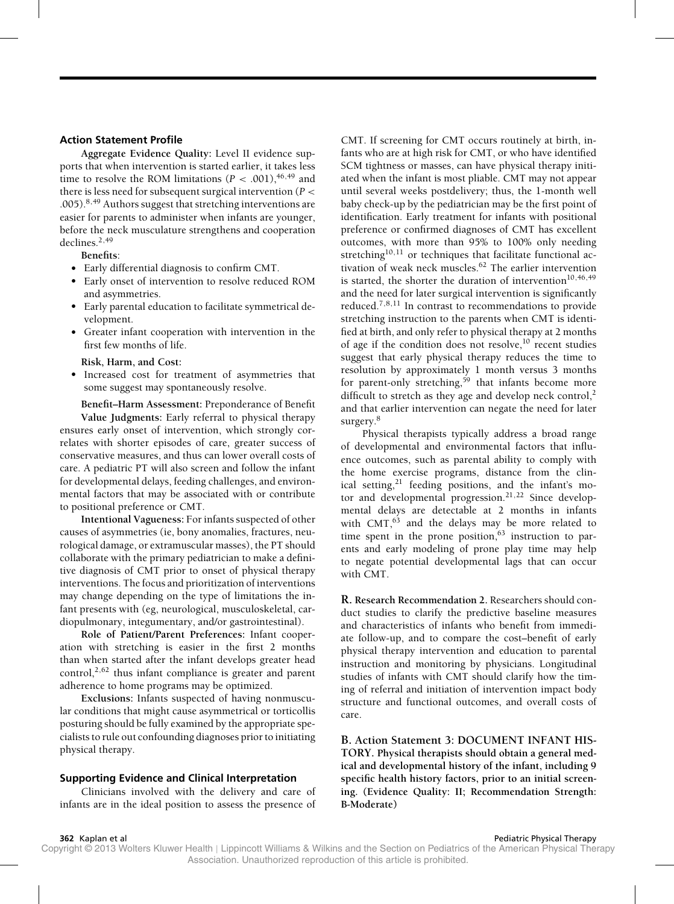### Action Statement Profile

**Aggregate Evidence Quality:** Level II evidence supports that when intervention is started earlier, it takes less time to resolve the ROM limitations ($P < .001$),[46,49] and there is less need for subsequent surgical intervention ($P < .005$).[8,49] Authors suggest that stretching interventions are easier for parents to administer when infants are younger, before the neck musculature strengthens and cooperation declines.[2,49]

**Benefits**:

- Early differential diagnosis to confirm CMT.
- Early onset of intervention to resolve reduced ROM and asymmetries.
- Early parental education to facilitate symmetrical development.
- Greater infant cooperation with intervention in the first few months of life.

**Risk, Harm, and Cost:**

- Increased cost for treatment of asymmetries that some suggest may spontaneously resolve.

**Benefit–Harm Assessment:** Preponderance of Benefit

**Value Judgments:** Early referral to physical therapy ensures early onset of intervention, which strongly correlates with shorter episodes of care, greater success of conservative measures, and thus can lower overall costs of care. A pediatric PT will also screen and follow the infant for developmental delays, feeding challenges, and environmental factors that may be associated with or contribute to positional preference or CMT.

**Intentional Vagueness:** For infants suspected of other causes of asymmetries (ie, bony anomalies, fractures, neurological damage, or extramuscular masses), the PT should collaborate with the primary pediatrician to make a definitive diagnosis of CMT prior to onset of physical therapy interventions. The focus and prioritization of interventions may change depending on the type of limitations the infant presents with (eg, neurological, musculoskeletal, cardiopulmonary, integumentary, and/or gastrointestinal).

**Role of Patient/Parent Preferences:** Infant cooperation with stretching is easier in the first 2 months than when started after the infant develops greater head control,[2,62] thus infant compliance is greater and parent adherence to home programs may be optimized.

**Exclusions:** Infants suspected of having nonmuscular conditions that might cause asymmetrical or torticollis posturing should be fully examined by the appropriate specialists to rule out confounding diagnoses prior to initiating physical therapy.

### Supporting Evidence and Clinical Interpretation

Clinicians involved with the delivery and care of infants are in the ideal position to assess the presence of CMT. If screening for CMT occurs routinely at birth, infants who are at high risk for CMT, or who have identified SCM tightness or masses, can have physical therapy initiated when the infant is most pliable. CMT may not appear until several weeks postdelivery; thus, the 1-month well baby check-up by the pediatrician may be the first point of identification. Early treatment for infants with positional preference or confirmed diagnoses of CMT has excellent outcomes, with more than 95% to 100% only needing stretching[10,11] or techniques that facilitate functional activation of weak neck muscles.[62] The earlier intervention is started, the shorter the duration of intervention[10,46,49] and the need for later surgical intervention is significantly reduced.[7,8,11] In contrast to recommendations to provide stretching instruction to the parents when CMT is identified at birth, and only refer to physical therapy at 2 months of age if the condition does not resolve,[10] recent studies suggest that early physical therapy reduces the time to resolution by approximately 1 month versus 3 months for parent-only stretching,[59] that infants become more difficult to stretch as they age and develop neck control,[2] and that earlier intervention can negate the need for later surgery.[8]

Physical therapists typically address a broad range of developmental and environmental factors that influence outcomes, such as parental ability to comply with the home exercise programs, distance from the clinical setting,[21] feeding positions, and the infant's motor and developmental progression.[21,22] Since developmental delays are detectable at 2 months in infants with CMT,[63] and the delays may be more related to time spent in the prone position,[63] instruction to parents and early modeling of prone play time may help to negate potential developmental lags that can occur with CMT.

**R. Research Recommendation 2.** Researchers should conduct studies to clarify the predictive baseline measures and characteristics of infants who benefit from immediate follow-up, and to compare the cost–benefit of early physical therapy intervention and education to parental instruction and monitoring by physicians. Longitudinal studies of infants with CMT should clarify how the timing of referral and initiation of intervention impact body structure and functional outcomes, and overall costs of care.

**B. Action Statement 3: DOCUMENT INFANT HISTORY. Physical therapists should obtain a general medical and developmental history of the infant, including 9 specific health history factors, prior to an initial screening. (Evidence Quality: II; Recommendation Strength: B-Moderate)**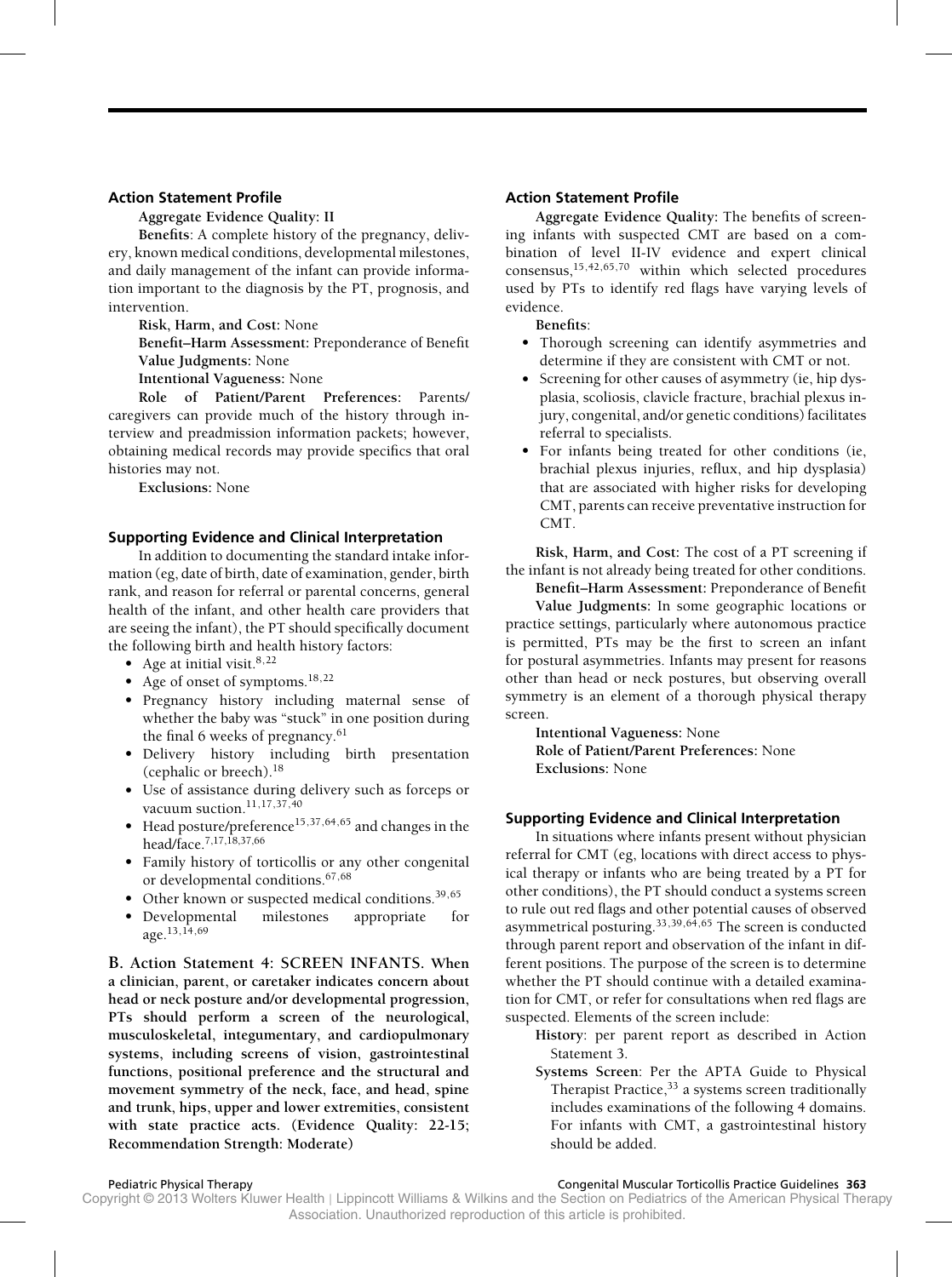### Action Statement Profile

**Aggregate Evidence Quality: II**

**Benefits**: A complete history of the pregnancy, delivery, known medical conditions, developmental milestones, and daily management of the infant can provide information important to the diagnosis by the PT, prognosis, and intervention.

**Risk, Harm, and Cost:** None

**Benefit–Harm Assessment:** Preponderance of Benefit

**Value Judgments:** None

**Intentional Vagueness:** None

**Role of Patient/Parent Preferences:** Parents/caregivers can provide much of the history through interview and preadmission information packets; however, obtaining medical records may provide specifics that oral histories may not.

**Exclusions:** None

### Supporting Evidence and Clinical Interpretation

In addition to documenting the standard intake information (eg, date of birth, date of examination, gender, birth rank, and reason for referral or parental concerns, general health of the infant, and other health care providers that are seeing the infant), the PT should specifically document the following birth and health history factors:

- Age at initial visit.[8,22]
- Age of onset of symptoms.[18,22]
- Pregnancy history including maternal sense of whether the baby was "stuck" in one position during the final 6 weeks of pregnancy.[61]
- Delivery history including birth presentation (cephalic or breech).[18]
- Use of assistance during delivery such as forceps or vacuum suction.[11,17,37,40]
- Head posture/preference[15,37,64,65] and changes in the head/face.[7,17,18,37,66]
- Family history of torticollis or any other congenital or developmental conditions.[67,68]
- Other known or suspected medical conditions.[39,65]
- Developmental milestones appropriate for age.[13,14,69]

**B. Action Statement 4: SCREEN INFANTS. When a clinician, parent, or caretaker indicates concern about head or neck posture and/or developmental progression, PTs should perform a screen of the neurological, musculoskeletal, integumentary, and cardiopulmonary systems, including screens of vision, gastrointestinal functions, positional preference and the structural and movement symmetry of the neck, face, and head, spine and trunk, hips, upper and lower extremities, consistent with state practice acts. (Evidence Quality: 22-15; Recommendation Strength: Moderate)**

### Action Statement Profile

**Aggregate Evidence Quality:** The benefits of screening infants with suspected CMT are based on a combination of level II-IV evidence and expert clinical consensus,[15,42,65,70] within which selected procedures used by PTs to identify red flags have varying levels of evidence.

**Benefits**:

- Thorough screening can identify asymmetries and determine if they are consistent with CMT or not.
- Screening for other causes of asymmetry (ie, hip dysplasia, scoliosis, clavicle fracture, brachial plexus injury, congenital, and/or genetic conditions) facilitates referral to specialists.
- For infants being treated for other conditions (ie, brachial plexus injuries, reflux, and hip dysplasia) that are associated with higher risks for developing CMT, parents can receive preventative instruction for CMT.

**Risk, Harm, and Cost:** The cost of a PT screening if the infant is not already being treated for other conditions.

**Benefit–Harm Assessment:** Preponderance of Benefit

**Value Judgments:** In some geographic locations or practice settings, particularly where autonomous practice is permitted, PTs may be the first to screen an infant for postural asymmetries. Infants may present for reasons other than head or neck postures, but observing overall symmetry is an element of a thorough physical therapy screen.

**Intentional Vagueness:** None

**Role of Patient/Parent Preferences:** None

**Exclusions:** None

### Supporting Evidence and Clinical Interpretation

In situations where infants present without physician referral for CMT (eg, locations with direct access to physical therapy or infants who are being treated by a PT for other conditions), the PT should conduct a systems screen to rule out red flags and other potential causes of observed asymmetrical posturing.[33,39,64,65] The screen is conducted through parent report and observation of the infant in different positions. The purpose of the screen is to determine whether the PT should continue with a detailed examination for CMT, or refer for consultations when red flags are suspected. Elements of the screen include:

**History**: per parent report as described in Action Statement 3.

**Systems Screen**: Per the APTA Guide to Physical Therapist Practice,[33] a systems screen traditionally includes examinations of the following 4 domains. For infants with CMT, a gastrointestinal history should be added.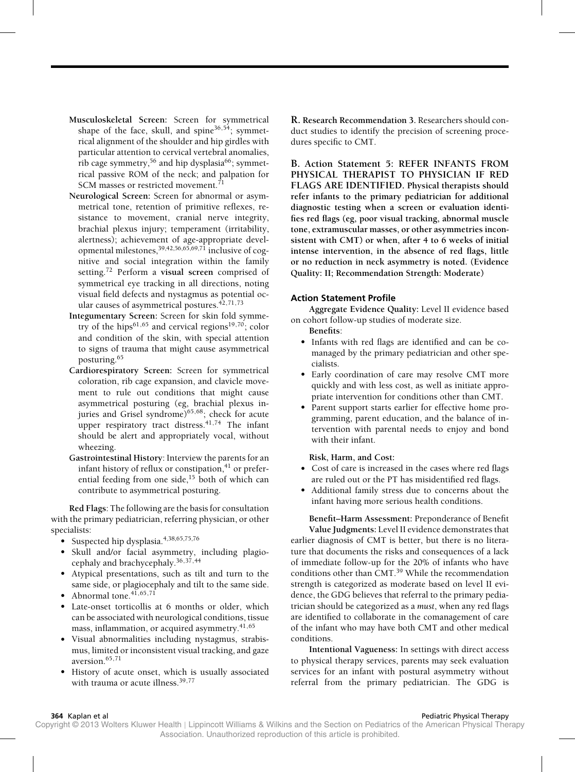- **Musculoskeletal Screen**: Screen for symmetrical shape of the face, skull, and spine[36,54]; symmetrical alignment of the shoulder and hip girdles with particular attention to cervical vertebral anomalies, rib cage symmetry,[56] and hip dysplasia[66]; symmetrical passive ROM of the neck; and palpation for SCM masses or restricted movement.[71]
- **Neurological Screen**: Screen for abnormal or asymmetrical tone, retention of primitive reflexes, resistance to movement, cranial nerve integrity, brachial plexus injury; temperament (irritability, alertness); achievement of age-appropriate developmental milestones,[39,42,56,65,69,71] inclusive of cognitive and social integration within the family setting.[72] Perform a **visual screen** comprised of symmetrical eye tracking in all directions, noting visual field defects and nystagmus as potential ocular causes of asymmetrical postures.[42,71,73]
- **Integumentary Screen**: Screen for skin fold symmetry of the hips[61,65] and cervical regions[19,70]; color and condition of the skin, with special attention to signs of trauma that might cause asymmetrical posturing.[65]
- **Cardiorespiratory Screen**: Screen for symmetrical coloration, rib cage expansion, and clavicle movement to rule out conditions that might cause asymmetrical posturing (eg, brachial plexus injuries and Grisel syndrome)[65,68]; check for acute upper respiratory tract distress.[41,74] The infant should be alert and appropriately vocal, without wheezing.
- **Gastrointestinal History**: Interview the parents for an infant history of reflux or constipation,[41] or preferential feeding from one side,[15] both of which can contribute to asymmetrical posturing.

**Red Flags**: The following are the basis for consultation with the primary pediatrician, referring physician, or other specialists:

- Suspected hip dysplasia.[4,38,65,75,76]
- Skull and/or facial asymmetry, including plagiocephaly and brachycephaly.[36,37,44]
- Atypical presentations, such as tilt and turn to the same side, or plagiocephaly and tilt to the same side.
- Abnormal tone.[41,65,71]
- Late-onset torticollis at 6 months or older, which can be associated with neurological conditions, tissue mass, inflammation, or acquired asymmetry.[41,65]
- Visual abnormalities including nystagmus, strabismus, limited or inconsistent visual tracking, and gaze aversion.[65,71]
- History of acute onset, which is usually associated with trauma or acute illness.[39,77]

**R. Research Recommendation 3.** Researchers should conduct studies to identify the precision of screening procedures specific to CMT.

**B. Action Statement 5: REFER INFANTS FROM PHYSICAL THERAPIST TO PHYSICIAN IF RED FLAGS ARE IDENTIFIED. Physical therapists should refer infants to the primary pediatrician for additional diagnostic testing when a screen or evaluation identifies red flags (eg, poor visual tracking, abnormal muscle tone, extramuscular masses, or other asymmetries inconsistent with CMT) or when, after 4 to 6 weeks of initial intense intervention, in the absence of red flags, little or no reduction in neck asymmetry is noted. (Evidence Quality: II; Recommendation Strength: Moderate)**

### Action Statement Profile

**Aggregate Evidence Quality:** Level II evidence based on cohort follow-up studies of moderate size.

**Benefits**:

- Infants with red flags are identified and can be comanaged by the primary pediatrician and other specialists.
- Early coordination of care may resolve CMT more quickly and with less cost, as well as initiate appropriate intervention for conditions other than CMT.
- Parent support starts earlier for effective home programming, parent education, and the balance of intervention with parental needs to enjoy and bond with their infant.

**Risk, Harm, and Cost:**

- Cost of care is increased in the cases where red flags are ruled out or the PT has misidentified red flags.
- Additional family stress due to concerns about the infant having more serious health conditions.

**Benefit–Harm Assessment:** Preponderance of Benefit

**Value Judgments:** Level II evidence demonstrates that earlier diagnosis of CMT is better, but there is no literature that documents the risks and consequences of a lack of immediate follow-up for the 20% of infants who have conditions other than CMT.[39] While the recommendation strength is categorized as moderate based on level II evidence, the GDG believes that referral to the primary pediatrician should be categorized as a *must*, when any red flags are identified to collaborate in the comanagement of care of the infant who may have both CMT and other medical conditions.

**Intentional Vagueness:** In settings with direct access to physical therapy services, parents may seek evaluation services for an infant with postural asymmetry without referral from the primary pediatrician. The GDG is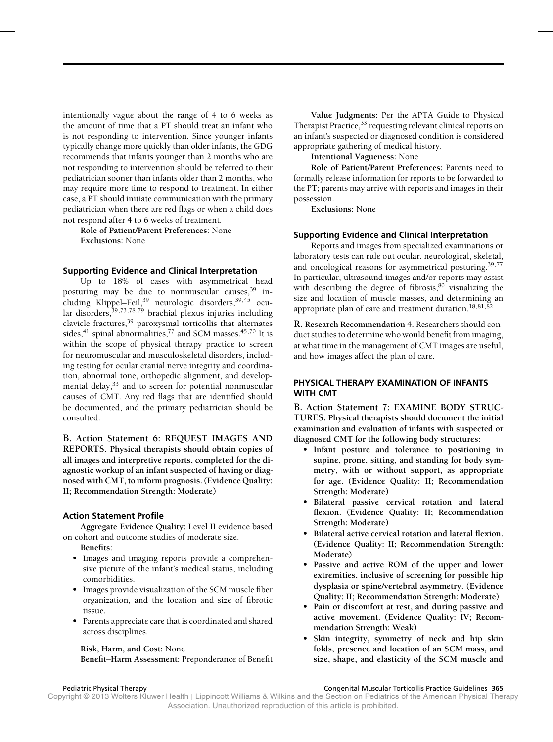intentionally vague about the range of 4 to 6 weeks as the amount of time that a PT should treat an infant who is not responding to intervention. Since younger infants typically change more quickly than older infants, the GDG recommends that infants younger than 2 months who are not responding to intervention should be referred to their pediatrician sooner than infants older than 2 months, who may require more time to respond to treatment. In either case, a PT should initiate communication with the primary pediatrician when there are red flags or when a child does not respond after 4 to 6 weeks of treatment.

**Role of Patient/Parent Preferences**: None

**Exclusions**: None

### Supporting Evidence and Clinical Interpretation

Up to 18% of cases with asymmetrical head posturing may be due to nonmuscular causes,[39] including Klippel–Feil,[39] neurologic disorders,[39,45] ocular disorders,[39,73,78,79] brachial plexus injuries including clavicle fractures,[39] paroxysmal torticollis that alternates sides,[41] spinal abnormalities,[77] and SCM masses.[45,70] It is within the scope of physical therapy practice to screen for neuromuscular and musculoskeletal disorders, including testing for ocular cranial nerve integrity and coordination, abnormal tone, orthopedic alignment, and developmental delay,[33] and to screen for potential nonmuscular causes of CMT. Any red flags that are identified should be documented, and the primary pediatrician should be consulted.

**B. Action Statement 6: REQUEST IMAGES AND REPORTS. Physical therapists should obtain copies of all images and interpretive reports, completed for the diagnostic workup of an infant suspected of having or diagnosed with CMT, to inform prognosis. (Evidence Quality: II; Recommendation Strength: Moderate)**

### Action Statement Profile

**Aggregate Evidence Quality:** Level II evidence based on cohort and outcome studies of moderate size.

**Benefits**:

- Images and imaging reports provide a comprehensive picture of the infant's medical status, including comorbidities.
- Images provide visualization of the SCM muscle fiber organization, and the location and size of fibrotic tissue.
- Parents appreciate care that is coordinated and shared across disciplines.

**Risk, Harm, and Cost:** None

**Benefit–Harm Assessment:** Preponderance of Benefit

**Value Judgments:** Per the APTA Guide to Physical Therapist Practice,[33] requesting relevant clinical reports on an infant's suspected or diagnosed condition is considered appropriate gathering of medical history.

**Intentional Vagueness:** None

**Role of Patient/Parent Preferences:** Parents need to formally release information for reports to be forwarded to the PT; parents may arrive with reports and images in their possession.

**Exclusions:** None

### Supporting Evidence and Clinical Interpretation

Reports and images from specialized examinations or laboratory tests can rule out ocular, neurological, skeletal, and oncological reasons for asymmetrical posturing.[39,77] In particular, ultrasound images and/or reports may assist with describing the degree of fibrosis,[80] visualizing the size and location of muscle masses, and determining an appropriate plan of care and treatment duration.[18,81,82]

**R. Research Recommendation 4.** Researchers should conduct studies to determine who would benefit from imaging, at what time in the management of CMT images are useful, and how images affect the plan of care.

## PHYSICAL THERAPY EXAMINATION OF INFANTS WITH CMT

**B. Action Statement 7: EXAMINE BODY STRUCTURES. Physical therapists should document the initial examination and evaluation of infants with suspected or diagnosed CMT for the following body structures:**

- **Infant posture and tolerance to positioning in supine, prone, sitting, and standing for body symmetry, with or without support, as appropriate for age. (Evidence Quality: II; Recommendation Strength: Moderate)**
- **Bilateral passive cervical rotation and lateral flexion. (Evidence Quality: II; Recommendation Strength: Moderate)**
- **Bilateral active cervical rotation and lateral flexion. (Evidence Quality: II; Recommendation Strength: Moderate)**
- **Passive and active ROM of the upper and lower extremities, inclusive of screening for possible hip dysplasia or spine/vertebral asymmetry. (Evidence Quality: II; Recommendation Strength: Moderate)**
- **Pain or discomfort at rest, and during passive and active movement. (Evidence Quality: IV; Recommendation Strength: Weak)**
- **Skin integrity, symmetry of neck and hip skin folds, presence and location of an SCM mass, and size, shape, and elasticity of the SCM muscle and**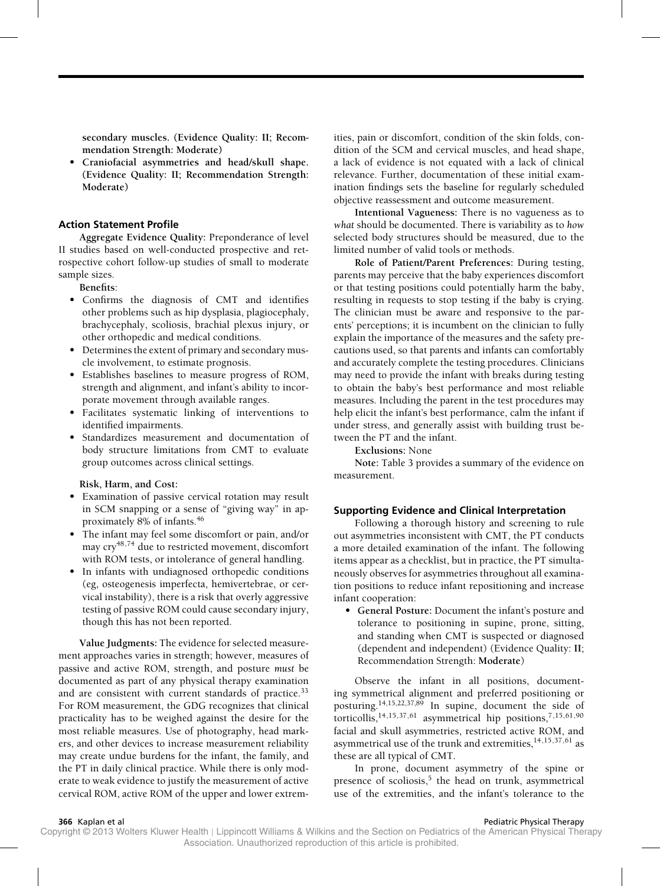**secondary muscles. (Evidence Quality: II; Recommendation Strength: Moderate)**
- **Craniofacial asymmetries and head/skull shape. (Evidence Quality: II; Recommendation Strength: Moderate)**

### Action Statement Profile

**Aggregate Evidence Quality:** Preponderance of level II studies based on well-conducted prospective and retrospective cohort follow-up studies of small to moderate sample sizes.

**Benefits**:

- Confirms the diagnosis of CMT and identifies other problems such as hip dysplasia, plagiocephaly, brachycephaly, scoliosis, brachial plexus injury, or other orthopedic and medical conditions.
- Determines the extent of primary and secondary muscle involvement, to estimate prognosis.
- Establishes baselines to measure progress of ROM, strength and alignment, and infant's ability to incorporate movement through available ranges.
- Facilitates systematic linking of interventions to identified impairments.
- Standardizes measurement and documentation of body structure limitations from CMT to evaluate group outcomes across clinical settings.

**Risk, Harm, and Cost:**

- Examination of passive cervical rotation may result in SCM snapping or a sense of "giving way" in approximately 8% of infants.[46]
- The infant may feel some discomfort or pain, and/or may cry[48,74] due to restricted movement, discomfort with ROM tests, or intolerance of general handling.
- In infants with undiagnosed orthopedic conditions (eg, osteogenesis imperfecta, hemivertebrae, or cervical instability), there is a risk that overly aggressive testing of passive ROM could cause secondary injury, though this has not been reported.

**Value Judgments:** The evidence for selected measurement approaches varies in strength; however, measures of passive and active ROM, strength, and posture *must* be documented as part of any physical therapy examination and are consistent with current standards of practice.[33] For ROM measurement, the GDG recognizes that clinical practicality has to be weighed against the desire for the most reliable measures. Use of photography, head markers, and other devices to increase measurement reliability may create undue burdens for the infant, the family, and the PT in daily clinical practice. While there is only moderate to weak evidence to justify the measurement of active cervical ROM, active ROM of the upper and lower extremities, pain or discomfort, condition of the skin folds, condition of the SCM and cervical muscles, and head shape, a lack of evidence is not equated with a lack of clinical relevance. Further, documentation of these initial examination findings sets the baseline for regularly scheduled objective reassessment and outcome measurement.

**Intentional Vagueness:** There is no vagueness as to *what* should be documented. There is variability as to *how* selected body structures should be measured, due to the limited number of valid tools or methods.

**Role of Patient/Parent Preferences:** During testing, parents may perceive that the baby experiences discomfort or that testing positions could potentially harm the baby, resulting in requests to stop testing if the baby is crying. The clinician must be aware and responsive to the parents' perceptions; it is incumbent on the clinician to fully explain the importance of the measures and the safety precautions used, so that parents and infants can comfortably and accurately complete the testing procedures. Clinicians may need to provide the infant with breaks during testing to obtain the baby's best performance and most reliable measures. Including the parent in the test procedures may help elicit the infant's best performance, calm the infant if under stress, and generally assist with building trust between the PT and the infant.

**Exclusions:** None

**Note:** Table 3 provides a summary of the evidence on measurement.

### Supporting Evidence and Clinical Interpretation

Following a thorough history and screening to rule out asymmetries inconsistent with CMT, the PT conducts a more detailed examination of the infant. The following items appear as a checklist, but in practice, the PT simultaneously observes for asymmetries throughout all examination positions to reduce infant repositioning and increase infant cooperation:

- **General Posture:** Document the infant's posture and tolerance to positioning in supine, prone, sitting, and standing when CMT is suspected or diagnosed (dependent and independent) (Evidence Quality: **II**; Recommendation Strength: **Moderate**)

Observe the infant in all positions, documenting symmetrical alignment and preferred positioning or posturing.[14,15,22,37,89] In supine, document the side of torticollis,[14,15,37,61] asymmetrical hip positions,[7,15,61,90] facial and skull asymmetries, restricted active ROM, and asymmetrical use of the trunk and extremities,[14,15,37,61] as these are all typical of CMT.

In prone, document asymmetry of the spine or presence of scoliosis,[5] the head on trunk, asymmetrical use of the extremities, and the infant's tolerance to the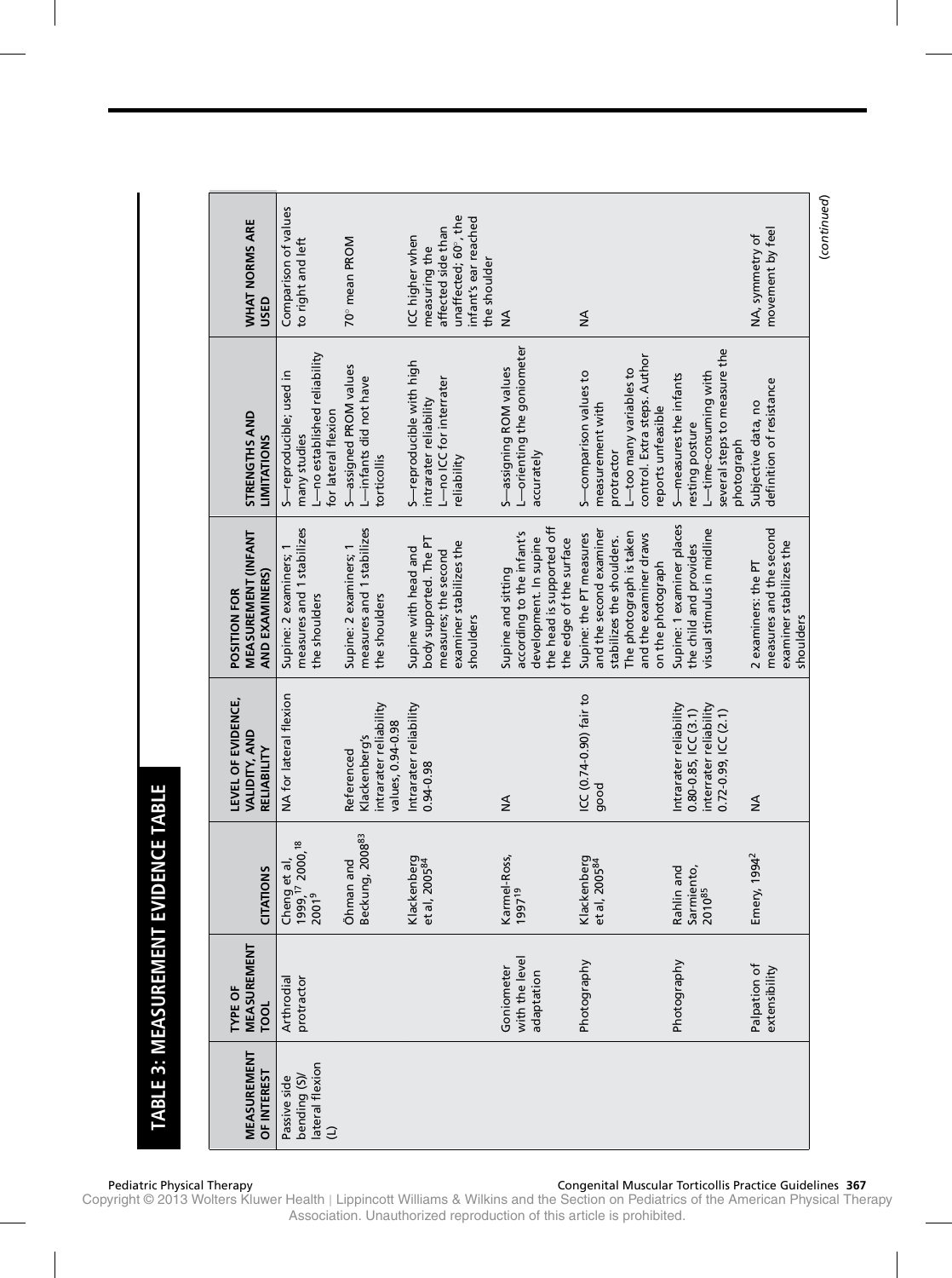## TABLE 3: MEASUREMENT EVIDENCE TABLE

| MEASUREMENT OF INTEREST | TYPE OF MEASUREMENT TOOL | CITATIONS | LEVEL OF EVIDENCE, VALIDITY, AND RELIABILITY | POSITION FOR MEASUREMENT (INFANT AND EXAMINERS) | STRENGTHS AND LIMITATIONS | WHAT NORMS ARE USED |
|---|---|---|---|---|---|---|
| Passive side bending (S)/ lateral flexion (L) | Arthrodial protractor | Cheng et al, 1999,[17] 2000,[18] 2001[9] | NA for lateral flexion | Supine: 2 examiners; 1 measures and 1 stabilizes the shoulders | S—reproducible; used in many studies L—no established reliability for lateral flexion | Comparison of values to right and left |
| | | Öhman and Beckung, 2008[83] | Referenced Klackenberg's intrarater reliability values, 0.94-0.98 | Supine: 2 examiners; 1 measures and 1 stabilizes the shoulders | S—assigned PROM values L—infants did not have torticollis | 70° mean PROM |
| | | Klackenberg et al, 2005[84] | Intrarater reliability 0.94-0.98 | Supine with head and body supported. The PT measures; the second examiner stabilizes the shoulders | S—reproducible with high intrarater reliability L—no ICC for interrater reliability | ICC higher when measuring the affected side than unaffected; 60°, the infant's ear reached the shoulder |
| | Goniometer with the level adaptation | Karmel-Ross, 1997[19] | NA | Supine and sitting according to the infant's development. In supine the head is supported off the edge of the surface | S—assigning ROM values L—orienting the goniometer accurately | NA |
| | Photography | Klackenberg et al, 2005[84] | ICC (0.74-0.90) fair to good | Supine: the PT measures and the second examiner stabilizes the shoulders. The photograph is taken and the examiner draws on the photograph | S—comparison values to measurement with protractor L—too many variables to control. Extra steps. Author reports unfeasible | NA |
| | Photography | Rahlin and Sarmiento, 2010[85] | Intrarater reliability 0.80-0.85, ICC (3.1) interrater reliability 0.72-0.99, ICC (2.1) | Supine: 1 examiner places the child and provides visual stimulus in midline | S—measures the infants resting posture L—time-consuming with several steps to measure the photograph | |
| | Palpation of extensibility | Emery, 1994[2] | NA | 2 examiners: the PT measures and the second examiner stabilizes the shoulders | Subjective data, no definition of resistance | NA, symmetry of movement by feel |

(continued)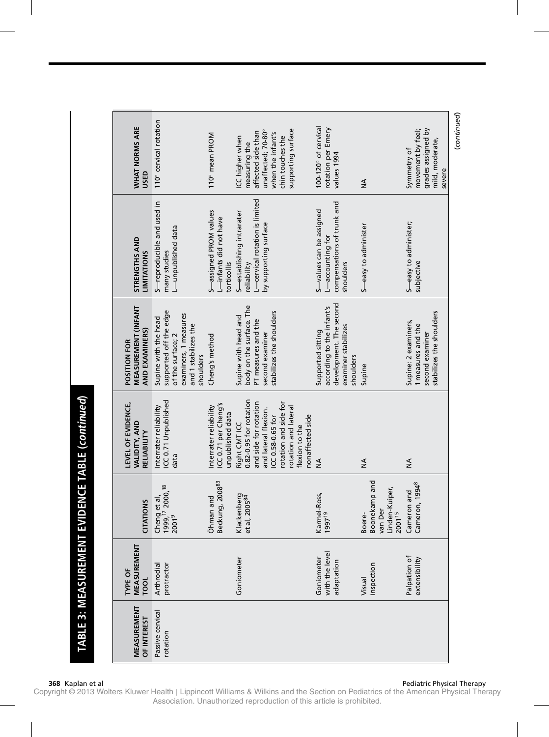# TABLE 3: MEASUREMENT EVIDENCE TABLE (*continued*)

| MEASUREMENT OF INTEREST | TYPE OF MEASUREMENT TOOL | CITATIONS | LEVEL OF EVIDENCE, VALIDITY, AND RELIABILITY | POSITION FOR MEASUREMENT (INFANT AND EXAMINERS) | STRENGTHS AND LIMITATIONS | WHAT NORMS ARE USED |
|---|---|---|---|---|---|---|
| Passive cervical rotation | Arthrodial protractor | Cheng et al, 1999,[17] 2000,[18] 2001[9] | Interrater reliability ICC 0.71 Unpublished data | Supine with the head supported off the edge of the surface; 2 examiners, 1 measures and 1 stabilizes the shoulders | S—reproducible and used in many studies L—unpublished data | 110° cervical rotation |
| | | Öhman and Beckung, 2008[83] | Interrater reliability ICC 0.71 per Cheng's unpublished data | Cheng's method | S—assigned PROM values L—infants did not have torticollis | 110° mean PROM |
| | Goniometer | Klackenberg et al, 2005[84] | Right CMT ICC 0.82-0.95 for rotation and side for rotation and lateral flexion. ICC 0.58-0.65 for rotation and side for rotation and lateral flexion to the nonaffected side | Supine with head and body on the surface. The PT measures and the second examiner stabilizes the shoulders | S—establishing intrarater reliability L—cervical rotation is limited by supporting surface | ICC higher when measuring the affected side than unaffected; 70-80° when the infant's chin touches the supporting surface |
| | Goniometer with the level adaptation | Karmel-Ross, 1997[19] | NA | Supported sitting according to the infant's development. The second examiner stabilizes shoulders | S—values can be assigned L—accounting for compensations of trunk and shoulders | 100-120° of cervical rotation per Emery values 1994 |
| | Visual inspection | Boere-Boonekamp and van Der Linden-Kuiper, 2001[15] | NA | Supine | S—easy to administer | NA |
| | Palpation of extensibility | Cameron and Cameron, 1994[8] | NA | Supine: 2 examiners, 1 measures and the second examiner stabilizes the shoulders | S—easy to administer; subjective | Symmetry of movement by feel; grades assigned by mild, moderate, severe |

(*continued*)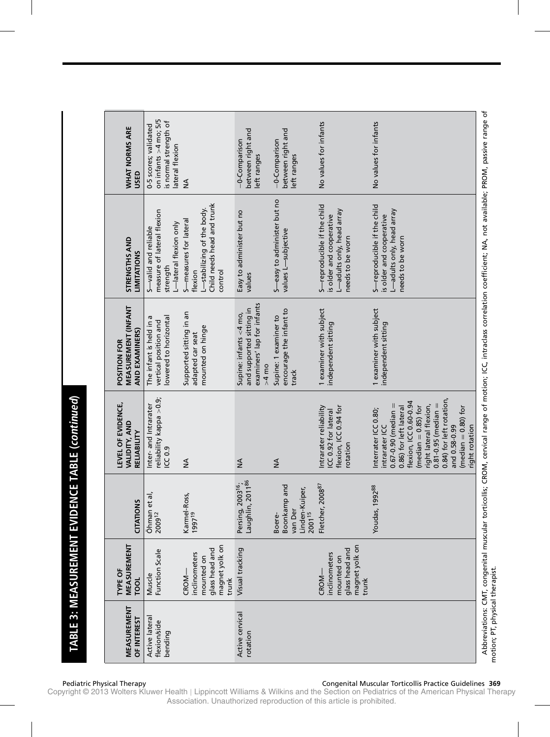## TABLE 3: MEASUREMENT EVIDENCE TABLE (*continued*)

| MEASUREMENT OF INTEREST | TYPE OF MEASUREMENT TOOL | CITATIONS | LEVEL OF EVIDENCE, VALIDITY, AND RELIABILITY | POSITION FOR MEASUREMENT (INFANT AND EXAMINERS) | STRENGTHS AND LIMITATIONS | WHAT NORMS ARE USED |
|---|---|---|---|---|---|---|
| Active lateral flexion/side bending | Muscle Function Scale | Öhman et al, 2009[12] | Inter- and Intrarater reliability kappa >0.9; ICC 0.9 | The infant is held in a vertical position and lowered to horizontal | S—valid and reliable measure of lateral flexion strength L—lateral flexion only | 0-5 scores; validated on infants >4 mo; 5/5 is normal strength of lateral flexion |
| | CROM—inclinometers mounted on glass head and magnet yolk on trunk | Karmel-Ross, 1997[19] | NA | Supported sitting in an adapted car seat mounted on hinge | S—measures for lateral flexion L—stabilizing of the body. Child needs head and trunk control | NA |
| Active cervical rotation | Visual tracking | Persing, 2003[16]; Laughlin, 2011[86] | NA | Supine: infants <4 mo, and supported sitting in examiners' lap for infants >4 mo | Easy to administer but no values | –0-Comparison between right and left ranges |
| | | Boere-Boonkamp and van Der Linden-Kuiper, 2001[15] | NA | Supine: 1 examiner to encourage the infant to track | S—easy to administer but no values L—subjective | –0-Comparison between right and left ranges |
| | CROM—inclinometers mounted on glass head and magnet yolk on trunk | Fletcher, 2008[87] | Intrarater reliability ICC 0.92 for lateral flexion, ICC 0.94 for rotation | 1 examiner with subject independent sitting | S—reproducible if the child is older and cooperative L—adults only, head array needs to be worn | No values for infants |
| | | Youdas, 1992[88] | Interrater ICC 0.80; intrarater ICC 0.67-0.90 (median = 0.86) for left lateral flexion, ICC 0.60-0.94 (median = 0.85) for right lateral flexion, 0.81-0.95 (median = 0.84) for left rotation, and 0.58-0.99 (median = 0.80) for right rotation | 1 examiner with subject independent sitting | S—reproducible if the child is older and cooperative L—adults only, head array needs to be worn | No values for infants |

Abbreviations: CMT, congenital muscular torticollis; CROM, cervical range of motion; ICC, intraclass correlation coefficient; NA, not available; PROM, passive range of motion; PT, physical therapist.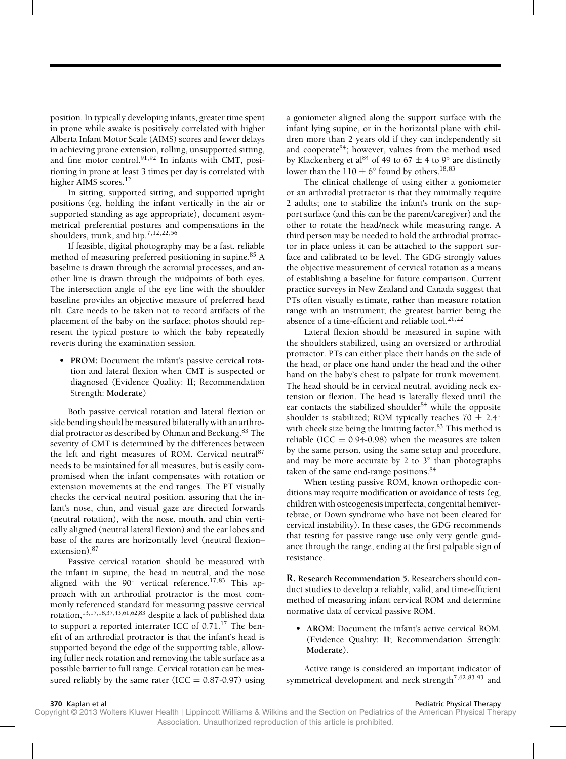position. In typically developing infants, greater time spent in prone while awake is positively correlated with higher Alberta Infant Motor Scale (AIMS) scores and fewer delays in achieving prone extension, rolling, unsupported sitting, and fine motor control.[91,92] In infants with CMT, positioning in prone at least 3 times per day is correlated with higher AIMS scores.[12]

In sitting, supported sitting, and supported upright positions (eg, holding the infant vertically in the air or supported standing as age appropriate), document asymmetrical preferential postures and compensations in the shoulders, trunk, and hip.[7,12,22,56]

If feasible, digital photography may be a fast, reliable method of measuring preferred positioning in supine.[85] A baseline is drawn through the acromial processes, and another line is drawn through the midpoints of both eyes. The intersection angle of the eye line with the shoulder baseline provides an objective measure of preferred head tilt. Care needs to be taken not to record artifacts of the placement of the baby on the surface; photos should represent the typical posture to which the baby repeatedly reverts during the examination session.

- **PROM:** Document the infant's passive cervical rotation and lateral flexion when CMT is suspected or diagnosed (Evidence Quality: **II**; Recommendation Strength: **Moderate**)

Both passive cervical rotation and lateral flexion or side bending should be measured bilaterally with an arthrodial protractor as described by Öhman and Beckung.[83] The severity of CMT is determined by the differences between the left and right measures of ROM. Cervical neutral[87] needs to be maintained for all measures, but is easily compromised when the infant compensates with rotation or extension movements at the end ranges. The PT visually checks the cervical neutral position, assuring that the infant's nose, chin, and visual gaze are directed forwards (neutral rotation), with the nose, mouth, and chin vertically aligned (neutral lateral flexion) and the ear lobes and base of the nares are horizontally level (neutral flexion–extension).[87]

Passive cervical rotation should be measured with the infant in supine, the head in neutral, and the nose aligned with the 90° vertical reference.[17,83] This approach with an arthrodial protractor is the most commonly referenced standard for measuring passive cervical rotation,[13,17,18,37,43,61,62,83] despite a lack of published data to support a reported interrater ICC of 0.71.[17] The benefit of an arthrodial protractor is that the infant's head is supported beyond the edge of the supporting table, allowing fuller neck rotation and removing the table surface as a possible barrier to full range. Cervical rotation can be measured reliably by the same rater (ICC = 0.87-0.97) using a goniometer aligned along the support surface with the infant lying supine, or in the horizontal plane with children more than 2 years old if they can independently sit and cooperate[84]; however, values from the method used by Klackenberg et al[84] of 49 to 67 ± 4 to 9° are distinctly lower than the 110 ± 6° found by others.[18,83]

The clinical challenge of using either a goniometer or an arthrodial protractor is that they minimally require 2 adults; one to stabilize the infant's trunk on the support surface (and this can be the parent/caregiver) and the other to rotate the head/neck while measuring range. A third person may be needed to hold the arthrodial protractor in place unless it can be attached to the support surface and calibrated to be level. The GDG strongly values the objective measurement of cervical rotation as a means of establishing a baseline for future comparison. Current practice surveys in New Zealand and Canada suggest that PTs often visually estimate, rather than measure rotation range with an instrument; the greatest barrier being the absence of a time-efficient and reliable tool.[21,22]

Lateral flexion should be measured in supine with the shoulders stabilized, using an oversized or arthrodial protractor. PTs can either place their hands on the side of the head, or place one hand under the head and the other hand on the baby's chest to palpate for trunk movement. The head should be in cervical neutral, avoiding neck extension or flexion. The head is laterally flexed until the ear contacts the stabilized shoulder[84] while the opposite shoulder is stabilized; ROM typically reaches 70 ± 2.4° with cheek size being the limiting factor.[83] This method is reliable (ICC = 0.94-0.98) when the measures are taken by the same person, using the same setup and procedure, and may be more accurate by 2 to 3° than photographs taken of the same end-range positions.[84]

When testing passive ROM, known orthopedic conditions may require modification or avoidance of tests (eg, children with osteogenesis imperfecta, congenital hemivertebrae, or Down syndrome who have not been cleared for cervical instability). In these cases, the GDG recommends that testing for passive range use only very gentle guidance through the range, ending at the first palpable sign of resistance.

**R. Research Recommendation 5.** Researchers should conduct studies to develop a reliable, valid, and time-efficient method of measuring infant cervical ROM and determine normative data of cervical passive ROM.

- **AROM:** Document the infant's active cervical ROM. (Evidence Quality: **II**; Recommendation Strength: **Moderate**).

Active range is considered an important indicator of symmetrical development and neck strength[7,62,83,93] and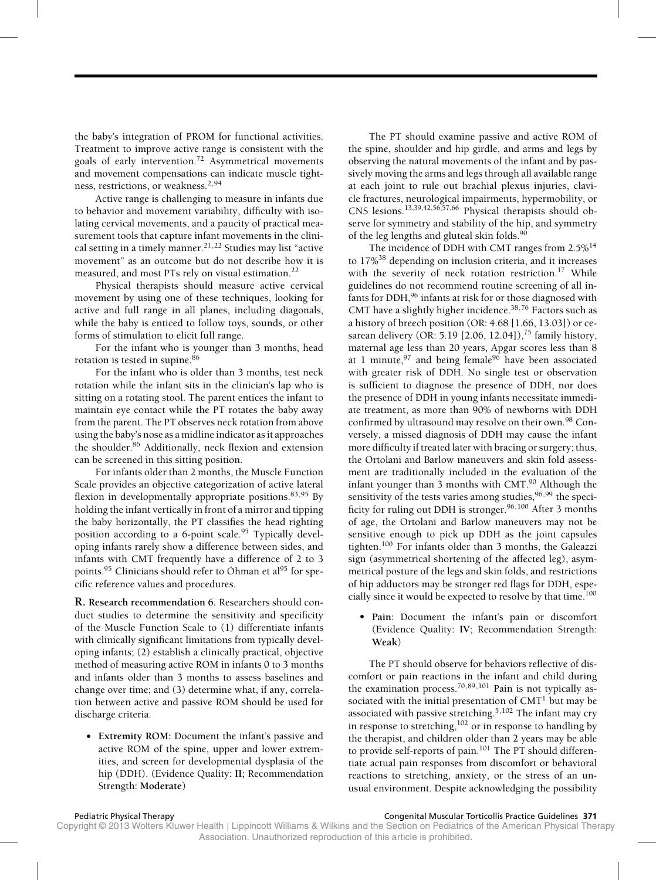the baby's integration of PROM for functional activities. Treatment to improve active range is consistent with the goals of early intervention.[72] Asymmetrical movements and movement compensations can indicate muscle tightness, restrictions, or weakness.[2,94]

Active range is challenging to measure in infants due to behavior and movement variability, difficulty with isolating cervical movements, and a paucity of practical measurement tools that capture infant movements in the clinical setting in a timely manner.[21,22] Studies may list "active movement" as an outcome but do not describe how it is measured, and most PTs rely on visual estimation.[22]

Physical therapists should measure active cervical movement by using one of these techniques, looking for active and full range in all planes, including diagonals, while the baby is enticed to follow toys, sounds, or other forms of stimulation to elicit full range.

For the infant who is younger than 3 months, head rotation is tested in supine.[86]

For the infant who is older than 3 months, test neck rotation while the infant sits in the clinician's lap who is sitting on a rotating stool. The parent entices the infant to maintain eye contact while the PT rotates the baby away from the parent. The PT observes neck rotation from above using the baby's nose as a midline indicator as it approaches the shoulder.[86] Additionally, neck flexion and extension can be screened in this sitting position.

For infants older than 2 months, the Muscle Function Scale provides an objective categorization of active lateral flexion in developmentally appropriate positions.[83,95] By holding the infant vertically in front of a mirror and tipping the baby horizontally, the PT classifies the head righting position according to a 6-point scale.[95] Typically developing infants rarely show a difference between sides, and infants with CMT frequently have a difference of 2 to 3 points.[95] Clinicians should refer to Öhman et al[95] for specific reference values and procedures.

**R. Research recommendation 6.** Researchers should conduct studies to determine the sensitivity and specificity of the Muscle Function Scale to (1) differentiate infants with clinically significant limitations from typically developing infants; (2) establish a clinically practical, objective method of measuring active ROM in infants 0 to 3 months and infants older than 3 months to assess baselines and change over time; and (3) determine what, if any, correlation between active and passive ROM should be used for discharge criteria.

- **Extremity ROM:** Document the infant's passive and active ROM of the spine, upper and lower extremities, and screen for developmental dysplasia of the hip (DDH). (Evidence Quality: **II**; Recommendation Strength: **Moderate**)

The PT should examine passive and active ROM of the spine, shoulder and hip girdle, and arms and legs by observing the natural movements of the infant and by passively moving the arms and legs through all available range at each joint to rule out brachial plexus injuries, clavicle fractures, neurological impairments, hypermobility, or CNS lesions.[13,39,42,56,57,66] Physical therapists should observe for symmetry and stability of the hip, and symmetry of the leg lengths and gluteal skin folds.[90]

The incidence of DDH with CMT ranges from 2.5%[14] to 17%[38] depending on inclusion criteria, and it increases with the severity of neck rotation restriction.[17] While guidelines do not recommend routine screening of all infants for DDH,[96] infants at risk for or those diagnosed with CMT have a slightly higher incidence.[38,76] Factors such as a history of breech position (OR: 4.68 [1.66, 13.03]) or cesarean delivery (OR: 5.19 [2.06, 12.04]),[75] family history, maternal age less than 20 years, Apgar scores less than 8 at 1 minute,[97] and being female[96] have been associated with greater risk of DDH. No single test or observation is sufficient to diagnose the presence of DDH, nor does the presence of DDH in young infants necessitate immediate treatment, as more than 90% of newborns with DDH confirmed by ultrasound may resolve on their own.[98] Conversely, a missed diagnosis of DDH may cause the infant more difficulty if treated later with bracing or surgery; thus, the Ortolani and Barlow maneuvers and skin fold assessment are traditionally included in the evaluation of the infant younger than 3 months with CMT.[90] Although the sensitivity of the tests varies among studies,[96,99] the specificity for ruling out DDH is stronger.[96,100] After 3 months of age, the Ortolani and Barlow maneuvers may not be sensitive enough to pick up DDH as the joint capsules tighten.[100] For infants older than 3 months, the Galeazzi sign (asymmetrical shortening of the affected leg), asymmetrical posture of the legs and skin folds, and restrictions of hip adductors may be stronger red flags for DDH, especially since it would be expected to resolve by that time.[100]

- **Pain**: Document the infant's pain or discomfort (Evidence Quality: **IV**; Recommendation Strength: **Weak**)

The PT should observe for behaviors reflective of discomfort or pain reactions in the infant and child during the examination process.[70,89,101] Pain is not typically associated with the initial presentation of CMT[1] but may be associated with passive stretching.[5,102] The infant may cry in response to stretching,[102] or in response to handling by the therapist, and children older than 2 years may be able to provide self-reports of pain.[101] The PT should differentiate actual pain responses from discomfort or behavioral reactions to stretching, anxiety, or the stress of an unusual environment. Despite acknowledging the possibility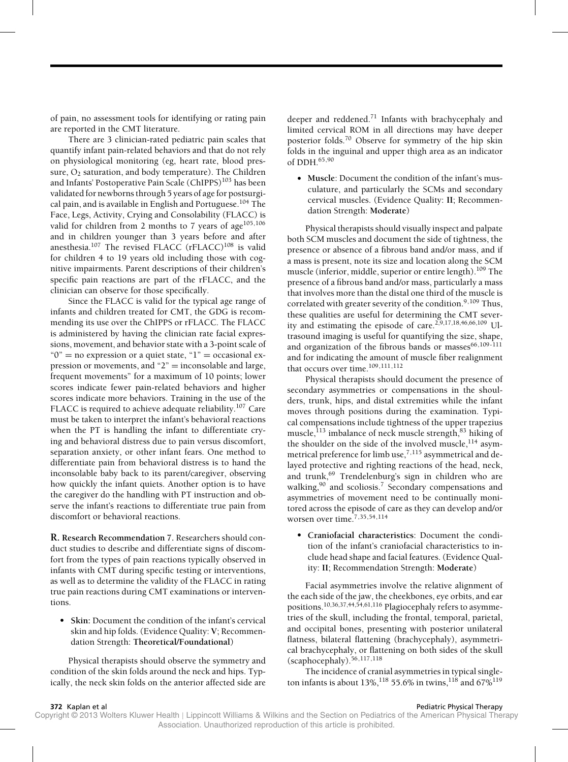of pain, no assessment tools for identifying or rating pain are reported in the CMT literature.

There are 3 clinician-rated pediatric pain scales that quantify infant pain-related behaviors and that do not rely on physiological monitoring (eg, heart rate, blood pressure, $O_2$ saturation, and body temperature). The Children and Infants' Postoperative Pain Scale (ChIPPS)[103] has been validated for newborns through 5 years of age for postsurgical pain, and is available in English and Portuguese.[104] The Face, Legs, Activity, Crying and Consolability (FLACC) is valid for children from 2 months to 7 years of age[105,106] and in children younger than 3 years before and after anesthesia.[107] The revised FLACC (rFLACC)[108] is valid for children 4 to 19 years old including those with cognitive impairments. Parent descriptions of their children's specific pain reactions are part of the rFLACC, and the clinician can observe for those specifically.

Since the FLACC is valid for the typical age range of infants and children treated for CMT, the GDG is recommending its use over the ChIPPS or rFLACC. The FLACC is administered by having the clinician rate facial expressions, movement, and behavior state with a 3-point scale of "0" = no expression or a quiet state, "1" = occasional expression or movements, and "2" = inconsolable and large, frequent movements" for a maximum of 10 points; lower scores indicate fewer pain-related behaviors and higher scores indicate more behaviors. Training in the use of the FLACC is required to achieve adequate reliability.[107] Care must be taken to interpret the infant's behavioral reactions when the PT is handling the infant to differentiate crying and behavioral distress due to pain versus discomfort, separation anxiety, or other infant fears. One method to differentiate pain from behavioral distress is to hand the inconsolable baby back to its parent/caregiver, observing how quickly the infant quiets. Another option is to have the caregiver do the handling with PT instruction and observe the infant's reactions to differentiate true pain from discomfort or behavioral reactions.

**R. Research Recommendation 7.** Researchers should conduct studies to describe and differentiate signs of discomfort from the types of pain reactions typically observed in infants with CMT during specific testing or interventions, as well as to determine the validity of the FLACC in rating true pain reactions during CMT examinations or interventions.

- **Skin**: Document the condition of the infant's cervical skin and hip folds. (Evidence Quality: V; Recommendation Strength: **Theoretical/Foundational**)

Physical therapists should observe the symmetry and condition of the skin folds around the neck and hips. Typically, the neck skin folds on the anterior affected side are deeper and reddened.[71] Infants with brachycephaly and limited cervical ROM in all directions may have deeper posterior folds.[70] Observe for symmetry of the hip skin folds in the inguinal and upper thigh area as an indicator of DDH.[65,90]

- **Muscle**: Document the condition of the infant's musculature, and particularly the SCMs and secondary cervical muscles. (Evidence Quality: **II**; Recommendation Strength: **Moderate**)

Physical therapists should visually inspect and palpate both SCM muscles and document the side of tightness, the presence or absence of a fibrous band and/or mass, and if a mass is present, note its size and location along the SCM muscle (inferior, middle, superior or entire length).[109] The presence of a fibrous band and/or mass, particularly a mass that involves more than the distal one third of the muscle is correlated with greater severity of the condition.[9,109] Thus, these qualities are useful for determining the CMT severity and estimating the episode of care.[2,9,17,18,46,66,109] Ultrasound imaging is useful for quantifying the size, shape, and organization of the fibrous bands or masses[66,109-111] and for indicating the amount of muscle fiber realignment that occurs over time.[109,111,112]

Physical therapists should document the presence of secondary asymmetries or compensations in the shoulders, trunk, hips, and distal extremities while the infant moves through positions during the examination. Typical compensations include tightness of the upper trapezius muscle,[113] imbalance of neck muscle strength,[83] hiking of the shoulder on the side of the involved muscle,[114] asymmetrical preference for limb use,[7,115] asymmetrical and delayed protective and righting reactions of the head, neck, and trunk,[69] Trendelenburg's sign in children who are walking,[90] and scoliosis.[7] Secondary compensations and asymmetries of movement need to be continually monitored across the episode of care as they can develop and/or worsen over time.[7,35,54,114]

- **Craniofacial characteristics**: Document the condition of the infant's craniofacial characteristics to include head shape and facial features. (Evidence Quality: **II**; Recommendation Strength: **Moderate**)

Facial asymmetries involve the relative alignment of the each side of the jaw, the cheekbones, eye orbits, and ear positions.[10,36,37,44,54,61,116] Plagiocephaly refers to asymmetries of the skull, including the frontal, temporal, parietal, and occipital bones, presenting with posterior unilateral flatness, bilateral flattening (brachycephaly), asymmetrical brachycephaly, or flattening on both sides of the skull (scaphocephaly).[56,117,118]

The incidence of cranial asymmetries in typical singleton infants is about 13%,[118] 55.6% in twins,[118] and 67%[119]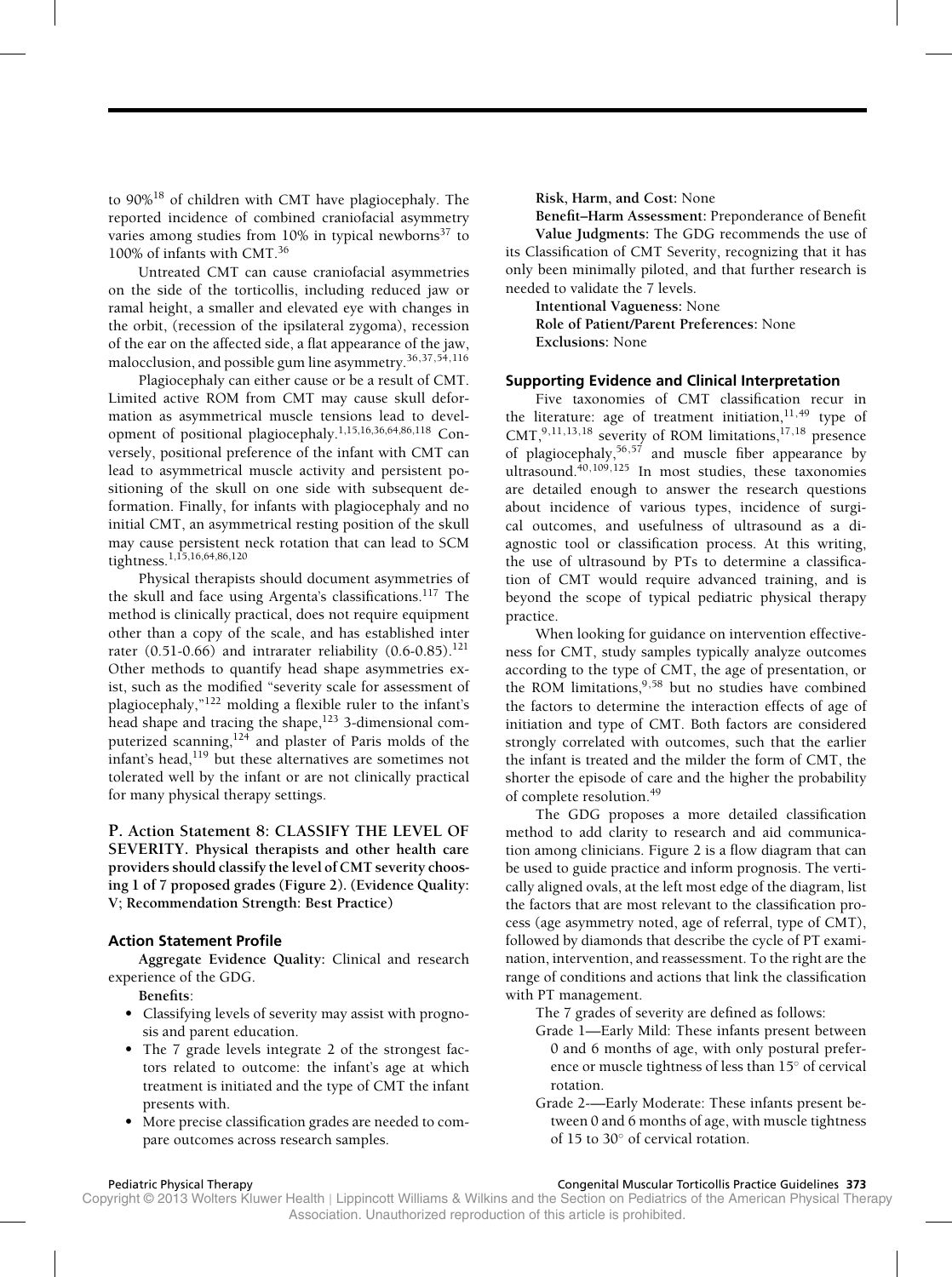to 90%[18] of children with CMT have plagiocephaly. The reported incidence of combined craniofacial asymmetry varies among studies from 10% in typical newborns[37] to 100% of infants with CMT.[36]

Untreated CMT can cause craniofacial asymmetries on the side of the torticollis, including reduced jaw or ramal height, a smaller and elevated eye with changes in the orbit, (recession of the ipsilateral zygoma), recession of the ear on the affected side, a flat appearance of the jaw, malocclusion, and possible gum line asymmetry.[36,37,54,116]

Plagiocephaly can either cause or be a result of CMT. Limited active ROM from CMT may cause skull deformation as asymmetrical muscle tensions lead to development of positional plagiocephaly.[1,15,16,36,64,86,118] Conversely, positional preference of the infant with CMT can lead to asymmetrical muscle activity and persistent positioning of the skull on one side with subsequent deformation. Finally, for infants with plagiocephaly and no initial CMT, an asymmetrical resting position of the skull may cause persistent neck rotation that can lead to SCM tightness.[1,15,16,64,86,120]

Physical therapists should document asymmetries of the skull and face using Argenta's classifications.[117] The method is clinically practical, does not require equipment other than a copy of the scale, and has established inter rater (0.51-0.66) and intrarater reliability (0.6-0.85).[121] Other methods to quantify head shape asymmetries exist, such as the modified "severity scale for assessment of plagiocephaly,"[122] molding a flexible ruler to the infant's head shape and tracing the shape,[123] 3-dimensional computerized scanning,[124] and plaster of Paris molds of the infant's head,[119] but these alternatives are sometimes not tolerated well by the infant or are not clinically practical for many physical therapy settings.

## P. Action Statement 8: CLASSIFY THE LEVEL OF SEVERITY.

**Physical therapists and other health care providers should classify the level of CMT severity choosing 1 of 7 proposed grades (Figure 2). (Evidence Quality: V; Recommendation Strength: Best Practice)**

### Action Statement Profile

**Aggregate Evidence Quality:** Clinical and research experience of the GDG.

**Benefits:**

- Classifying levels of severity may assist with prognosis and parent education.
- The 7 grade levels integrate 2 of the strongest factors related to outcome: the infant's age at which treatment is initiated and the type of CMT the infant presents with.
- More precise classification grades are needed to compare outcomes across research samples.

**Risk, Harm, and Cost:** None

**Benefit–Harm Assessment:** Preponderance of Benefit

**Value Judgments:** The GDG recommends the use of its Classification of CMT Severity, recognizing that it has only been minimally piloted, and that further research is needed to validate the 7 levels.

**Intentional Vagueness:** None

**Role of Patient/Parent Preferences:** None

**Exclusions:** None

### Supporting Evidence and Clinical Interpretation

Five taxonomies of CMT classification recur in the literature: age of treatment initiation,[11,49] type of CMT,[9,11,13,18] severity of ROM limitations,[17,18] presence of plagiocephaly,[56,57] and muscle fiber appearance by ultrasound.[40,109,125] In most studies, these taxonomies are detailed enough to answer the research questions about incidence of various types, incidence of surgical outcomes, and usefulness of ultrasound as a diagnostic tool or classification process. At this writing, the use of ultrasound by PTs to determine a classification of CMT would require advanced training, and is beyond the scope of typical pediatric physical therapy practice.

When looking for guidance on intervention effectiveness for CMT, study samples typically analyze outcomes according to the type of CMT, the age of presentation, or the ROM limitations,[9,58] but no studies have combined the factors to determine the interaction effects of age of initiation and type of CMT. Both factors are considered strongly correlated with outcomes, such that the earlier the infant is treated and the milder the form of CMT, the shorter the episode of care and the higher the probability of complete resolution.[49]

The GDG proposes a more detailed classification method to add clarity to research and aid communication among clinicians. Figure 2 is a flow diagram that can be used to guide practice and inform prognosis. The vertically aligned ovals, at the left most edge of the diagram, list the factors that are most relevant to the classification process (age asymmetry noted, age of referral, type of CMT), followed by diamonds that describe the cycle of PT examination, intervention, and reassessment. To the right are the range of conditions and actions that link the classification with PT management.

The 7 grades of severity are defined as follows:

- Grade 1—Early Mild: These infants present between 0 and 6 months of age, with only postural preference or muscle tightness of less than 15° of cervical rotation.
- Grade 2—Early Moderate: These infants present between 0 and 6 months of age, with muscle tightness of 15 to 30° of cervical rotation.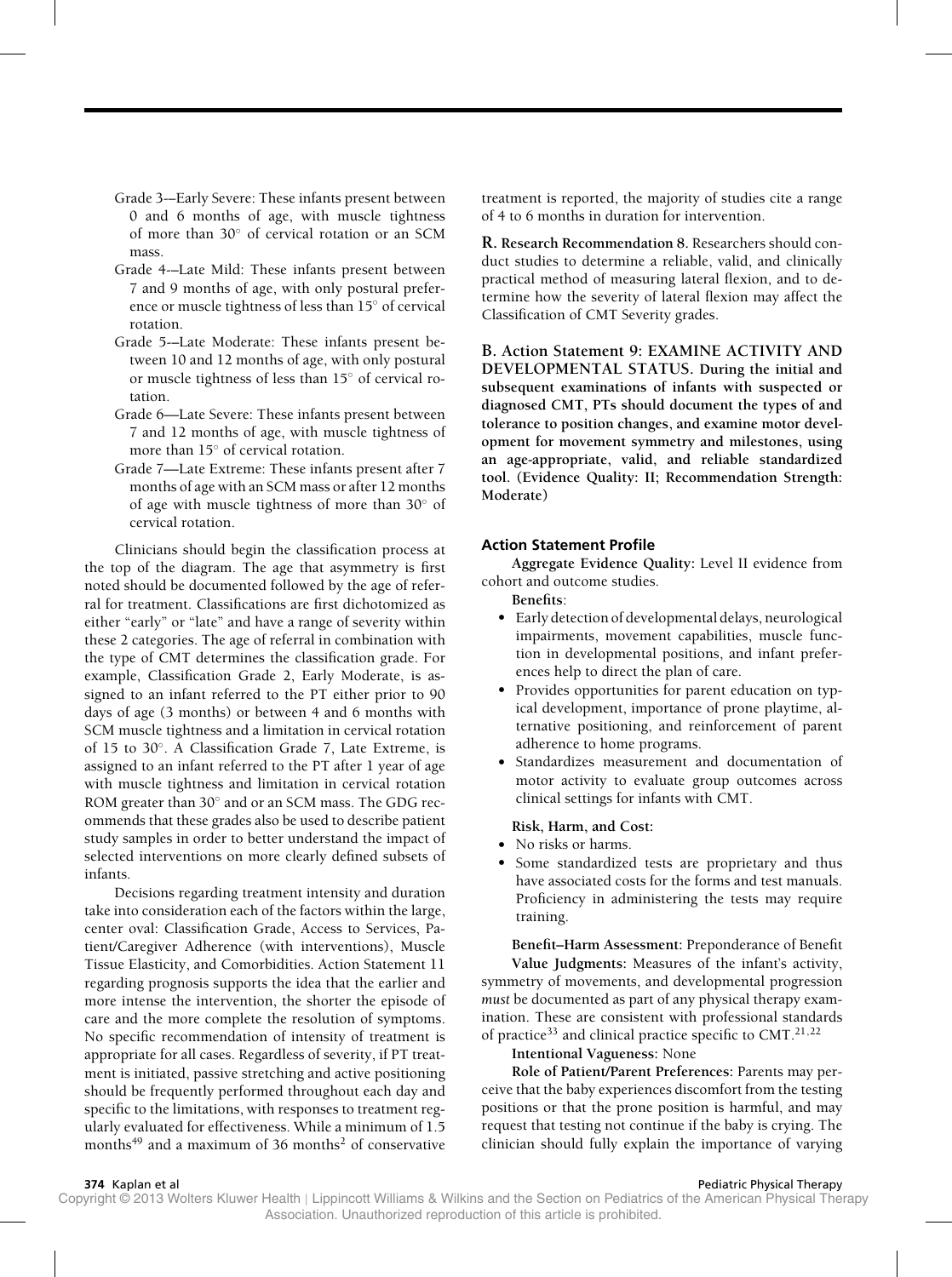- Grade 3—Early Severe: These infants present between 0 and 6 months of age, with muscle tightness of more than 30° of cervical rotation or an SCM mass.
- Grade 4—Late Mild: These infants present between 7 and 9 months of age, with only postural preference or muscle tightness of less than 15° of cervical rotation.
- Grade 5—Late Moderate: These infants present between 10 and 12 months of age, with only postural or muscle tightness of less than 15° of cervical rotation.
- Grade 6—Late Severe: These infants present between 7 and 12 months of age, with muscle tightness of more than 15° of cervical rotation.
- Grade 7—Late Extreme: These infants present after 7 months of age with an SCM mass or after 12 months of age with muscle tightness of more than 30° of cervical rotation.

Clinicians should begin the classification process at the top of the diagram. The age that asymmetry is first noted should be documented followed by the age of referral for treatment. Classifications are first dichotomized as either "early" or "late" and have a range of severity within these 2 categories. The age of referral in combination with the type of CMT determines the classification grade. For example, Classification Grade 2, Early Moderate, is assigned to an infant referred to the PT either prior to 90 days of age (3 months) or between 4 and 6 months with SCM muscle tightness and a limitation in cervical rotation of 15 to 30°. A Classification Grade 7, Late Extreme, is assigned to an infant referred to the PT after 1 year of age with muscle tightness and limitation in cervical rotation ROM greater than 30° and or an SCM mass. The GDG recommends that these grades also be used to describe patient study samples in order to better understand the impact of selected interventions on more clearly defined subsets of infants.

Decisions regarding treatment intensity and duration take into consideration each of the factors within the large, center oval: Classification Grade, Access to Services, Patient/Caregiver Adherence (with interventions), Muscle Tissue Elasticity, and Comorbidities. Action Statement 11 regarding prognosis supports the idea that the earlier and more intense the intervention, the shorter the episode of care and the more complete the resolution of symptoms. No specific recommendation of intensity of treatment is appropriate for all cases. Regardless of severity, if PT treatment is initiated, passive stretching and active positioning should be frequently performed throughout each day and specific to the limitations, with responses to treatment regularly evaluated for effectiveness. While a minimum of 1.5 months[49] and a maximum of 36 months[2] of conservative treatment is reported, the majority of studies cite a range of 4 to 6 months in duration for intervention.

**R. Research Recommendation 8.** Researchers should conduct studies to determine a reliable, valid, and clinically practical method of measuring lateral flexion, and to determine how the severity of lateral flexion may affect the Classification of CMT Severity grades.

**B. Action Statement 9: EXAMINE ACTIVITY AND DEVELOPMENTAL STATUS. During the initial and subsequent examinations of infants with suspected or diagnosed CMT, PTs should document the types of and tolerance to position changes, and examine motor development for movement symmetry and milestones, using an age-appropriate, valid, and reliable standardized tool. (Evidence Quality: II; Recommendation Strength: Moderate)**

### Action Statement Profile

**Aggregate Evidence Quality:** Level II evidence from cohort and outcome studies.

**Benefits:**

- Early detection of developmental delays, neurological impairments, movement capabilities, muscle function in developmental positions, and infant preferences help to direct the plan of care.
- Provides opportunities for parent education on typical development, importance of prone playtime, alternative positioning, and reinforcement of parent adherence to home programs.
- Standardizes measurement and documentation of motor activity to evaluate group outcomes across clinical settings for infants with CMT.

**Risk, Harm, and Cost:**

- No risks or harms.
- Some standardized tests are proprietary and thus have associated costs for the forms and test manuals. Proficiency in administering the tests may require training.

**Benefit–Harm Assessment:** Preponderance of Benefit

**Value Judgments:** Measures of the infant's activity, symmetry of movements, and developmental progression *must* be documented as part of any physical therapy examination. These are consistent with professional standards of practice[33] and clinical practice specific to CMT.[21,22]

**Intentional Vagueness:** None

**Role of Patient/Parent Preferences:** Parents may perceive that the baby experiences discomfort from the testing positions or that the prone position is harmful, and may request that testing not continue if the baby is crying. The clinician should fully explain the importance of varying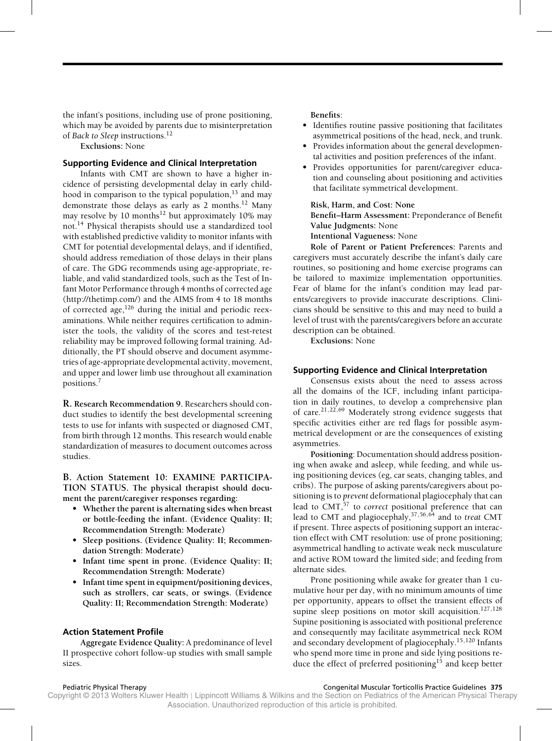the infant's positions, including use of prone positioning, which may be avoided by parents due to misinterpretation of *Back to Sleep* instructions.[12]

**Exclusions:** None

### Supporting Evidence and Clinical Interpretation

Infants with CMT are shown to have a higher incidence of persisting developmental delay in early childhood in comparison to the typical population,[13] and may demonstrate those delays as early as 2 months.[12] Many may resolve by 10 months[12] but approximately 10% may not.[14] Physical therapists should use a standardized tool with established predictive validity to monitor infants with CMT for potential developmental delays, and if identified, should address remediation of those delays in their plans of care. The GDG recommends using age-appropriate, reliable, and valid standardized tools, such as the Test of Infant Motor Performance through 4 months of corrected age (http://thetimp.com/) and the AIMS from 4 to 18 months of corrected age,[126] during the initial and periodic reexaminations. While neither requires certification to administer the tools, the validity of the scores and test-retest reliability may be improved following formal training. Additionally, the PT should observe and document asymmetries of age-appropriate developmental activity, movement, and upper and lower limb use throughout all examination positions.[7]

**R. Research Recommendation 9.** Researchers should conduct studies to identify the best developmental screening tests to use for infants with suspected or diagnosed CMT, from birth through 12 months. This research would enable standardization of measures to document outcomes across studies.

**B. Action Statement 10: EXAMINE PARTICIPATION STATUS. The physical therapist should document the parent/caregiver responses regarding:**

- **Whether the parent is alternating sides when breast or bottle-feeding the infant. (Evidence Quality: II; Recommendation Strength: Moderate)**
- **Sleep positions. (Evidence Quality: II; Recommendation Strength: Moderate)**
- **Infant time spent in prone. (Evidence Quality: II; Recommendation Strength: Moderate)**
- **Infant time spent in equipment/positioning devices, such as strollers, car seats, or swings. (Evidence Quality: II; Recommendation Strength: Moderate)**

### Action Statement Profile

**Aggregate Evidence Quality:** A predominance of level II prospective cohort follow-up studies with small sample sizes.

**Benefits**:

- Identifies routine passive positioning that facilitates asymmetrical positions of the head, neck, and trunk.
- Provides information about the general developmental activities and position preferences of the infant.
- Provides opportunities for parent/caregiver education and counseling about positioning and activities that facilitate symmetrical development.

**Risk, Harm, and Cost: None**

**Benefit–Harm Assessment:** Preponderance of Benefit

**Value Judgments:** None

**Intentional Vagueness:** None

**Role of Parent or Patient Preferences:** Parents and caregivers must accurately describe the infant's daily care routines, so positioning and home exercise programs can be tailored to maximize implementation opportunities. Fear of blame for the infant's condition may lead parents/caregivers to provide inaccurate descriptions. Clinicians should be sensitive to this and may need to build a level of trust with the parents/caregivers before an accurate description can be obtained.

**Exclusions:** None

### Supporting Evidence and Clinical Interpretation

Consensus exists about the need to assess across all the domains of the ICF, including infant participation in daily routines, to develop a comprehensive plan of care.[21,22,69] Moderately strong evidence suggests that specific activities either are red flags for possible asymmetrical development or are the consequences of existing asymmetries.

**Positioning**: Documentation should address positioning when awake and asleep, while feeding, and while using positioning devices (eg, car seats, changing tables, and cribs). The purpose of asking parents/caregivers about positioning is to *prevent* deformational plagiocephaly that can lead to CMT,[57] to *correct* positional preference that can lead to CMT and plagiocephaly,[37,56,64] and to *treat* CMT if present. Three aspects of positioning support an interaction effect with CMT resolution: use of prone positioning; asymmetrical handling to activate weak neck musculature and active ROM toward the limited side; and feeding from alternate sides.

Prone positioning while awake for greater than 1 cumulative hour per day, with no minimum amounts of time per opportunity, appears to offset the transient effects of supine sleep positions on motor skill acquisition.[127,128] Supine positioning is associated with positional preference and consequently may facilitate asymmetrical neck ROM and secondary development of plagiocephaly.[15,120] Infants who spend more time in prone and side lying positions reduce the effect of preferred positioning[15] and keep better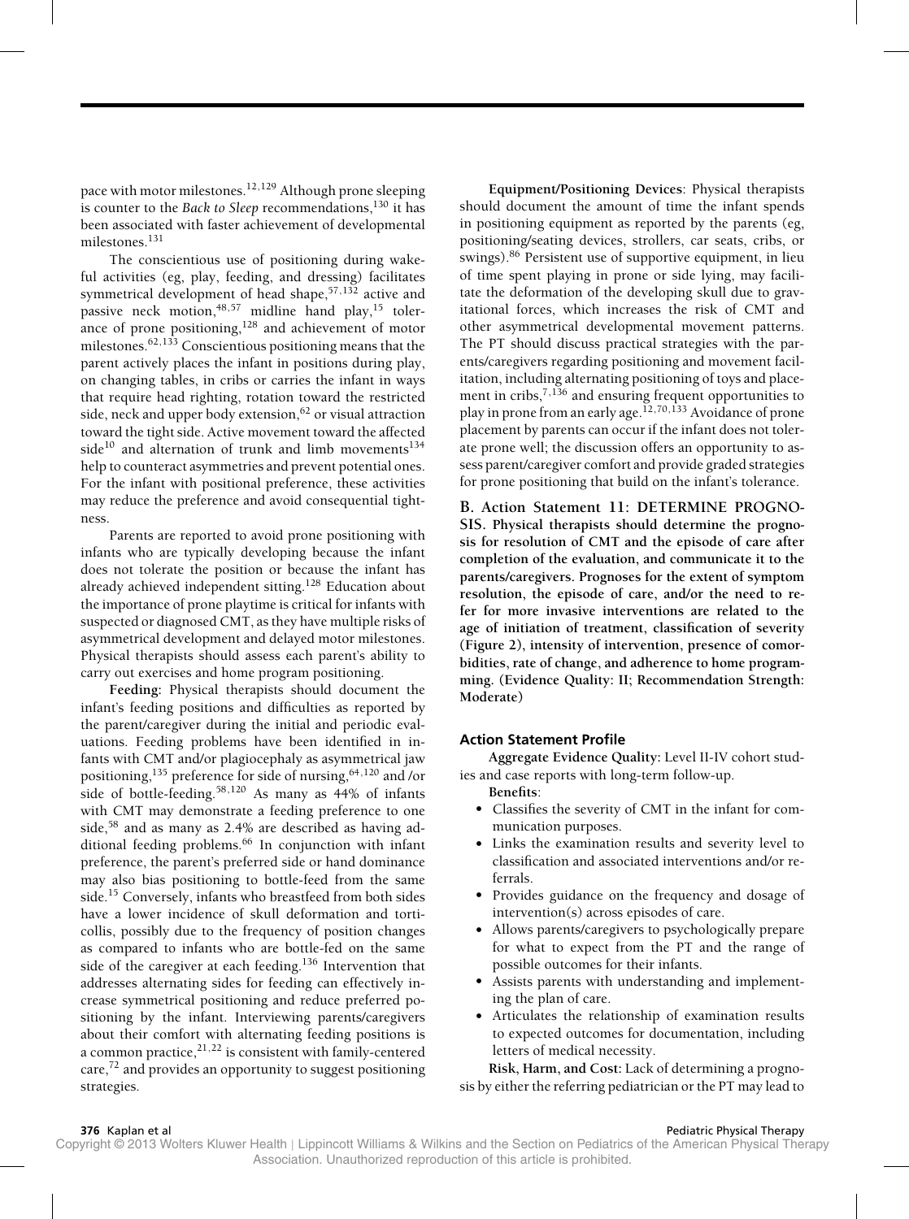pace with motor milestones.[12,129] Although prone sleeping is counter to the *Back to Sleep* recommendations,[130] it has been associated with faster achievement of developmental milestones.[131]

The conscientious use of positioning during wakeful activities (eg, play, feeding, and dressing) facilitates symmetrical development of head shape,[57,132] active and passive neck motion,[48,57] midline hand play,[15] tolerance of prone positioning,[128] and achievement of motor milestones.[62,133] Conscientious positioning means that the parent actively places the infant in positions during play, on changing tables, in cribs or carries the infant in ways that require head righting, rotation toward the restricted side, neck and upper body extension,[62] or visual attraction toward the tight side. Active movement toward the affected side[10] and alternation of trunk and limb movements[134] help to counteract asymmetries and prevent potential ones. For the infant with positional preference, these activities may reduce the preference and avoid consequential tightness.

Parents are reported to avoid prone positioning with infants who are typically developing because the infant does not tolerate the position or because the infant has already achieved independent sitting.[128] Education about the importance of prone playtime is critical for infants with suspected or diagnosed CMT, as they have multiple risks of asymmetrical development and delayed motor milestones. Physical therapists should assess each parent's ability to carry out exercises and home program positioning.

**Feeding:** Physical therapists should document the infant's feeding positions and difficulties as reported by the parent/caregiver during the initial and periodic evaluations. Feeding problems have been identified in infants with CMT and/or plagiocephaly as asymmetrical jaw positioning,[135] preference for side of nursing,[64,120] and /or side of bottle-feeding.[58,120] As many as 44% of infants with CMT may demonstrate a feeding preference to one side,[58] and as many as 2.4% are described as having additional feeding problems.[66] In conjunction with infant preference, the parent's preferred side or hand dominance may also bias positioning to bottle-feed from the same side.[15] Conversely, infants who breastfeed from both sides have a lower incidence of skull deformation and torticollis, possibly due to the frequency of position changes as compared to infants who are bottle-fed on the same side of the caregiver at each feeding.[136] Intervention that addresses alternating sides for feeding can effectively increase symmetrical positioning and reduce preferred positioning by the infant. Interviewing parents/caregivers about their comfort with alternating feeding positions is a common practice,[21,22] is consistent with family-centered care,[72] and provides an opportunity to suggest positioning strategies.

**Equipment/Positioning Devices**: Physical therapists should document the amount of time the infant spends in positioning equipment as reported by the parents (eg, positioning/seating devices, strollers, car seats, cribs, or swings).[86] Persistent use of supportive equipment, in lieu of time spent playing in prone or side lying, may facilitate the deformation of the developing skull due to gravitational forces, which increases the risk of CMT and other asymmetrical developmental movement patterns. The PT should discuss practical strategies with the parents/caregivers regarding positioning and movement facilitation, including alternating positioning of toys and placement in cribs,[7,136] and ensuring frequent opportunities to play in prone from an early age.[12,70,133] Avoidance of prone placement by parents can occur if the infant does not tolerate prone well; the discussion offers an opportunity to assess parent/caregiver comfort and provide graded strategies for prone positioning that build on the infant's tolerance.

**B. Action Statement 11: DETERMINE PROGNOSIS. Physical therapists should determine the prognosis for resolution of CMT and the episode of care after completion of the evaluation, and communicate it to the parents/caregivers. Prognoses for the extent of symptom resolution, the episode of care, and/or the need to refer for more invasive interventions are related to the age of initiation of treatment, classification of severity (Figure 2), intensity of intervention, presence of comorbidities, rate of change, and adherence to home programming. (Evidence Quality: II; Recommendation Strength: Moderate)**

### Action Statement Profile

**Aggregate Evidence Quality:** Level II-IV cohort studies and case reports with long-term follow-up.

**Benefits**:

- Classifies the severity of CMT in the infant for communication purposes.
- Links the examination results and severity level to classification and associated interventions and/or referrals.
- Provides guidance on the frequency and dosage of intervention(s) across episodes of care.
- Allows parents/caregivers to psychologically prepare for what to expect from the PT and the range of possible outcomes for their infants.
- Assists parents with understanding and implementing the plan of care.
- Articulates the relationship of examination results to expected outcomes for documentation, including letters of medical necessity.

**Risk, Harm, and Cost:** Lack of determining a prognosis by either the referring pediatrician or the PT may lead to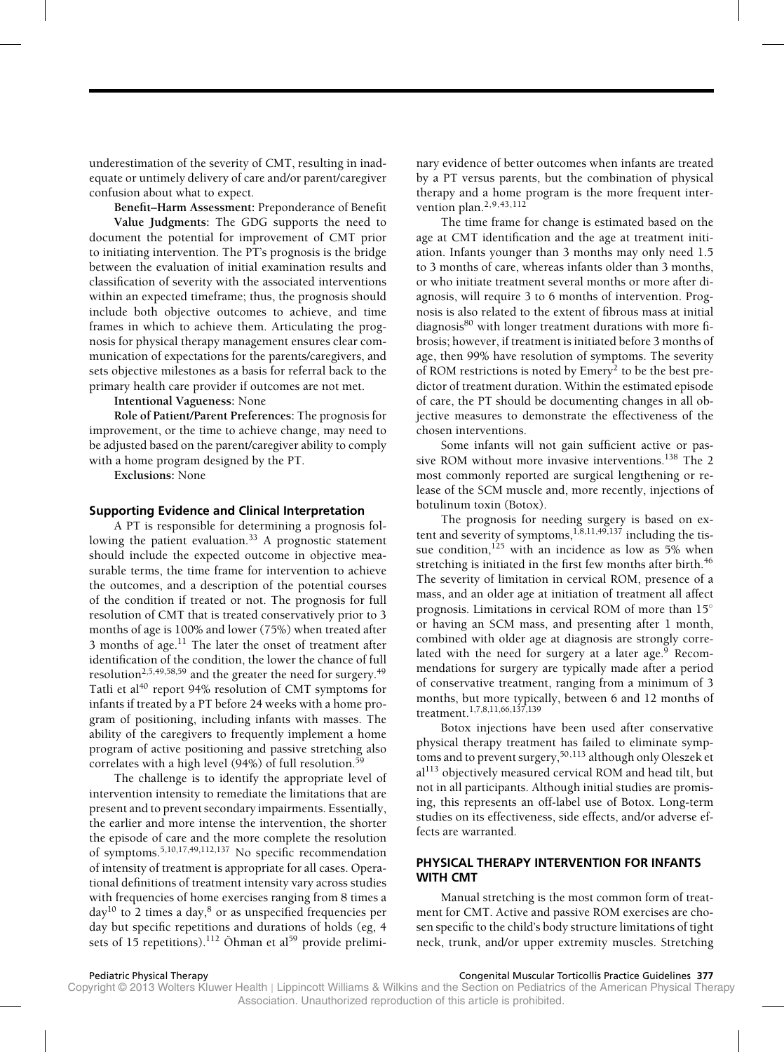underestimation of the severity of CMT, resulting in inadequate or untimely delivery of care and/or parent/caregiver confusion about what to expect.

**Benefit–Harm Assessment:** Preponderance of Benefit

**Value Judgments:** The GDG supports the need to document the potential for improvement of CMT prior to initiating intervention. The PT's prognosis is the bridge between the evaluation of initial examination results and classification of severity with the associated interventions within an expected timeframe; thus, the prognosis should include both objective outcomes to achieve, and time frames in which to achieve them. Articulating the prognosis for physical therapy management ensures clear communication of expectations for the parents/caregivers, and sets objective milestones as a basis for referral back to the primary health care provider if outcomes are not met.

**Intentional Vagueness:** None

**Role of Patient/Parent Preferences:** The prognosis for improvement, or the time to achieve change, may need to be adjusted based on the parent/caregiver ability to comply with a home program designed by the PT.

**Exclusions:** None

### Supporting Evidence and Clinical Interpretation

A PT is responsible for determining a prognosis following the patient evaluation.[33] A prognostic statement should include the expected outcome in objective measurable terms, the time frame for intervention to achieve the outcomes, and a description of the potential courses of the condition if treated or not. The prognosis for full resolution of CMT that is treated conservatively prior to 3 months of age is 100% and lower (75%) when treated after 3 months of age.[11] The later the onset of treatment after identification of the condition, the lower the chance of full resolution[2,5,49,58,59] and the greater the need for surgery.[49] Tatli et al[40] report 94% resolution of CMT symptoms for infants if treated by a PT before 24 weeks with a home program of positioning, including infants with masses. The ability of the caregivers to frequently implement a home program of active positioning and passive stretching also correlates with a high level (94%) of full resolution.[59]

The challenge is to identify the appropriate level of intervention intensity to remediate the limitations that are present and to prevent secondary impairments. Essentially, the earlier and more intense the intervention, the shorter the episode of care and the more complete the resolution of symptoms.[5,10,17,49,112,137] No specific recommendation of intensity of treatment is appropriate for all cases. Operational definitions of treatment intensity vary across studies with frequencies of home exercises ranging from 8 times a day[10] to 2 times a day,[8] or as unspecified frequencies per day but specific repetitions and durations of holds (eg, 4 sets of 15 repetitions).[112] Öhman et al[59] provide preliminary evidence of better outcomes when infants are treated by a PT versus parents, but the combination of physical therapy and a home program is the more frequent intervention plan.[2,9,43,112]

The time frame for change is estimated based on the age at CMT identification and the age at treatment initiation. Infants younger than 3 months may only need 1.5 to 3 months of care, whereas infants older than 3 months, or who initiate treatment several months or more after diagnosis, will require 3 to 6 months of intervention. Prognosis is also related to the extent of fibrous mass at initial diagnosis[80] with longer treatment durations with more fibrosis; however, if treatment is initiated before 3 months of age, then 99% have resolution of symptoms. The severity of ROM restrictions is noted by Emery[2] to be the best predictor of treatment duration. Within the estimated episode of care, the PT should be documenting changes in all objective measures to demonstrate the effectiveness of the chosen interventions.

Some infants will not gain sufficient active or passive ROM without more invasive interventions.[138] The 2 most commonly reported are surgical lengthening or release of the SCM muscle and, more recently, injections of botulinum toxin (Botox).

The prognosis for needing surgery is based on extent and severity of symptoms,[1,8,11,49,137] including the tissue condition,[125] with an incidence as low as 5% when stretching is initiated in the first few months after birth.[46] The severity of limitation in cervical ROM, presence of a mass, and an older age at initiation of treatment all affect prognosis. Limitations in cervical ROM of more than 15° or having an SCM mass, and presenting after 1 month, combined with older age at diagnosis are strongly correlated with the need for surgery at a later age.[9] Recommendations for surgery are typically made after a period of conservative treatment, ranging from a minimum of 3 months, but more typically, between 6 and 12 months of treatment.[1,7,8,11,66,137,139]

Botox injections have been used after conservative physical therapy treatment has failed to eliminate symptoms and to prevent surgery,[50,113] although only Oleszek et al[113] objectively measured cervical ROM and head tilt, but not in all participants. Although initial studies are promising, this represents an off-label use of Botox. Long-term studies on its effectiveness, side effects, and/or adverse effects are warranted.

## PHYSICAL THERAPY INTERVENTION FOR INFANTS WITH CMT

Manual stretching is the most common form of treatment for CMT. Active and passive ROM exercises are chosen specific to the child's body structure limitations of tight neck, trunk, and/or upper extremity muscles. Stretching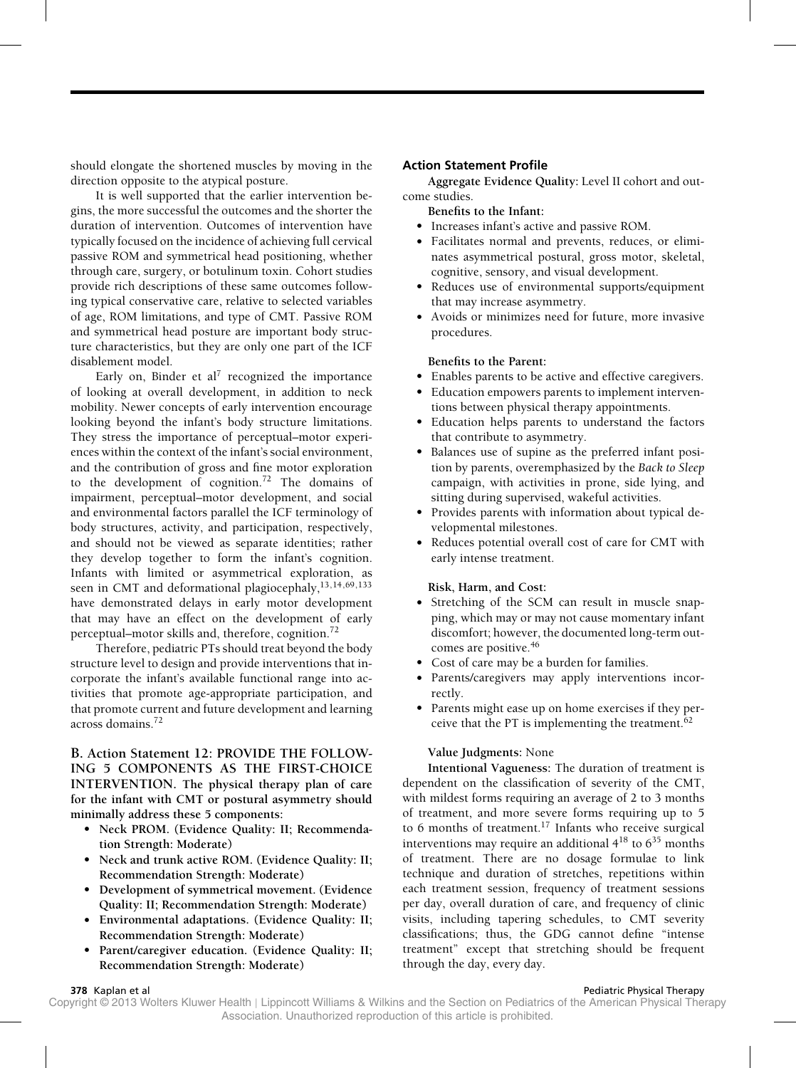should elongate the shortened muscles by moving in the direction opposite to the atypical posture.

It is well supported that the earlier intervention begins, the more successful the outcomes and the shorter the duration of intervention. Outcomes of intervention have typically focused on the incidence of achieving full cervical passive ROM and symmetrical head positioning, whether through care, surgery, or botulinum toxin. Cohort studies provide rich descriptions of these same outcomes following typical conservative care, relative to selected variables of age, ROM limitations, and type of CMT. Passive ROM and symmetrical head posture are important body structure characteristics, but they are only one part of the ICF disablement model.

Early on, Binder et al[7] recognized the importance of looking at overall development, in addition to neck mobility. Newer concepts of early intervention encourage looking beyond the infant's body structure limitations. They stress the importance of perceptual–motor experiences within the context of the infant's social environment, and the contribution of gross and fine motor exploration to the development of cognition.[72] The domains of impairment, perceptual–motor development, and social and environmental factors parallel the ICF terminology of body structures, activity, and participation, respectively, and should not be viewed as separate identities; rather they develop together to form the infant's cognition. Infants with limited or asymmetrical exploration, as seen in CMT and deformational plagiocephaly,[13,14,69,133] have demonstrated delays in early motor development that may have an effect on the development of early perceptual–motor skills and, therefore, cognition.[72]

Therefore, pediatric PTs should treat beyond the body structure level to design and provide interventions that incorporate the infant's available functional range into activities that promote age-appropriate participation, and that promote current and future development and learning across domains.[72]

## B. Action Statement 12: PROVIDE THE FOLLOWING 5 COMPONENTS AS THE FIRST-CHOICE INTERVENTION. The physical therapy plan of care for the infant with CMT or postural asymmetry should minimally address these 5 components:

- **Neck PROM. (Evidence Quality: II; Recommendation Strength: Moderate)**
- **Neck and trunk active ROM. (Evidence Quality: II; Recommendation Strength: Moderate)**
- **Development of symmetrical movement. (Evidence Quality: II; Recommendation Strength: Moderate)**
- **Environmental adaptations. (Evidence Quality: II; Recommendation Strength: Moderate)**
- **Parent/caregiver education. (Evidence Quality: II; Recommendation Strength: Moderate)**

### Action Statement Profile

**Aggregate Evidence Quality:** Level II cohort and outcome studies.

**Benefits to the Infant:**

- Increases infant's active and passive ROM.
- Facilitates normal and prevents, reduces, or eliminates asymmetrical postural, gross motor, skeletal, cognitive, sensory, and visual development.
- Reduces use of environmental supports/equipment that may increase asymmetry.
- Avoids or minimizes need for future, more invasive procedures.

**Benefits to the Parent:**

- Enables parents to be active and effective caregivers.
- Education empowers parents to implement interventions between physical therapy appointments.
- Education helps parents to understand the factors that contribute to asymmetry.
- Balances use of supine as the preferred infant position by parents, overemphasized by the *Back to Sleep* campaign, with activities in prone, side lying, and sitting during supervised, wakeful activities.
- Provides parents with information about typical developmental milestones.
- Reduces potential overall cost of care for CMT with early intense treatment.

**Risk, Harm, and Cost:**

- Stretching of the SCM can result in muscle snapping, which may or may not cause momentary infant discomfort; however, the documented long-term outcomes are positive.[46]
- Cost of care may be a burden for families.
- Parents/caregivers may apply interventions incorrectly.
- Parents might ease up on home exercises if they perceive that the PT is implementing the treatment.[62]

**Value Judgments:** None

**Intentional Vagueness:** The duration of treatment is dependent on the classification of severity of the CMT, with mildest forms requiring an average of 2 to 3 months of treatment, and more severe forms requiring up to 5 to 6 months of treatment.[17] Infants who receive surgical interventions may require an additional 4[18] to 6[35] months of treatment. There are no dosage formulae to link technique and duration of stretches, repetitions within each treatment session, frequency of treatment sessions per day, overall duration of care, and frequency of clinic visits, including tapering schedules, to CMT severity classifications; thus, the GDG cannot define "intense treatment" except that stretching should be frequent through the day, every day.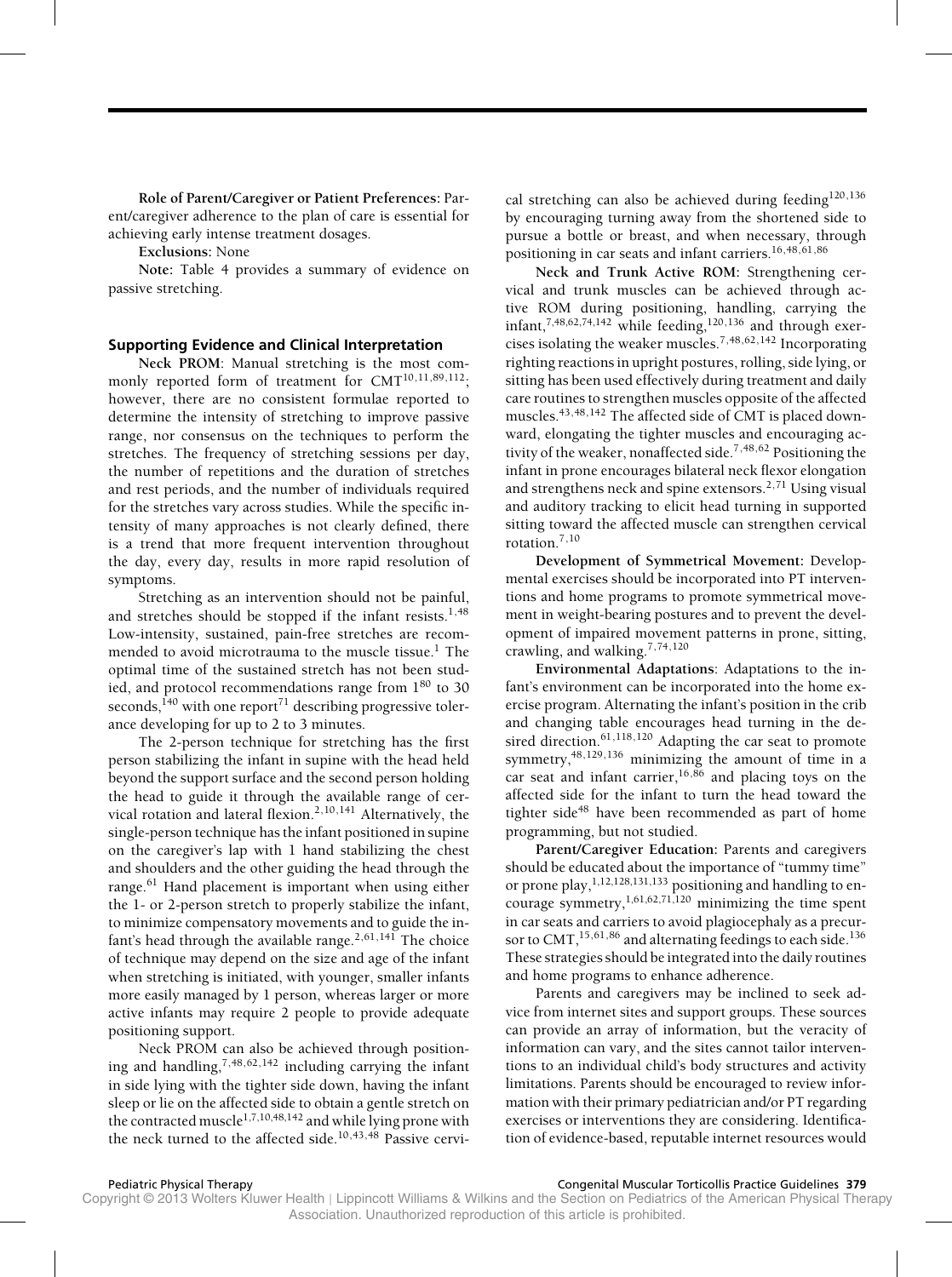**Role of Parent/Caregiver or Patient Preferences:** Parent/caregiver adherence to the plan of care is essential for achieving early intense treatment dosages.

**Exclusions:** None

**Note:** Table 4 provides a summary of evidence on passive stretching.

### Supporting Evidence and Clinical Interpretation

**Neck PROM**: Manual stretching is the most commonly reported form of treatment for CMT[10,11,89,112]; however, there are no consistent formulae reported to determine the intensity of stretching to improve passive range, nor consensus on the techniques to perform the stretches. The frequency of stretching sessions per day, the number of repetitions and the duration of stretches and rest periods, and the number of individuals required for the stretches vary across studies. While the specific intensity of many approaches is not clearly defined, there is a trend that more frequent intervention throughout the day, every day, results in more rapid resolution of symptoms.

Stretching as an intervention should not be painful, and stretches should be stopped if the infant resists.[1,48] Low-intensity, sustained, pain-free stretches are recommended to avoid microtrauma to the muscle tissue.[1] The optimal time of the sustained stretch has not been studied, and protocol recommendations range from 1[80] to 30 seconds,[140] with one report[71] describing progressive tolerance developing for up to 2 to 3 minutes.

The 2-person technique for stretching has the first person stabilizing the infant in supine with the head held beyond the support surface and the second person holding the head to guide it through the available range of cervical rotation and lateral flexion.[2,10,141] Alternatively, the single-person technique has the infant positioned in supine on the caregiver's lap with 1 hand stabilizing the chest and shoulders and the other guiding the head through the range.[61] Hand placement is important when using either the 1- or 2-person stretch to properly stabilize the infant, to minimize compensatory movements and to guide the infant's head through the available range.[2,61,141] The choice of technique may depend on the size and age of the infant when stretching is initiated, with younger, smaller infants more easily managed by 1 person, whereas larger or more active infants may require 2 people to provide adequate positioning support.

Neck PROM can also be achieved through positioning and handling,[7,48,62,142] including carrying the infant in side lying with the tighter side down, having the infant sleep or lie on the affected side to obtain a gentle stretch on the contracted muscle[1,7,10,48,142] and while lying prone with the neck turned to the affected side.[10,43,48] Passive cervical stretching can also be achieved during feeding[120,136] by encouraging turning away from the shortened side to pursue a bottle or breast, and when necessary, through positioning in car seats and infant carriers.[16,48,61,86]

**Neck and Trunk Active ROM:** Strengthening cervical and trunk muscles can be achieved through active ROM during positioning, handling, carrying the infant,[7,48,62,74,142] while feeding,[120,136] and through exercises isolating the weaker muscles.[7,48,62,142] Incorporating righting reactions in upright postures, rolling, side lying, or sitting has been used effectively during treatment and daily care routines to strengthen muscles opposite of the affected muscles.[43,48,142] The affected side of CMT is placed downward, elongating the tighter muscles and encouraging activity of the weaker, nonaffected side.[7,48,62] Positioning the infant in prone encourages bilateral neck flexor elongation and strengthens neck and spine extensors.[2,71] Using visual and auditory tracking to elicit head turning in supported sitting toward the affected muscle can strengthen cervical rotation.[7,10]

**Development of Symmetrical Movement:** Developmental exercises should be incorporated into PT interventions and home programs to promote symmetrical movement in weight-bearing postures and to prevent the development of impaired movement patterns in prone, sitting, crawling, and walking.[7,74,120]

**Environmental Adaptations**: Adaptations to the infant's environment can be incorporated into the home exercise program. Alternating the infant's position in the crib and changing table encourages head turning in the desired direction.[61,118,120] Adapting the car seat to promote symmetry,[48,129,136] minimizing the amount of time in a car seat and infant carrier,[16,86] and placing toys on the affected side for the infant to turn the head toward the tighter side[48] have been recommended as part of home programming, but not studied.

**Parent/Caregiver Education:** Parents and caregivers should be educated about the importance of "tummy time" or prone play,[1,12,128,131,133] positioning and handling to encourage symmetry,[1,61,62,71,120] minimizing the time spent in car seats and carriers to avoid plagiocephaly as a precursor to CMT,[15,61,86] and alternating feedings to each side.[136] These strategies should be integrated into the daily routines and home programs to enhance adherence.

Parents and caregivers may be inclined to seek advice from internet sites and support groups. These sources can provide an array of information, but the veracity of information can vary, and the sites cannot tailor interventions to an individual child's body structures and activity limitations. Parents should be encouraged to review information with their primary pediatrician and/or PT regarding exercises or interventions they are considering. Identification of evidence-based, reputable internet resources would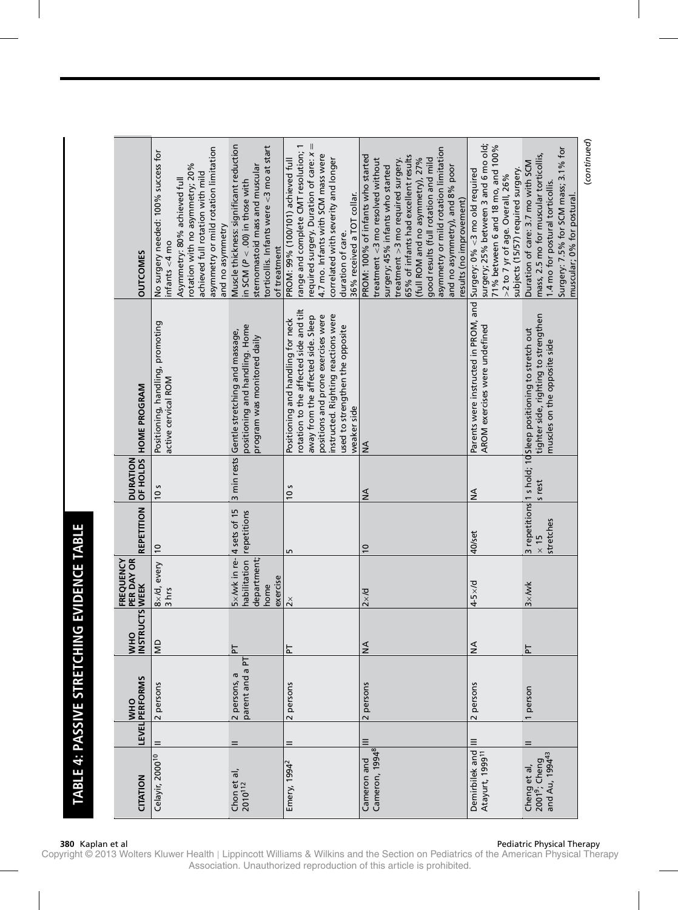## TABLE 4: PASSIVE STRETCHING EVIDENCE TABLE

| CITATION | LEVEL | WHO PERFORMS | WHO INSTRUCTS | FREQUENCY PER DAY OR WEEK | REPETITION | DURATION OF HOLDS | HOME PROGRAM | OUTCOMES |
|---|---|---|---|---|---|---|---|---|
| Celayir, 2000[10] | II | 2 persons | MD | 8×/d, every 3 hrs | 10 | 10 s | Positioning, handling, promoting active cervical ROM | No surgery needed: 100% success for infants <4 mo Asymmetry: 80% achieved full rotation with no asymmetry; 20% achieved full rotation with mild asymmetry or mild rotation limitation and no asymmetry |
| Chon et al, 2010[112] | II | 2 persons, a parent and a PT | PT | 5×/wk in rehabilitation department; home exercise | 4 sets of 15 repetitions | 3 min rests | Gentle stretching and massage, positioning and handling. Home program was monitored daily | Muscle thickness: significant reduction in SCM ($P < .00$) in those with sternomastoid mass and muscular torticollis. Infants were <3 mo at start of treatment |
| Emery, 1994[2] | II | 2 persons | PT | 2× | 5 | 10 s | Positioning and handling for neck rotation to the affected side and tilt away from the affected side. Sleep positions and prone exercises were instructed. Righting reactions were used to strengthen the opposite weaker side | PROM: 99% (100/101) achieved full range and complete CMT resolution; 1 required surgery. Duration of care: $x$ = 4.7 mo. Infants with SCM mass were correlated with severity and longer duration of care. 36% received a TOT collar. |
| Cameron and Cameron, 1994[8] | III | 2 persons | NA | 2×/d | 10 | NA | NA | PROM: 100% of infants who started treatment <3 mo resolved without surgery; 45% infants who started treatment >3 mo required surgery. 65% of infants had excellent results (full ROM and no asymmetry). 27% good results (full rotation and mild asymmetry or mild rotation limitation and no asymmetry), and 8% poor results (no improvement) |
| Demirbilek and Atayurt, 1999[11] | III | 2 persons | NA | 4-5×/d | 40/set | NA | Parents were instructed in PROM, and AROM exercises were undefined | Surgery: 0% <3 mo old required surgery; 25% between 3 and 6 mo old; 71% between 6 and 18 mo, and 100% >2 to 7 yr of age. Overall, 26% subjects (15/57) required surgery. |
| Cheng et al, 2001[9]; Cheng and Au, 1994[43] | II | 1 person | PT | 3×/wk | 3 repetitions × 15 stretches | 1 s hold; 10 s rest | Sleep positioning to stretch out tighter side, righting to strengthen muscles on the opposite side | Duration of care: 3.7 mo with SCM mass, 2.5 mo for muscular torticollis, 1.4 mo for postural torticollis. Surgery: 7.5% for SCM mass; 3.1% for muscular; 0% for postural. |

(continued)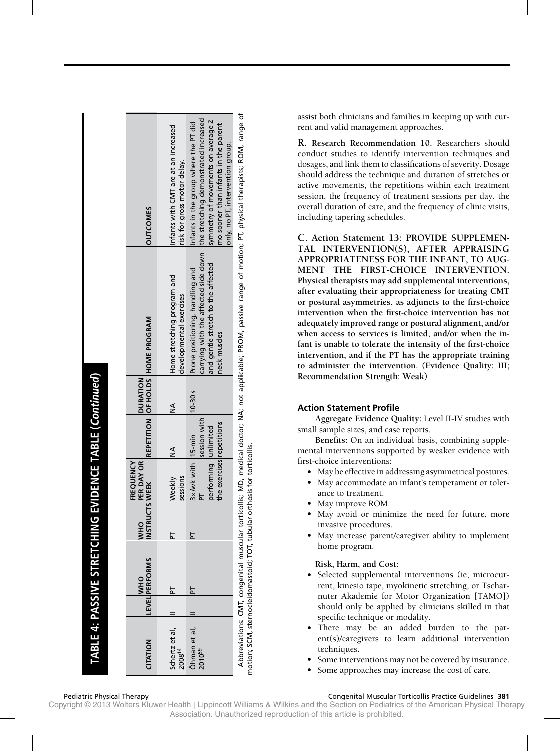## TABLE 4: PASSIVE STRETCHING EVIDENCE TABLE (*Continued*)

| CITATION | LEVEL | WHO PERFORMS | WHO INSTRUCTS | FREQUENCY PER DAY OR WEEK | REPETITION | DURATION OF HOLDS | HOME PROGRAM | OUTCOMES |
|---|---|---|---|---|---|---|---|---|
| Schertz et al, 2008[14] | II | PT | PT | Weekly sessions | NA | NA | Home stretching program and developmental exercises | Infants with CMT are at an increased risk for gross motor delay. |
| Öhman et al, 2010[59] | II | PT | PT | 3×/wk with PT performing the exercises | 15-min session with unlimited repetitions | 10-30 s | Prone positioning, handling and carrying with the affected side down and gentle stretch to the affected neck muscles | Infants in the group where the PT did the stretching demonstrated increased symmetry of movements on average 2 mo sooner than infants in the parent only, no PT, intervention group. |

Abbreviations: CMT, congenital muscular torticollis; MD, medical doctor; NA; not applicable; PROM, passive range of motion; PT, physical therapists; ROM, range of motion; SCM, sternocleidomastoid; TOT, tubular orthosis for torticollis.

assist both clinicians and families in keeping up with current and valid management approaches.

**R. Research Recommendation 10.** Researchers should conduct studies to identify intervention techniques and dosages, and link them to classifications of severity. Dosage should address the technique and duration of stretches or active movements, the repetitions within each treatment session, the frequency of treatment sessions per day, the overall duration of care, and the frequency of clinic visits, including tapering schedules.

**C. Action Statement 13: PROVIDE SUPPLEMENTAL INTERVENTION(S), AFTER APPRAISING APPROPRIATENESS FOR THE INFANT, TO AUGMENT THE FIRST-CHOICE INTERVENTION. Physical therapists may add supplemental interventions, after evaluating their appropriateness for treating CMT or postural asymmetries, as adjuncts to the first-choice intervention when the first-choice intervention has not adequately improved range or postural alignment, and/or when access to services is limited, and/or when the infant is unable to tolerate the intensity of the first-choice intervention, and if the PT has the appropriate training to administer the intervention. (Evidence Quality: III; Recommendation Strength: Weak)**

### Action Statement Profile

**Aggregate Evidence Quality:** Level II-IV studies with small sample sizes, and case reports.

**Benefits:** On an individual basis, combining supplemental interventions supported by weaker evidence with first-choice interventions:

- May be effective in addressing asymmetrical postures.
- May accommodate an infant's temperament or tolerance to treatment.
- May improve ROM.
- May avoid or minimize the need for future, more invasive procedures.
- May increase parent/caregiver ability to implement home program.

**Risk, Harm, and Cost:**

- Selected supplemental interventions (ie, microcurrent, kinesio tape, myokinetic stretching, or Tscharnuter Akademie for Motor Organization [TAMO]) should only be applied by clinicians skilled in that specific technique or modality.
- There may be an added burden to the parent(s)/caregivers to learn additional intervention techniques.
- Some interventions may not be covered by insurance.
- Some approaches may increase the cost of care.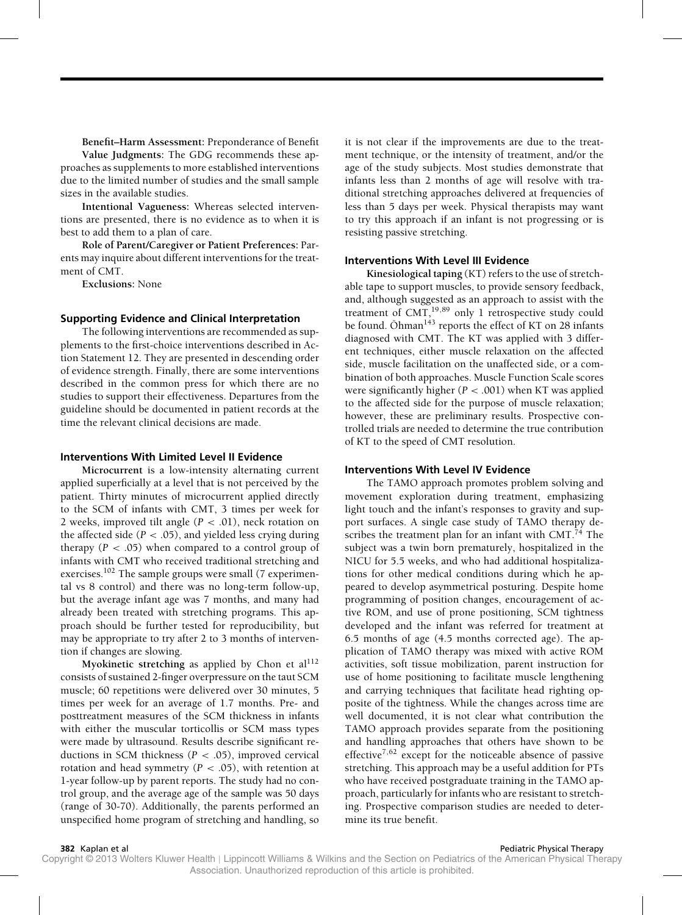**Benefit–Harm Assessment:** Preponderance of Benefit

**Value Judgments:** The GDG recommends these approaches as supplements to more established interventions due to the limited number of studies and the small sample sizes in the available studies.

**Intentional Vagueness:** Whereas selected interventions are presented, there is no evidence as to when it is best to add them to a plan of care.

**Role of Parent/Caregiver or Patient Preferences:** Parents may inquire about different interventions for the treatment of CMT.

**Exclusions:** None

### Supporting Evidence and Clinical Interpretation

The following interventions are recommended as supplements to the first-choice interventions described in Action Statement 12. They are presented in descending order of evidence strength. Finally, there are some interventions described in the common press for which there are no studies to support their effectiveness. Departures from the guideline should be documented in patient records at the time the relevant clinical decisions are made.

### Interventions With Limited Level II Evidence

**Microcurrent** is a low-intensity alternating current applied superficially at a level that is not perceived by the patient. Thirty minutes of microcurrent applied directly to the SCM of infants with CMT, 3 times per week for 2 weeks, improved tilt angle ($P < .01$), neck rotation on the affected side ($P < .05$), and yielded less crying during therapy ($P < .05$) when compared to a control group of infants with CMT who received traditional stretching and exercises.[102] The sample groups were small (7 experimental vs 8 control) and there was no long-term follow-up, but the average infant age was 7 months, and many had already been treated with stretching programs. This approach should be further tested for reproducibility, but may be appropriate to try after 2 to 3 months of intervention if changes are slowing.

**Myokinetic stretching** as applied by Chon et al[112] consists of sustained 2-finger overpressure on the taut SCM muscle; 60 repetitions were delivered over 30 minutes, 5 times per week for an average of 1.7 months. Pre- and posttreatment measures of the SCM thickness in infants with either the muscular torticollis or SCM mass types were made by ultrasound. Results describe significant reductions in SCM thickness ($P < .05$), improved cervical rotation and head symmetry ($P < .05$), with retention at 1-year follow-up by parent reports. The study had no control group, and the average age of the sample was 50 days (range of 30-70). Additionally, the parents performed an unspecified home program of stretching and handling, so it is not clear if the improvements are due to the treatment technique, or the intensity of treatment, and/or the age of the study subjects. Most studies demonstrate that infants less than 2 months of age will resolve with traditional stretching approaches delivered at frequencies of less than 5 days per week. Physical therapists may want to try this approach if an infant is not progressing or is resisting passive stretching.

### Interventions With Level III Evidence

**Kinesiological taping** (KT) refers to the use of stretchable tape to support muscles, to provide sensory feedback, and, although suggested as an approach to assist with the treatment of CMT,[19,89] only 1 retrospective study could be found. Öhman[143] reports the effect of KT on 28 infants diagnosed with CMT. The KT was applied with 3 different techniques, either muscle relaxation on the affected side, muscle facilitation on the unaffected side, or a combination of both approaches. Muscle Function Scale scores were significantly higher ($P < .001$) when KT was applied to the affected side for the purpose of muscle relaxation; however, these are preliminary results. Prospective controlled trials are needed to determine the true contribution of KT to the speed of CMT resolution.

### Interventions With Level IV Evidence

The TAMO approach promotes problem solving and movement exploration during treatment, emphasizing light touch and the infant's responses to gravity and support surfaces. A single case study of TAMO therapy describes the treatment plan for an infant with CMT.[74] The subject was a twin born prematurely, hospitalized in the NICU for 5.5 weeks, and who had additional hospitalizations for other medical conditions during which he appeared to develop asymmetrical posturing. Despite home programming of position changes, encouragement of active ROM, and use of prone positioning, SCM tightness developed and the infant was referred for treatment at 6.5 months of age (4.5 months corrected age). The application of TAMO therapy was mixed with active ROM activities, soft tissue mobilization, parent instruction for use of home positioning to facilitate muscle lengthening and carrying techniques that facilitate head righting opposite of the tightness. While the changes across time are well documented, it is not clear what contribution the TAMO approach provides separate from the positioning and handling approaches that others have shown to be effective[7,62] except for the noticeable absence of passive stretching. This approach may be a useful addition for PTs who have received postgraduate training in the TAMO approach, particularly for infants who are resistant to stretching. Prospective comparison studies are needed to determine its true benefit.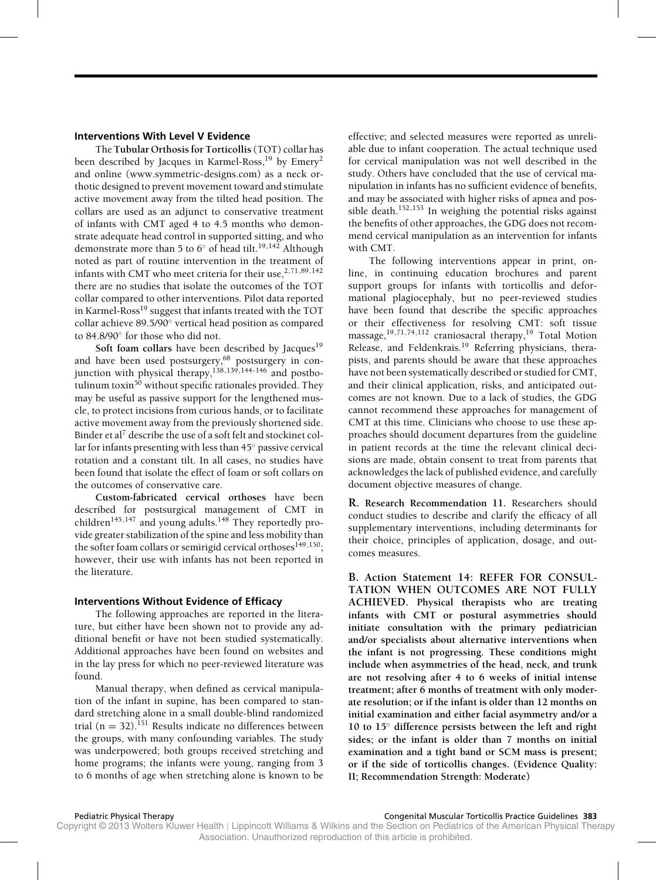### Interventions With Level V Evidence

The **Tubular Orthosis for Torticollis** (TOT) collar has been described by Jacques in Karmel-Ross,[19] by Emery[2] and online (www.symmetric-designs.com) as a neck orthotic designed to prevent movement toward and stimulate active movement away from the tilted head position. The collars are used as an adjunct to conservative treatment of infants with CMT aged 4 to 4.5 months who demonstrate adequate head control in supported sitting, and who demonstrate more than 5 to 6° of head tilt.[19,142] Although noted as part of routine intervention in the treatment of infants with CMT who meet criteria for their use,[2,71,89,142] there are no studies that isolate the outcomes of the TOT collar compared to other interventions. Pilot data reported in Karmel-Ross[19] suggest that infants treated with the TOT collar achieve 89.5/90° vertical head position as compared to 84.8/90° for those who did not.

**Soft foam collars** have been described by Jacques[19] and have been used postsurgery,[68] postsurgery in conjunction with physical therapy,[138,139,144-146] and postbotulinum toxin[50] without specific rationales provided. They may be useful as passive support for the lengthened muscle, to protect incisions from curious hands, or to facilitate active movement away from the previously shortened side. Binder et al[7] describe the use of a soft felt and stockinet collar for infants presenting with less than 45° passive cervical rotation and a constant tilt. In all cases, no studies have been found that isolate the effect of foam or soft collars on the outcomes of conservative care.

**Custom-fabricated cervical orthoses** have been described for postsurgical management of CMT in children[145,147] and young adults.[148] They reportedly provide greater stabilization of the spine and less mobility than the softer foam collars or semirigid cervical orthoses[149,150]; however, their use with infants has not been reported in the literature.

### Interventions Without Evidence of Efficacy

The following approaches are reported in the literature, but either have been shown not to provide any additional benefit or have not been studied systematically. Additional approaches have been found on websites and in the lay press for which no peer-reviewed literature was found.

Manual therapy, when defined as cervical manipulation of the infant in supine, has been compared to standard stretching alone in a small double-blind randomized trial ($n = 32$).[151] Results indicate no differences between the groups, with many confounding variables. The study was underpowered; both groups received stretching and home programs; the infants were young, ranging from 3 to 6 months of age when stretching alone is known to be effective; and selected measures were reported as unreliable due to infant cooperation. The actual technique used for cervical manipulation was not well described in the study. Others have concluded that the use of cervical manipulation in infants has no sufficient evidence of benefits, and may be associated with higher risks of apnea and possible death.[152,153] In weighing the potential risks against the benefits of other approaches, the GDG does not recommend cervical manipulation as an intervention for infants with CMT.

The following interventions appear in print, online, in continuing education brochures and parent support groups for infants with torticollis and deformational plagiocephaly, but no peer-reviewed studies have been found that describe the specific approaches or their effectiveness for resolving CMT: soft tissue massage,[19,71,74,112] craniosacral therapy,[19] Total Motion Release, and Feldenkrais.[19] Referring physicians, therapists, and parents should be aware that these approaches have not been systematically described or studied for CMT, and their clinical application, risks, and anticipated outcomes are not known. Due to a lack of studies, the GDG cannot recommend these approaches for management of CMT at this time. Clinicians who choose to use these approaches should document departures from the guideline in patient records at the time the relevant clinical decisions are made, obtain consent to treat from parents that acknowledges the lack of published evidence, and carefully document objective measures of change.

**R. Research Recommendation 11.** Researchers should conduct studies to describe and clarify the efficacy of all supplementary interventions, including determinants for their choice, principles of application, dosage, and outcomes measures.

**B. Action Statement 14: REFER FOR CONSULTATION WHEN OUTCOMES ARE NOT FULLY ACHIEVED. Physical therapists who are treating infants with CMT or postural asymmetries should initiate consultation with the primary pediatrician and/or specialists about alternative interventions when the infant is not progressing. These conditions might include when asymmetries of the head, neck, and trunk are not resolving after 4 to 6 weeks of initial intense treatment; after 6 months of treatment with only moderate resolution; or if the infant is older than 12 months on initial examination and either facial asymmetry and/or a 10 to 15° difference persists between the left and right sides; or the infant is older than 7 months on initial examination and a tight band or SCM mass is present; or if the side of torticollis changes. (Evidence Quality: II; Recommendation Strength: Moderate)**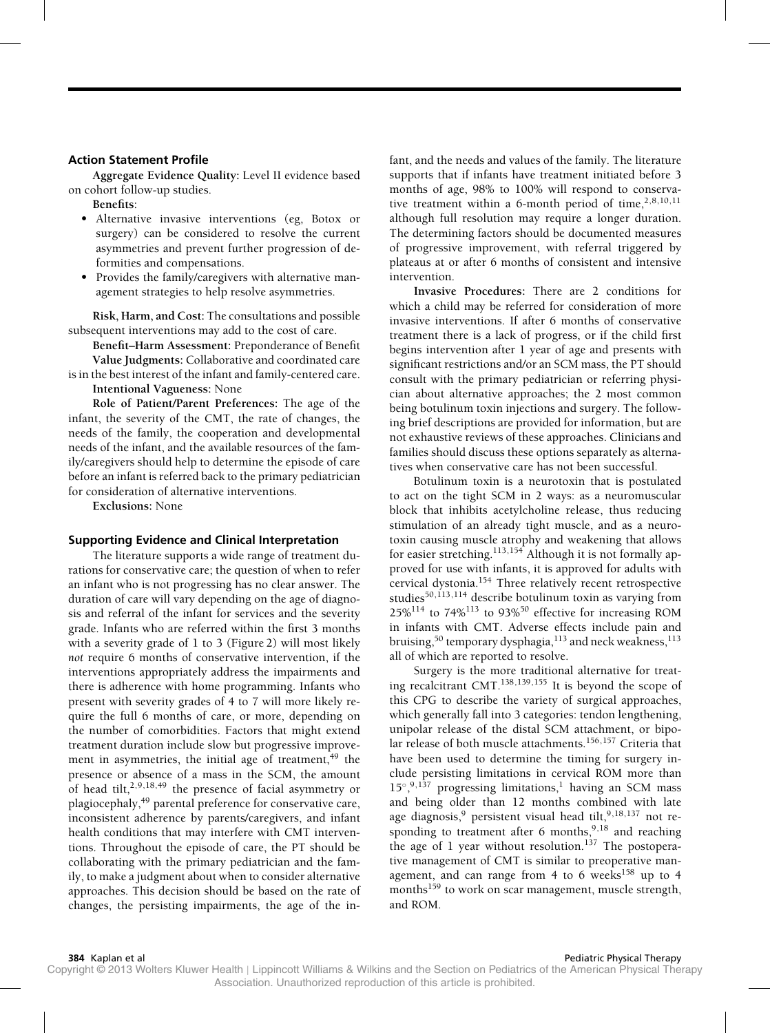### Action Statement Profile

**Aggregate Evidence Quality:** Level II evidence based on cohort follow-up studies.

**Benefits**:

- Alternative invasive interventions (eg, Botox or surgery) can be considered to resolve the current asymmetries and prevent further progression of deformities and compensations.
- Provides the family/caregivers with alternative management strategies to help resolve asymmetries.

**Risk, Harm, and Cost:** The consultations and possible subsequent interventions may add to the cost of care.

**Benefit–Harm Assessment:** Preponderance of Benefit

**Value Judgments:** Collaborative and coordinated care is in the best interest of the infant and family-centered care.

**Intentional Vagueness:** None

**Role of Patient/Parent Preferences:** The age of the infant, the severity of the CMT, the rate of changes, the needs of the family, the cooperation and developmental needs of the infant, and the available resources of the family/caregivers should help to determine the episode of care before an infant is referred back to the primary pediatrician for consideration of alternative interventions.

**Exclusions:** None

### Supporting Evidence and Clinical Interpretation

The literature supports a wide range of treatment durations for conservative care; the question of when to refer an infant who is not progressing has no clear answer. The duration of care will vary depending on the age of diagnosis and referral of the infant for services and the severity grade. Infants who are referred within the first 3 months with a severity grade of 1 to 3 (Figure 2) will most likely *not* require 6 months of conservative intervention, if the interventions appropriately address the impairments and there is adherence with home programming. Infants who present with severity grades of 4 to 7 will more likely require the full 6 months of care, or more, depending on the number of comorbidities. Factors that might extend treatment duration include slow but progressive improvement in asymmetries, the initial age of treatment,[49] the presence or absence of a mass in the SCM, the amount of head tilt,[2,9,18,49] the presence of facial asymmetry or plagiocephaly,[49] parental preference for conservative care, inconsistent adherence by parents/caregivers, and infant health conditions that may interfere with CMT interventions. Throughout the episode of care, the PT should be collaborating with the primary pediatrician and the family, to make a judgment about when to consider alternative approaches. This decision should be based on the rate of changes, the persisting impairments, the age of the infant, and the needs and values of the family. The literature supports that if infants have treatment initiated before 3 months of age, 98% to 100% will respond to conservative treatment within a 6-month period of time,[2,8,10,11] although full resolution may require a longer duration. The determining factors should be documented measures of progressive improvement, with referral triggered by plateaus at or after 6 months of consistent and intensive intervention.

**Invasive Procedures:** There are 2 conditions for which a child may be referred for consideration of more invasive interventions. If after 6 months of conservative treatment there is a lack of progress, or if the child first begins intervention after 1 year of age and presents with significant restrictions and/or an SCM mass, the PT should consult with the primary pediatrician or referring physician about alternative approaches; the 2 most common being botulinum toxin injections and surgery. The following brief descriptions are provided for information, but are not exhaustive reviews of these approaches. Clinicians and families should discuss these options separately as alternatives when conservative care has not been successful.

Botulinum toxin is a neurotoxin that is postulated to act on the tight SCM in 2 ways: as a neuromuscular block that inhibits acetylcholine release, thus reducing stimulation of an already tight muscle, and as a neurotoxin causing muscle atrophy and weakening that allows for easier stretching.[113,154] Although it is not formally approved for use with infants, it is approved for adults with cervical dystonia.[154] Three relatively recent retrospective studies[50,113,114] describe botulinum toxin as varying from 25%[114] to 74%[113] to 93%[50] effective for increasing ROM in infants with CMT. Adverse effects include pain and bruising,[50] temporary dysphagia,[113] and neck weakness,[113] all of which are reported to resolve.

Surgery is the more traditional alternative for treating recalcitrant CMT.[138,139,155] It is beyond the scope of this CPG to describe the variety of surgical approaches, which generally fall into 3 categories: tendon lengthening, unipolar release of the distal SCM attachment, or bipolar release of both muscle attachments.[156,157] Criteria that have been used to determine the timing for surgery include persisting limitations in cervical ROM more than 15°,[9,137] progressing limitations,[1] having an SCM mass and being older than 12 months combined with late age diagnosis,[9] persistent visual head tilt,[9,18,137] not responding to treatment after 6 months,[9,18] and reaching the age of 1 year without resolution.[137] The postoperative management of CMT is similar to preoperative management, and can range from 4 to 6 weeks[158] up to 4 months[159] to work on scar management, muscle strength, and ROM.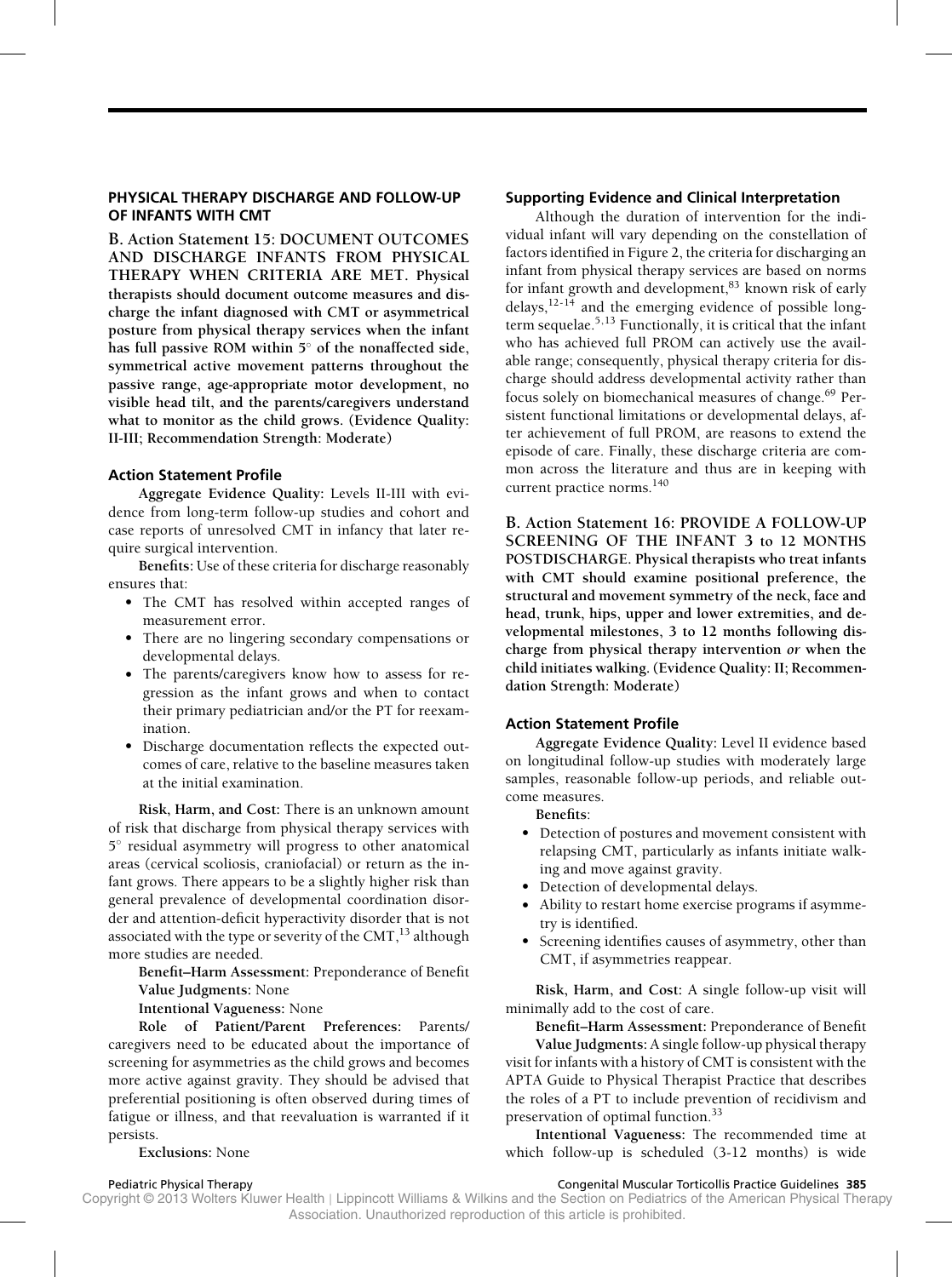## PHYSICAL THERAPY DISCHARGE AND FOLLOW-UP OF INFANTS WITH CMT

**B. Action Statement 15: DOCUMENT OUTCOMES AND DISCHARGE INFANTS FROM PHYSICAL THERAPY WHEN CRITERIA ARE MET. Physical therapists should document outcome measures and discharge the infant diagnosed with CMT or asymmetrical posture from physical therapy services when the infant has full passive ROM within 5° of the nonaffected side, symmetrical active movement patterns throughout the passive range, age-appropriate motor development, no visible head tilt, and the parents/caregivers understand what to monitor as the child grows. (Evidence Quality: II-III; Recommendation Strength: Moderate)**

### Action Statement Profile

**Aggregate Evidence Quality:** Levels II-III with evidence from long-term follow-up studies and cohort and case reports of unresolved CMT in infancy that later require surgical intervention.

**Benefits:** Use of these criteria for discharge reasonably ensures that:

- The CMT has resolved within accepted ranges of measurement error.
- There are no lingering secondary compensations or developmental delays.
- The parents/caregivers know how to assess for regression as the infant grows and when to contact their primary pediatrician and/or the PT for reexamination.
- Discharge documentation reflects the expected outcomes of care, relative to the baseline measures taken at the initial examination.

**Risk, Harm, and Cost:** There is an unknown amount of risk that discharge from physical therapy services with 5° residual asymmetry will progress to other anatomical areas (cervical scoliosis, craniofacial) or return as the infant grows. There appears to be a slightly higher risk than general prevalence of developmental coordination disorder and attention-deficit hyperactivity disorder that is not associated with the type or severity of the CMT,[13] although more studies are needed.

**Benefit–Harm Assessment:** Preponderance of Benefit

**Value Judgments:** None

**Intentional Vagueness:** None

**Role of Patient/Parent Preferences:** Parents/caregivers need to be educated about the importance of screening for asymmetries as the child grows and becomes more active against gravity. They should be advised that preferential positioning is often observed during times of fatigue or illness, and that reevaluation is warranted if it persists.

**Exclusions:** None

### Supporting Evidence and Clinical Interpretation

Although the duration of intervention for the individual infant will vary depending on the constellation of factors identified in Figure 2, the criteria for discharging an infant from physical therapy services are based on norms for infant growth and development,[83] known risk of early delays,[12-14] and the emerging evidence of possible long-term sequelae.[5,13] Functionally, it is critical that the infant who has achieved full PROM can actively use the available range; consequently, physical therapy criteria for discharge should address developmental activity rather than focus solely on biomechanical measures of change.[69] Persistent functional limitations or developmental delays, after achievement of full PROM, are reasons to extend the episode of care. Finally, these discharge criteria are common across the literature and thus are in keeping with current practice norms.[140]

**B. Action Statement 16: PROVIDE A FOLLOW-UP SCREENING OF THE INFANT 3 to 12 MONTHS POSTDISCHARGE. Physical therapists who treat infants with CMT should examine positional preference, the structural and movement symmetry of the neck, face and head, trunk, hips, upper and lower extremities, and developmental milestones, 3 to 12 months following discharge from physical therapy intervention *or* when the child initiates walking. (Evidence Quality: II; Recommendation Strength: Moderate)**

### Action Statement Profile

**Aggregate Evidence Quality:** Level II evidence based on longitudinal follow-up studies with moderately large samples, reasonable follow-up periods, and reliable outcome measures.

**Benefits:**

- Detection of postures and movement consistent with relapsing CMT, particularly as infants initiate walking and move against gravity.
- Detection of developmental delays.
- Ability to restart home exercise programs if asymmetry is identified.
- Screening identifies causes of asymmetry, other than CMT, if asymmetries reappear.

**Risk, Harm, and Cost:** A single follow-up visit will minimally add to the cost of care.

**Benefit–Harm Assessment:** Preponderance of Benefit

**Value Judgments:** A single follow-up physical therapy visit for infants with a history of CMT is consistent with the APTA Guide to Physical Therapist Practice that describes the roles of a PT to include prevention of recidivism and preservation of optimal function.[33]

**Intentional Vagueness:** The recommended time at which follow-up is scheduled (3-12 months) is wide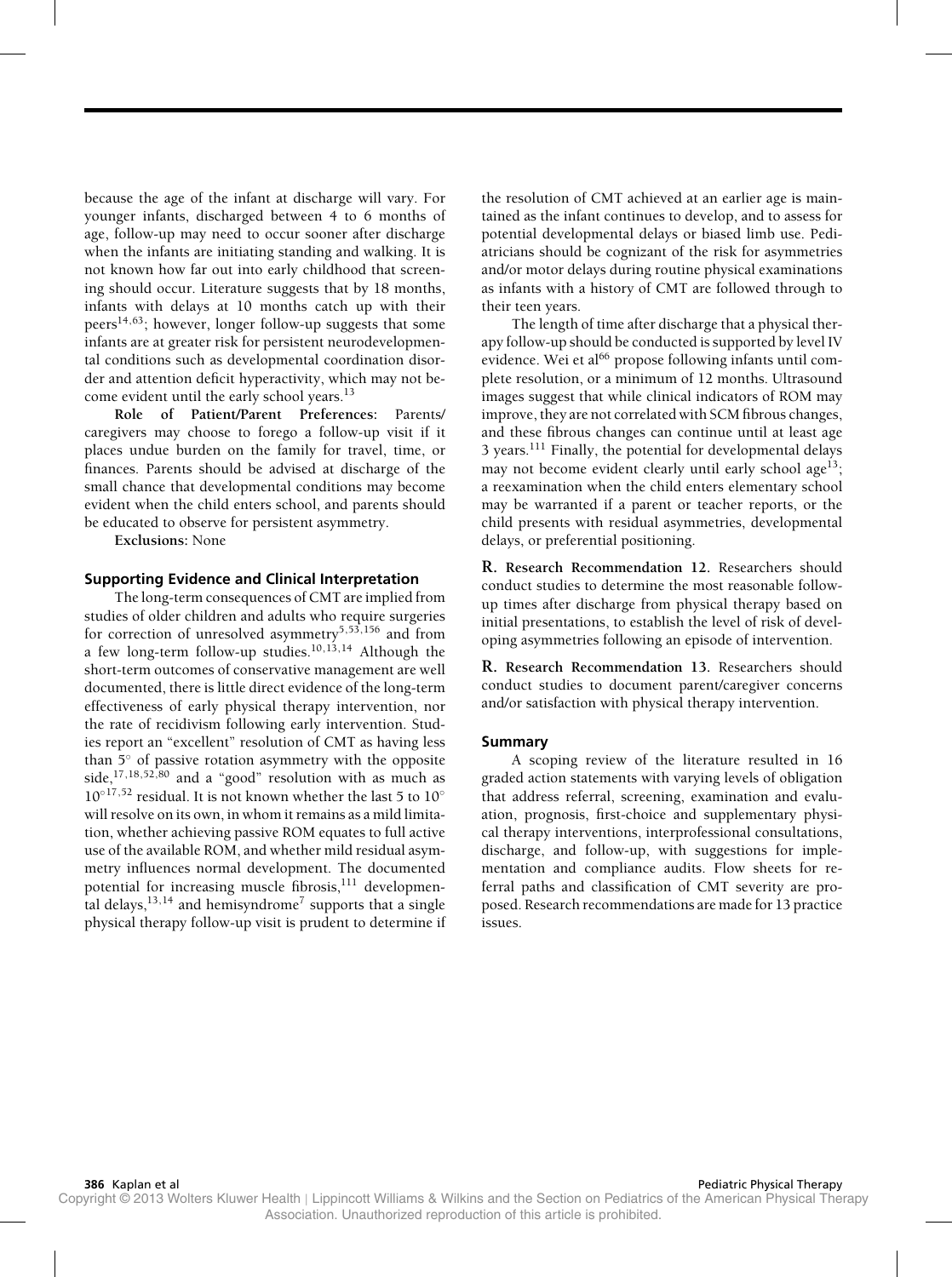because the age of the infant at discharge will vary. For younger infants, discharged between 4 to 6 months of age, follow-up may need to occur sooner after discharge when the infants are initiating standing and walking. It is not known how far out into early childhood that screening should occur. Literature suggests that by 18 months, infants with delays at 10 months catch up with their peers[14,63]; however, longer follow-up suggests that some infants are at greater risk for persistent neurodevelopmental conditions such as developmental coordination disorder and attention deficit hyperactivity, which may not become evident until the early school years.[13]

**Role of Patient/Parent Preferences:** Parents/caregivers may choose to forego a follow-up visit if it places undue burden on the family for travel, time, or finances. Parents should be advised at discharge of the small chance that developmental conditions may become evident when the child enters school, and parents should be educated to observe for persistent asymmetry.

**Exclusions:** None

### Supporting Evidence and Clinical Interpretation

The long-term consequences of CMT are implied from studies of older children and adults who require surgeries for correction of unresolved asymmetry[5,53,156] and from a few long-term follow-up studies.[10,13,14] Although the short-term outcomes of conservative management are well documented, there is little direct evidence of the long-term effectiveness of early physical therapy intervention, nor the rate of recidivism following early intervention. Studies report an "excellent" resolution of CMT as having less than 5° of passive rotation asymmetry with the opposite side,[17,18,52,80] and a "good" resolution with as much as 10°[17,52] residual. It is not known whether the last 5 to 10° will resolve on its own, in whom it remains as a mild limitation, whether achieving passive ROM equates to full active use of the available ROM, and whether mild residual asymmetry influences normal development. The documented potential for increasing muscle fibrosis,[111] developmental delays,[13,14] and hemisyndrome[7] supports that a single physical therapy follow-up visit is prudent to determine if the resolution of CMT achieved at an earlier age is maintained as the infant continues to develop, and to assess for potential developmental delays or biased limb use. Pediatricians should be cognizant of the risk for asymmetries and/or motor delays during routine physical examinations as infants with a history of CMT are followed through to their teen years.

The length of time after discharge that a physical therapy follow-up should be conducted is supported by level IV evidence. Wei et al[66] propose following infants until complete resolution, or a minimum of 12 months. Ultrasound images suggest that while clinical indicators of ROM may improve, they are not correlated with SCM fibrous changes, and these fibrous changes can continue until at least age 3 years.[111] Finally, the potential for developmental delays may not become evident clearly until early school age[13]; a reexamination when the child enters elementary school may be warranted if a parent or teacher reports, or the child presents with residual asymmetries, developmental delays, or preferential positioning.

**R. Research Recommendation 12.** Researchers should conduct studies to determine the most reasonable follow-up times after discharge from physical therapy based on initial presentations, to establish the level of risk of developing asymmetries following an episode of intervention.

**R. Research Recommendation 13.** Researchers should conduct studies to document parent/caregiver concerns and/or satisfaction with physical therapy intervention.

### Summary

A scoping review of the literature resulted in 16 graded action statements with varying levels of obligation that address referral, screening, examination and evaluation, prognosis, first-choice and supplementary physical therapy interventions, interprofessional consultations, discharge, and follow-up, with suggestions for implementation and compliance audits. Flow sheets for referral paths and classification of CMT severity are proposed. Research recommendations are made for 13 practice issues.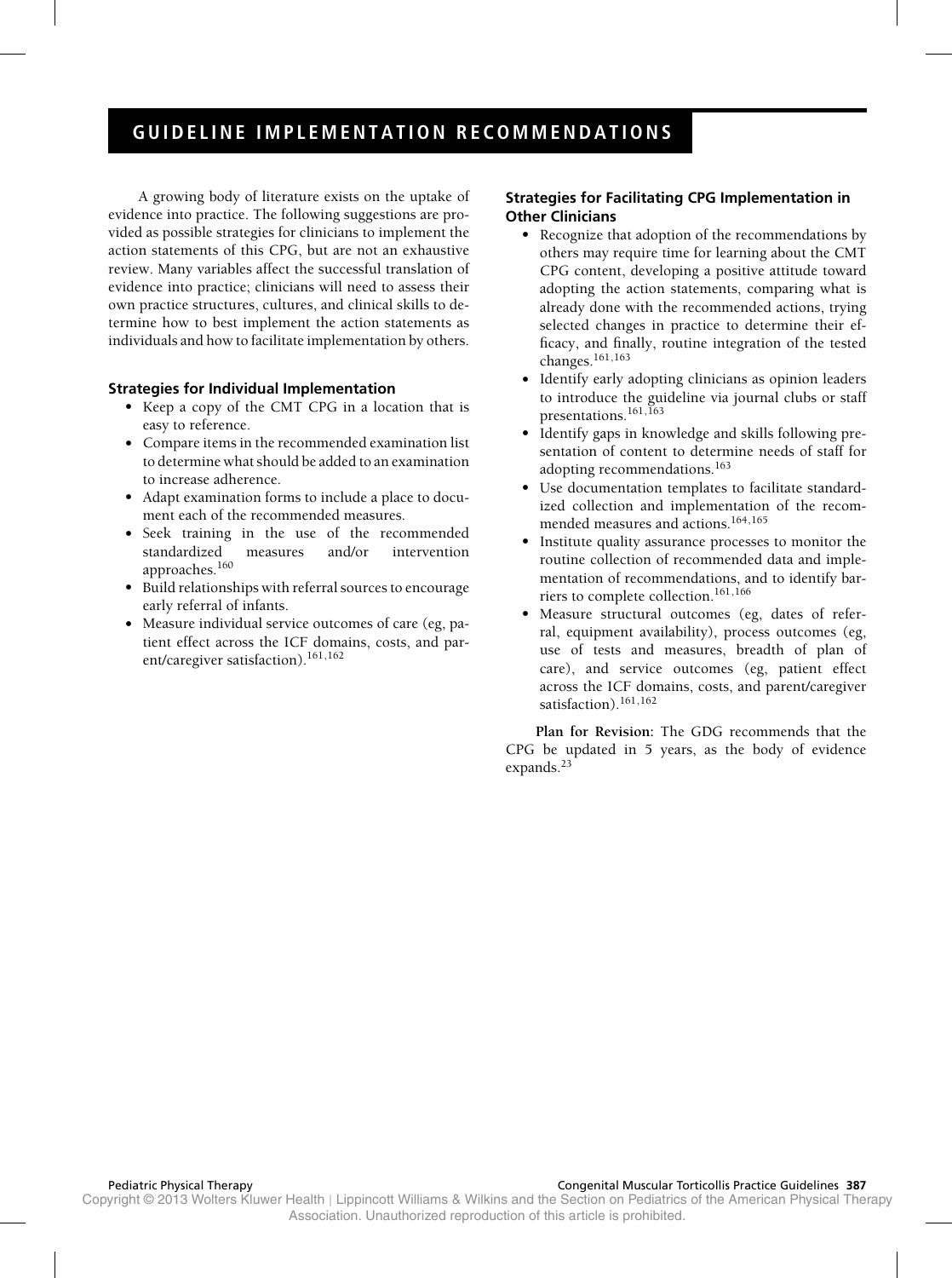## GUIDELINE IMPLEMENTATION RECOMMENDATIONS

A growing body of literature exists on the uptake of evidence into practice. The following suggestions are provided as possible strategies for clinicians to implement the action statements of this CPG, but are not an exhaustive review. Many variables affect the successful translation of evidence into practice; clinicians will need to assess their own practice structures, cultures, and clinical skills to determine how to best implement the action statements as individuals and how to facilitate implementation by others.

### Strategies for Individual Implementation

- Keep a copy of the CMT CPG in a location that is easy to reference.
- Compare items in the recommended examination list to determine what should be added to an examination to increase adherence.
- Adapt examination forms to include a place to document each of the recommended measures.
- Seek training in the use of the recommended standardized measures and/or intervention approaches.[160]
- Build relationships with referral sources to encourage early referral of infants.
- Measure individual service outcomes of care (eg, patient effect across the ICF domains, costs, and parent/caregiver satisfaction).[161,162]

### Strategies for Facilitating CPG Implementation in Other Clinicians

- Recognize that adoption of the recommendations by others may require time for learning about the CMT CPG content, developing a positive attitude toward adopting the action statements, comparing what is already done with the recommended actions, trying selected changes in practice to determine their efficacy, and finally, routine integration of the tested changes.[161,163]
- Identify early adopting clinicians as opinion leaders to introduce the guideline via journal clubs or staff presentations.[161,163]
- Identify gaps in knowledge and skills following presentation of content to determine needs of staff for adopting recommendations.[163]
- Use documentation templates to facilitate standardized collection and implementation of the recommended measures and actions.[164,165]
- Institute quality assurance processes to monitor the routine collection of recommended data and implementation of recommendations, and to identify barriers to complete collection.[161,166]
- Measure structural outcomes (eg, dates of referral, equipment availability), process outcomes (eg, use of tests and measures, breadth of plan of care), and service outcomes (eg, patient effect across the ICF domains, costs, and parent/caregiver satisfaction).[161,162]

**Plan for Revision:** The GDG recommends that the CPG be updated in 5 years, as the body of evidence expands.[23]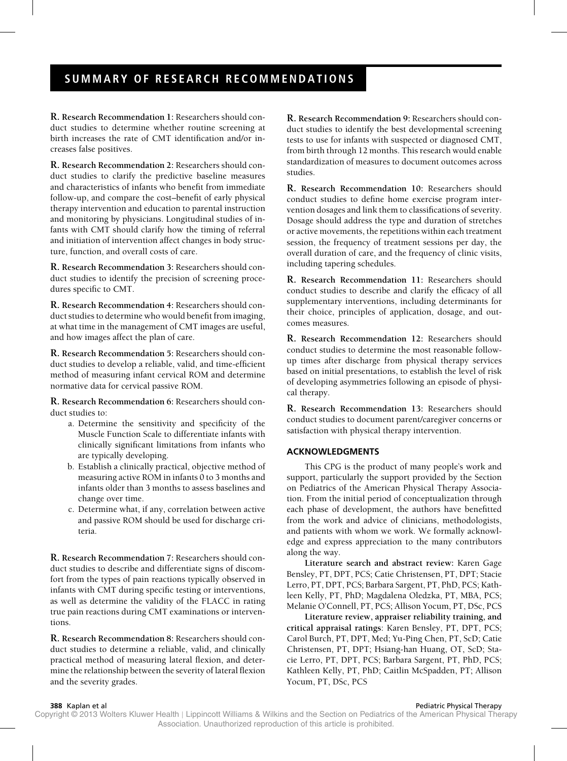## SUMMARY OF RESEARCH RECOMMENDATIONS

**R. Research Recommendation 1:** Researchers should conduct studies to determine whether routine screening at birth increases the rate of CMT identification and/or increases false positives.

**R. Research Recommendation 2:** Researchers should conduct studies to clarify the predictive baseline measures and characteristics of infants who benefit from immediate follow-up, and compare the cost–benefit of early physical therapy intervention and education to parental instruction and monitoring by physicians. Longitudinal studies of infants with CMT should clarify how the timing of referral and initiation of intervention affect changes in body structure, function, and overall costs of care.

**R. Research Recommendation 3:** Researchers should conduct studies to identify the precision of screening procedures specific to CMT.

**R. Research Recommendation 4:** Researchers should conduct studies to determine who would benefit from imaging, at what time in the management of CMT images are useful, and how images affect the plan of care.

**R. Research Recommendation 5:** Researchers should conduct studies to develop a reliable, valid, and time-efficient method of measuring infant cervical ROM and determine normative data for cervical passive ROM.

**R. Research Recommendation 6:** Researchers should conduct studies to:

a. Determine the sensitivity and specificity of the Muscle Function Scale to differentiate infants with clinically significant limitations from infants who are typically developing.
b. Establish a clinically practical, objective method of measuring active ROM in infants 0 to 3 months and infants older than 3 months to assess baselines and change over time.
c. Determine what, if any, correlation between active and passive ROM should be used for discharge criteria.

**R. Research Recommendation 7:** Researchers should conduct studies to describe and differentiate signs of discomfort from the types of pain reactions typically observed in infants with CMT during specific testing or interventions, as well as determine the validity of the FLACC in rating true pain reactions during CMT examinations or interventions.

**R. Research Recommendation 8:** Researchers should conduct studies to determine a reliable, valid, and clinically practical method of measuring lateral flexion, and determine the relationship between the severity of lateral flexion and the severity grades.

**R. Research Recommendation 9:** Researchers should conduct studies to identify the best developmental screening tests to use for infants with suspected or diagnosed CMT, from birth through 12 months. This research would enable standardization of measures to document outcomes across studies.

**R. Research Recommendation 10:** Researchers should conduct studies to define home exercise program intervention dosages and link them to classifications of severity. Dosage should address the type and duration of stretches or active movements, the repetitions within each treatment session, the frequency of treatment sessions per day, the overall duration of care, and the frequency of clinic visits, including tapering schedules.

**R. Research Recommendation 11:** Researchers should conduct studies to describe and clarify the efficacy of all supplementary interventions, including determinants for their choice, principles of application, dosage, and outcomes measures.

**R. Research Recommendation 12:** Researchers should conduct studies to determine the most reasonable follow-up times after discharge from physical therapy services based on initial presentations, to establish the level of risk of developing asymmetries following an episode of physical therapy.

**R. Research Recommendation 13:** Researchers should conduct studies to document parent/caregiver concerns or satisfaction with physical therapy intervention.

### ACKNOWLEDGMENTS

This CPG is the product of many people's work and support, particularly the support provided by the Section on Pediatrics of the American Physical Therapy Association. From the initial period of conceptualization through each phase of development, the authors have benefitted from the work and advice of clinicians, methodologists, and patients with whom we work. We formally acknowledge and express appreciation to the many contributors along the way.

**Literature search and abstract review:** Karen Gage Bensley, PT, DPT, PCS; Catie Christensen, PT, DPT; Stacie Lerro, PT, DPT, PCS; Barbara Sargent, PT, PhD, PCS; Kathleen Kelly, PT, PhD; Magdalena Oledzka, PT, MBA, PCS; Melanie O'Connell, PT, PCS; Allison Yocum, PT, DSc, PCS

**Literature review, appraiser reliability training, and critical appraisal ratings:** Karen Bensley, PT, DPT, PCS; Carol Burch, PT, DPT, Med; Yu-Ping Chen, PT, ScD; Catie Christensen, PT, DPT; Hsiang-han Huang, OT, ScD; Stacie Lerro, PT, DPT, PCS; Barbara Sargent, PT, PhD, PCS; Kathleen Kelly, PT, PhD; Caitlin McSpadden, PT; Allison Yocum, PT, DSc, PCS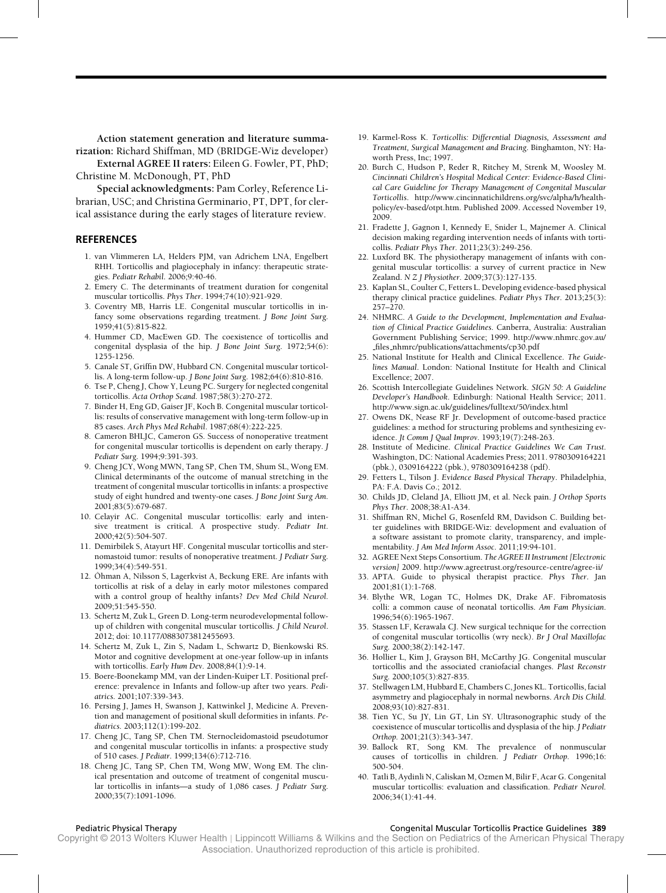**Action statement generation and literature summarization:** Richard Shiffman, MD (BRIDGE-Wiz developer)

**External AGREE II raters:** Eileen G. Fowler, PT, PhD; Christine M. McDonough, PT, PhD

**Special acknowledgments:** Pam Corley, Reference Librarian, USC; and Christina Germinario, PT, DPT, for clerical assistance during the early stages of literature review.

## REFERENCES

1. van Vlimmeren LA, Helders PJM, van Adrichem LNA, Engelbert RHH. Torticollis and plagiocephaly in infancy: therapeutic strategies. *Pediatr Rehabil.* 2006;9:40-46.
2. Emery C. The determinants of treatment duration for congenital muscular torticollis. *Phys Ther.* 1994;74(10):921-929.
3. Coventry MB, Harris LE. Congenital muscular torticollis in infancy some observations regarding treatment. *J Bone Joint Surg.* 1959;41(5):815-822.
4. Hummer CD, MacEwen GD. The coexistence of torticollis and congenital dysplasia of the hip. *J Bone Joint Surg.* 1972;54(6): 1255-1256.
5. Canale ST, Griffin DW, Hubbard CN. Congenital muscular torticollis. A long-term follow-up. *J Bone Joint Surg.* 1982;64(6):810-816.
6. Tse P, Cheng J, Chow Y, Leung PC. Surgery for neglected congenital torticollis. *Acta Orthop Scand.* 1987;58(3):270-272.
7. Binder H, Eng GD, Gaiser JF, Koch B. Congenital muscular torticollis: results of conservative management with long-term follow-up in 85 cases. *Arch Phys Med Rehabil.* 1987;68(4):222-225.
8. Cameron BHLJC, Cameron GS. Success of nonoperative treatment for congenital muscular torticollis is dependent on early therapy. *J Pediatr Surg.* 1994;9:391-393.
9. Cheng JCY, Wong MWN, Tang SP, Chen TM, Shum SL, Wong EM. Clinical determinants of the outcome of manual stretching in the treatment of congenital muscular torticollis in infants: a prospective study of eight hundred and twenty-one cases. *J Bone Joint Surg Am.* 2001;83(5):679-687.
10. Celayir AC. Congenital muscular torticollis: early and intensive treatment is critical. A prospective study. *Pediatr Int.* 2000;42(5):504-507.
11. Demirbilek S, Atayurt HF. Congenital muscular torticollis and sternomastoid tumor: results of nonoperative treatment. *J Pediatr Surg.* 1999;34(4):549-551.
12. Öhman A, Nilsson S, Lagerkvist A, Beckung ERE. Are infants with torticollis at risk of a delay in early motor milestones compared with a control group of healthy infants? *Dev Med Child Neurol.* 2009;51:545-550.
13. Schertz M, Zuk L, Green D. Long-term neurodevelopmental follow-up of children with congenital muscular torticollis. *J Child Neurol.* 2012; doi: 10.1177/0883073812455693.
14. Schertz M, Zuk L, Zin S, Nadam L, Schwartz D, Bienkowski RS. Motor and cognitive development at one-year follow-up in infants with torticollis. *Early Hum Dev.* 2008;84(1):9-14.
15. Boere-Boonekamp MM, van der Linden-Kuiper LT. Positional preference: prevalence in Infants and follow-up after two years. *Pediatrics.* 2001;107:339-343.
16. Persing J, James H, Swanson J, Kattwinkel J, Medicine A. Prevention and management of positional skull deformities in infants. *Pediatrics.* 2003;112(1):199-202.
17. Cheng JC, Tang SP, Chen TM. Sternocleidomastoid pseudotumor and congenital muscular torticollis in infants: a prospective study of 510 cases. *J Pediatr.* 1999;134(6):712-716.
18. Cheng JC, Tang SP, Chen TM, Wong MW, Wong EM. The clinical presentation and outcome of treatment of congenital muscular torticollis in infants—a study of 1,086 cases. *J Pediatr Surg.* 2000;35(7):1091-1096.
19. Karmel-Ross K. *Torticollis: Differential Diagnosis, Assessment and Treatment, Surgical Management and Bracing.* Binghamton, NY: Haworth Press, Inc; 1997.
20. Burch C, Hudson P, Reder R, Ritchey M, Strenk M, Woosley M. *Cincinnati Children's Hospital Medical Center: Evidence-Based Clinical Care Guideline for Therapy Management of Congenital Muscular Torticollis.* http://www.cincinnatichildrens.org/svc/alpha/h/health-policy/ev-based/otpt.htm. Published 2009. Accessed November 19, 2009.
21. Fradette J, Gagnon I, Kennedy E, Snider L, Majnemer A. Clinical decision making regarding intervention needs of infants with torticollis. *Pediatr Phys Ther.* 2011;23(3):249-256.
22. Luxford BK. The physiotherapy management of infants with congenital muscular torticollis: a survey of current practice in New Zealand. *N Z J Physiother.* 2009;37(3):127-135.
23. Kaplan SL, Coulter C, Fetters L. Developing evidence-based physical therapy clinical practice guidelines. *Pediatr Phys Ther.* 2013;25(3): 257–270.
24. NHMRC. *A Guide to the Development, Implementation and Evaluation of Clinical Practice Guidelines.* Canberra, Australia: Australian Government Publishing Service; 1999. http://www.nhmrc.gov.au/_files_nhmrc/publications/attachments/cp30.pdf
25. National Institute for Health and Clinical Excellence. *The Guidelines Manual.* London: National Institute for Health and Clinical Excellence; 2007.
26. Scottish Intercollegiate Guidelines Network. *SIGN 50: A Guideline Developer's Handbook.* Edinburgh: National Health Service; 2011. http://www.sign.ac.uk/guidelines/fulltext/50/index.html
27. Owens DK, Nease RF Jr. Development of outcome-based practice guidelines: a method for structuring problems and synthesizing evidence. *Jt Comm J Qual Improv.* 1993;19(7):248-263.
28. Institute of Medicine. *Clinical Practice Guidelines We Can Trust.* Washington, DC: National Academies Press; 2011. 9780309164221 (pbk.), 0309164222 (pbk.), 9780309164238 (pdf).
29. Fetters L, Tilson J. *Evidence Based Physical Therapy.* Philadelphia, PA: F.A. Davis Co.; 2012.
30. Childs JD, Cleland JA, Elliott JM, et al. Neck pain. *J Orthop Sports Phys Ther.* 2008;38:A1-A34.
31. Shiffman RN, Michel G, Rosenfeld RM, Davidson C. Building better guidelines with BRIDGE-Wiz: development and evaluation of a software assistant to promote clarity, transparency, and implementability. *J Am Med Inform Assoc.* 2011;19:94-101.
32. AGREE Next Steps Consortium. *The AGREE II Instrument [Electronic version]* 2009. http://www.agreetrust.org/resource-centre/agree-ii/
33. APTA. Guide to physical therapist practice. *Phys Ther.* Jan 2001;81(1):1-768.
34. Blythe WR, Logan TC, Holmes DK, Drake AF. Fibromatosis colli: a common cause of neonatal torticollis. *Am Fam Physician.* 1996;54(6):1965-1967.
35. Stassen LF, Kerawala CJ. New surgical technique for the correction of congenital muscular torticollis (wry neck). *Br J Oral Maxillofac Surg.* 2000;38(2):142-147.
36. Hollier L, Kim J, Grayson BH, McCarthy JG. Congenital muscular torticollis and the associated craniofacial changes. *Plast Reconstr Surg.* 2000;105(3):827-835.
37. Stellwagen LM, Hubbard E, Chambers C, Jones KL. Torticollis, facial asymmetry and plagiocephaly in normal newborns. *Arch Dis Child.* 2008;93(10):827-831.
38. Tien YC, Su JY, Lin GT, Lin SY. Ultrasonographic study of the coexistence of muscular torticollis and dysplasia of the hip. *J Pediatr Orthop.* 2001;21(3):343-347.
39. Ballock RT, Song KM. The prevalence of nonmuscular causes of torticollis in children. *J Pediatr Orthop.* 1996;16: 500-504.
40. Tatli B, Aydinli N, Caliskan M, Ozmen M, Bilir F, Acar G. Congenital muscular torticollis: evaluation and classification. *Pediatr Neurol.* 2006;34(1):41-44.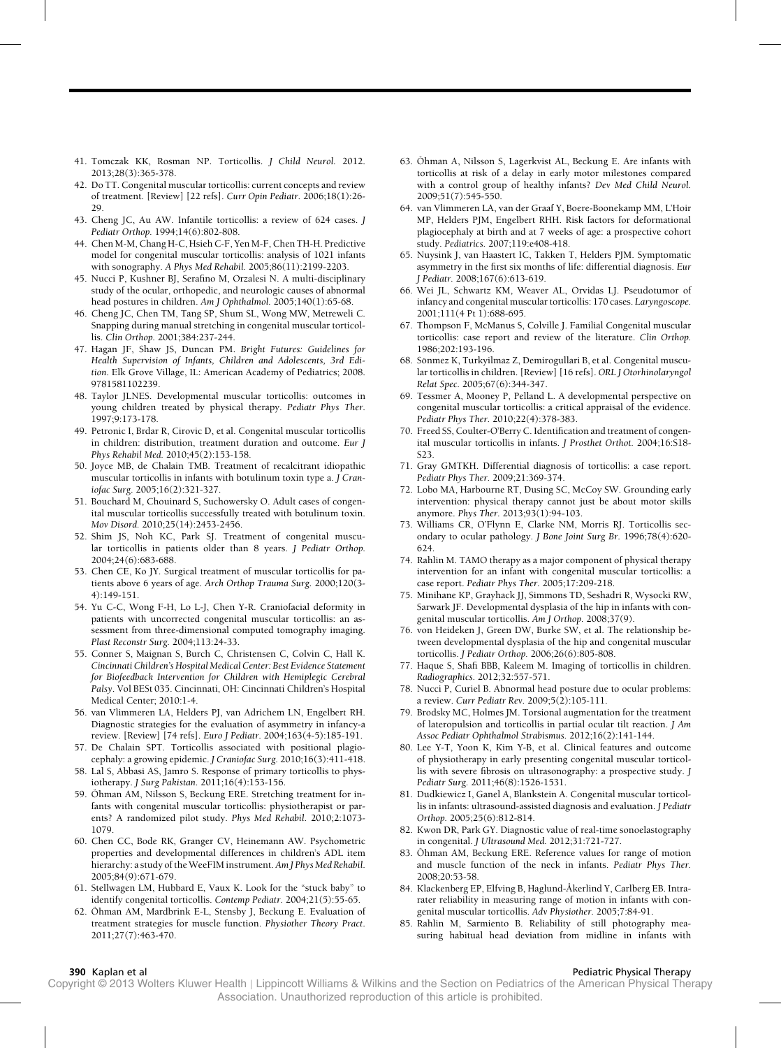41. Tomczak KK, Rosman NP. Torticollis. *J Child Neurol.* 2012. 2013;28(3):365-378.
42. Do TT. Congenital muscular torticollis: current concepts and review of treatment. [Review] [22 refs]. *Curr Opin Pediatr*. 2006;18(1):26-29.
43. Cheng JC, Au AW. Infantile torticollis: a review of 624 cases. *J Pediatr Orthop.* 1994;14(6):802-808.
44. Chen M-M, Chang H-C, Hsieh C-F, Yen M-F, Chen TH-H. Predictive model for congenital muscular torticollis: analysis of 1021 infants with sonography. *A Phys Med Rehabil.* 2005;86(11):2199-2203.
45. Nucci P, Kushner BJ, Serafino M, Orzalesi N. A multi-disciplinary study of the ocular, orthopedic, and neurologic causes of abnormal head postures in children. *Am J Ophthalmol.* 2005;140(1):65-68.
46. Cheng JC, Chen TM, Tang SP, Shum SL, Wong MW, Metreweli C. Snapping during manual stretching in congenital muscular torticollis. *Clin Orthop.* 2001;384:237-244.
47. Hagan JF, Shaw JS, Duncan PM. *Bright Futures: Guidelines for Health Supervision of Infants, Children and Adolescents, 3rd Edition*. Elk Grove Village, IL: American Academy of Pediatrics; 2008. 9781581102239.
48. Taylor JLNES. Developmental muscular torticollis: outcomes in young children treated by physical therapy. *Pediatr Phys Ther.* 1997;9:173-178.
49. Petronic I, Brdar R, Cirovic D, et al. Congenital muscular torticollis in children: distribution, treatment duration and outcome. *Eur J Phys Rehabil Med.* 2010;45(2):153-158.
50. Joyce MB, de Chalain TMB. Treatment of recalcitrant idiopathic muscular torticollis in infants with botulinum toxin type a. *J Craniofac Surg.* 2005;16(2):321-327.
51. Bouchard M, Chouinard S, Suchowersky O. Adult cases of congenital muscular torticollis successfully treated with botulinum toxin. *Mov Disord.* 2010;25(14):2453-2456.
52. Shim JS, Noh KC, Park SJ. Treatment of congenital muscular torticollis in patients older than 8 years. *J Pediatr Orthop.* 2004;24(6):683-688.
53. Chen CE, Ko JY. Surgical treatment of muscular torticollis for patients above 6 years of age. *Arch Orthop Trauma Surg.* 2000;120(3-4):149-151.
54. Yu C-C, Wong F-H, Lo L-J, Chen Y-R. Craniofacial deformity in patients with uncorrected congenital muscular torticollis: an assessment from three-dimensional computed tomography imaging. *Plast Reconstr Surg.* 2004;113:24-33.
55. Conner S, Maignan S, Burch C, Christensen C, Colvin C, Hall K. *Cincinnati Children's Hospital Medical Center: Best Evidence Statement for Biofeedback Intervention for Children with Hemiplegic Cerebral Palsy*. Vol BESt 035. Cincinnati, OH: Cincinnati Children's Hospital Medical Center; 2010:1-4.
56. van Vlimmeren LA, Helders PJ, van Adrichem LN, Engelbert RH. Diagnostic strategies for the evaluation of asymmetry in infancy-a review. [Review] [74 refs]. *Euro J Pediatr.* 2004;163(4-5):185-191.
57. De Chalain SPT. Torticollis associated with positional plagiocephaly: a growing epidemic. *J Craniofac Surg.* 2010;16(3):411-418.
58. Lal S, Abbasi AS, Jamro S. Response of primary torticollis to physiotherapy. *J Surg Pakistan.* 2011;16(4):153-156.
59. Öhman AM, Nilsson S, Beckung ERE. Stretching treatment for infants with congenital muscular torticollis: physiotherapist or parents? A randomized pilot study. *Phys Med Rehabil.* 2010;2:1073-1079.
60. Chen CC, Bode RK, Granger CV, Heinemann AW. Psychometric properties and developmental differences in children's ADL item hierarchy: a study of the WeeFIM instrument. *Am J Phys Med Rehabil.* 2005;84(9):671-679.
61. Stellwagen LM, Hubbard E, Vaux K. Look for the "stuck baby" to identify congenital torticollis. *Contemp Pediatr*. 2004;21(5):55-65.
62. Öhman AM, Mardbrink E-L, Stensby J, Beckung E. Evaluation of treatment strategies for muscle function. *Physiother Theory Pract.* 2011;27(7):463-470.
63. Öhman A, Nilsson S, Lagerkvist AL, Beckung E. Are infants with torticollis at risk of a delay in early motor milestones compared with a control group of healthy infants? *Dev Med Child Neurol.* 2009;51(7):545-550.
64. van Vlimmeren LA, van der Graaf Y, Boere-Boonekamp MM, L'Hoir MP, Helders PJM, Engelbert RHH. Risk factors for deformational plagiocephaly at birth and at 7 weeks of age: a prospective cohort study. *Pediatrics.* 2007;119:e408-418.
65. Nuysink J, van Haastert IC, Takken T, Helders PJM. Symptomatic asymmetry in the first six months of life: differential diagnosis. *Eur J Pediatr.* 2008;167(6):613-619.
66. Wei JL, Schwartz KM, Weaver AL, Orvidas LJ. Pseudotumor of infancy and congenital muscular torticollis: 170 cases. *Laryngoscope.* 2001;111(4 Pt 1):688-695.
67. Thompson F, McManus S, Colville J. Familial Congenital muscular torticollis: case report and review of the literature. *Clin Orthop.* 1986;202:193-196.
68. Sönmez K, Turkyilmaz Z, Demirogullari B, et al. Congenital muscular torticollis in children. [Review] [16 refs]. *ORL J Otorhinolaryngol Relat Spec.* 2005;67(6):344-347.
69. Tessmer A, Mooney P, Pelland L. A developmental perspective on congenital muscular torticollis: a critical appraisal of the evidence. *Pediatr Phys Ther.* 2010;22(4):378-383.
70. Freed SS, Coulter-O'Berry C. Identification and treatment of congenital muscular torticollis in infants. *J Prosthet Orthot.* 2004;16:S18-S23.
71. Gray GMTKH. Differential diagnosis of torticollis: a case report. *Pediatr Phys Ther.* 2009;21:369-374.
72. Lobo MA, Harbourne RT, Dusing SC, McCoy SW. Grounding early intervention: physical therapy cannot just be about motor skills anymore. *Phys Ther.* 2013;93(1):94-103.
73. Williams CR, O'Flynn E, Clarke NM, Morris RJ. Torticollis secondary to ocular pathology. *J Bone Joint Surg Br.* 1996;78(4):620-624.
74. Rahlin M. TAMO therapy as a major component of physical therapy intervention for an infant with congenital muscular torticollis: a case report. *Pediatr Phys Ther.* 2005;17:209-218.
75. Minihane KP, Grayhack JJ, Simmons TD, Seshadri R, Wysocki RW, Sarwark JF. Developmental dysplasia of the hip in infants with congenital muscular torticollis. *Am J Orthop.* 2008;37(9).
76. von Heideken J, Green DW, Burke SW, et al. The relationship between developmental dysplasia of the hip and congenital muscular torticollis. *J Pediatr Orthop.* 2006;26(6):805-808.
77. Haque S, Shafi BBB, Kaleem M. Imaging of torticollis in children. *Radiographics.* 2012;32:557-571.
78. Nucci P, Curiel B. Abnormal head posture due to ocular problems: a review. *Curr Pediatr Rev.* 2009;5(2):105-111.
79. Brodsky MC, Holmes JM. Torsional augmentation for the treatment of lateropulsion and torticollis in partial ocular tilt reaction. *J Am Assoc Pediatr Ophthalmol Strabismus.* 2012;16(2):141-144.
80. Lee Y-T, Yoon K, Kim Y-B, et al. Clinical features and outcome of physiotherapy in early presenting congenital muscular torticollis with severe fibrosis on ultrasonography: a prospective study. *J Pediatr Surg.* 2011;46(8):1526-1531.
81. Dudkiewicz I, Ganel A, Blankstein A. Congenital muscular torticollis in infants: ultrasound-assisted diagnosis and evaluation. *J Pediatr Orthop.* 2005;25(6):812-814.
82. Kwon DR, Park GY. Diagnostic value of real-time sonoelastography in congenital. *J Ultrasound Med.* 2012;31:721-727.
83. Öhman AM, Beckung ERE. Reference values for range of motion and muscle function of the neck in infants. *Pediatr Phys Ther.* 2008;20:53-58.
84. Klackenberg EP, Elfving B, Haglund-Åkerlind Y, Carlberg EB. Intra-rater reliability in measuring range of motion in infants with congenital muscular torticollis. *Adv Physiother.* 2005;7:84-91.
85. Rahlin M, Sarmiento B. Reliability of still photography measuring habitual head deviation from midline in infants with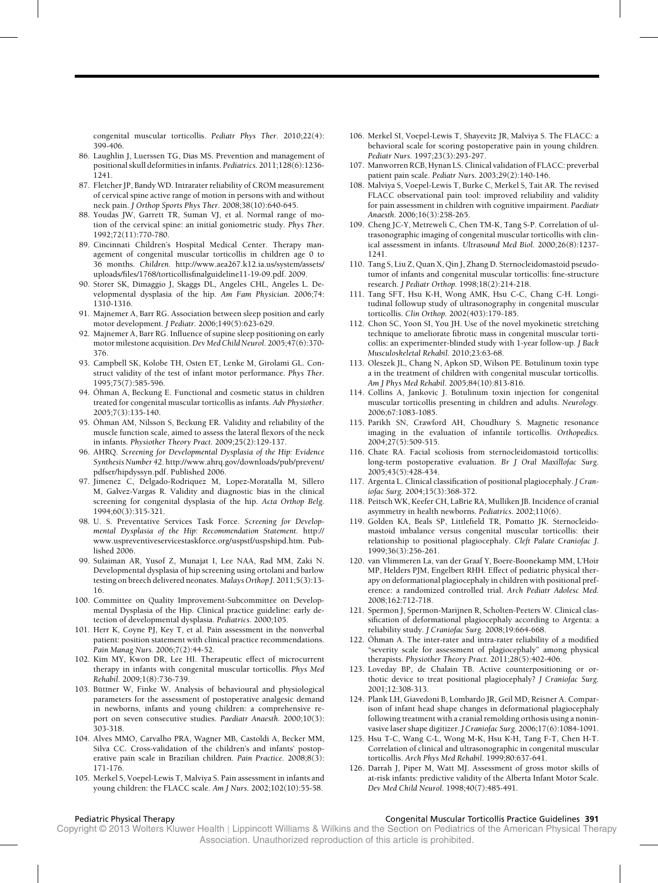congenital muscular torticollis. *Pediatr Phys Ther.* 2010;22(4):399-406.

86. Laughlin J, Luerssen TG, Dias MS. Prevention and management of positional skull deformities in infants. *Pediatrics.* 2011;128(6):1236-1241.
87. Fletcher JP, Bandy WD. Intrarater reliability of CROM measurement of cervical spine active range of motion in persons with and without neck pain. *J Orthop Sports Phys Ther.* 2008;38(10):640-645.
88. Youdas JW, Garrett TR, Suman VJ, et al. Normal range of motion of the cervical spine: an initial goniometric study. *Phys Ther.* 1992;72(11):770-780.
89. Cincinnati Children's Hospital Medical Center. Therapy management of congenital muscular torticollis in children age 0 to 36 months. *Children.* http://www.aea267.k12.ia.us/system/assets/uploads/files/1768/torticollisfinalguideline11-19-09.pdf. 2009.
90. Storer SK, Dimaggio J, Skaggs DL, Angeles CHL, Angeles L. Developmental dysplasia of the hip. *Am Fam Physician.* 2006;74:1310-1316.
91. Majnemer A, Barr RG. Association between sleep position and early motor development. *J Pediatr.* 2006;149(5):623-629.
92. Majnemer A, Barr RG. Influence of supine sleep positioning on early motor milestone acquisition. *Dev Med Child Neurol.* 2005;47(6):370-376.
93. Campbell SK, Kolobe TH, Osten ET, Lenke M, Girolami GL. Construct validity of the test of infant motor performance. *Phys Ther.* 1995;75(7):585-596.
94. Öhman A, Beckung E. Functional and cosmetic status in children treated for congenital muscular torticollis as infants. *Adv Physiother.* 2005;7(3):135-140.
95. Öhman AM, Nilsson S, Beckung ER. Validity and reliability of the muscle function scale, aimed to assess the lateral flexors of the neck in infants. *Physiother Theory Pract.* 2009;25(2):129-137.
96. AHRQ. *Screening for Developmental Dysplasia of the Hip: Evidence Synthesis Number 42.* http://www.ahrq.gov/downloads/pub/prevent/pdfser/hipdyssyn.pdf. Published 2006.
97. Jimenez C, Delgado-Rodriquez M, Lopez-Moratalla M, Sillero M, Galvez-Vargas R. Validity and diagnostic bias in the clinical screening for congenital dysplasia of the hip. *Acta Orthop Belg.* 1994;60(3):315-321.
98. U. S. Preventative Services Task Force. *Screening for Developmental Dysplasia of the Hip: Recommendation Statement.* http://www.uspreventiveservicestaskforce.org/uspstf/uspshipd.htm. Published 2006.
99. Sulaiman AR, Yusof Z, Munajat I, Lee NAA, Rad MM, Zaki N. Developmental dysplasia of hip screening using ortolani and barlow testing on breech delivered neonates. *Malays Orthop J.* 2011;5(3):13-16.
100. Committee on Quality Improvement-Subcommittee on Developmental Dysplasia of the Hip. Clinical practice guideline: early detection of developmental dysplasia. *Pediatrics.* 2000;105.
101. Herr K, Coyne PJ, Key T, et al. Pain assessment in the nonverbal patient: position statement with clinical practice recommendations. *Pain Manag Nurs.* 2006;7(2):44-52.
102. Kim MY, Kwon DR, Lee HI. Therapeutic effect of microcurrent therapy in infants with congenital muscular torticollis. *Phys Med Rehabil.* 2009;1(8):736-739.
103. Büttner W, Finke W. Analysis of behavioural and physiological parameters for the assessment of postoperative analgesic demand in newborns, infants and young children: a comprehensive report on seven consecutive studies. *Paediatr Anaesth.* 2000;10(3):303-318.
104. Alves MMO, Carvalho PRA, Wagner MB, Castoldi A, Becker MM, Silva CC. Cross-validation of the children's and infants' postoperative pain scale in Brazilian children. *Pain Practice.* 2008;8(3):171-176.
105. Merkel S, Voepel-Lewis T, Malviya S. Pain assessment in infants and young children: the FLACC scale. *Am J Nurs.* 2002;102(10):55-58.
106. Merkel SI, Voepel-Lewis T, Shayevitz JR, Malviya S. The FLACC: a behavioral scale for scoring postoperative pain in young children. *Pediatr Nurs.* 1997;23(3):293-297.
107. Manworren RCB, Hynan LS. Clinical validation of FLACC: preverbal patient pain scale. *Pediatr Nurs.* 2003;29(2):140-146.
108. Malviya S, Voepel-Lewis T, Burke C, Merkel S, Tait AR. The revised FLACC observational pain tool: improved reliability and validity for pain assessment in children with cognitive impairment. *Paediatr Anaesth.* 2006;16(3):258-265.
109. Cheng JC-Y, Metreweli C, Chen TM-K, Tang S-P. Correlation of ultrasonographic imaging of congenital muscular torticollis with clinical assessment in infants. *Ultrasound Med Biol.* 2000;26(8):1237-1241.
110. Tang S, Liu Z, Quan X, Qin J, Zhang D. Sternocleidomastoid pseudotumor of infants and congenital muscular torticollis: fine-structure research. *J Pediatr Orthop.* 1998;18(2):214-218.
111. Tang SFT, Hsu K-H, Wong AMK, Hsu C-C, Chang C-H. Longitudinal followup study of ultrasonography in congenital muscular torticollis. *Clin Orthop.* 2002(403):179-185.
112. Chon SC, Yoon SI, You JH. Use of the novel myokinetic stretching technique to ameliorate fibrotic mass in congenital muscular torticollis: an experimenter-blinded study with 1-year follow-up. *J Back Musculoskeletal Rehabil.* 2010;23:63-68.
113. Oleszek JL, Chang N, Apkon SD, Wilson PE. Botulinum toxin type a in the treatment of children with congenital muscular torticollis. *Am J Phys Med Rehabil.* 2005;84(10):813-816.
114. Collins A, Jankovic J. Botulinum toxin injection for congenital muscular torticollis presenting in children and adults. *Neurology.* 2006;67:1083-1085.
115. Parikh SN, Crawford AH, Choudhury S. Magnetic resonance imaging in the evaluation of infantile torticollis. *Orthopedics.* 2004;27(5):509-515.
116. Chate RA. Facial scoliosis from sternocleidomastoid torticollis: long-term postoperative evaluation. *Br J Oral Maxillofac Surg.* 2005;43(5):428-434.
117. Argenta L. Clinical classification of positional plagiocephaly. *J Craniofac Surg.* 2004;15(3):368-372.
118. Peitsch WK, Keefer CH, LaBrie RA, Mulliken JB. Incidence of cranial asymmetry in health newborns. *Pediatrics.* 2002;110(6).
119. Golden KA, Beals SP, Littlefield TR, Pomatto JK. Sternocleidomastoid imbalance versus congenital muscular torticollis: their relationship to positional plagiocephaly. *Cleft Palate Craniofac J.* 1999;36(3):256-261.
120. van Vlimmeren La, van der Graaf Y, Boere-Boonekamp MM, L'Hoir MP, Helders PJM, Engelbert RHH. Effect of pediatric physical therapy on deformational plagiocephaly in children with positional preference: a randomized controlled trial. *Arch Pediatr Adolesc Med.* 2008;162:712-718.
121. Spermon J, Spermon-Marijnen R, Scholten-Peeters W. Clinical classification of deformational plagiocephaly according to Argenta: a reliability study. *J Craniofac Surg.* 2008;19:664-668.
122. Öhman A. The inter-rater and intra-rater reliability of a modified "severity scale for assessment of plagiocephaly" among physical therapists. *Physiother Theory Pract.* 2011;28(5):402-406.
123. Loveday BP, de Chalain TB. Active counterpositioning or orthotic device to treat positional plagiocephaly? *J Craniofac Surg.* 2001;12:308-313.
124. Plank LH, Giavedoni B, Lombardo JR, Geil MD, Reisner A. Comparison of infant head shape changes in deformational plagiocephaly following treatment with a cranial remolding orthosis using a noninvasive laser shape digitizer. *J Craniofac Surg.* 2006;17(6):1084-1091.
125. Hsu T-C, Wang C-L, Wong M-K, Hsu K-H, Tang F-T, Chen H-T. Correlation of clinical and ultrasonographic in congenital muscular torticollis. *Arch Phys Med Rehabil.* 1999;80:637-641.
126. Darrah J, Piper M, Watt MJ. Assessment of gross motor skills of at-risk infants: predictive validity of the Alberta Infant Motor Scale. *Dev Med Child Neurol.* 1998;40(7):485-491.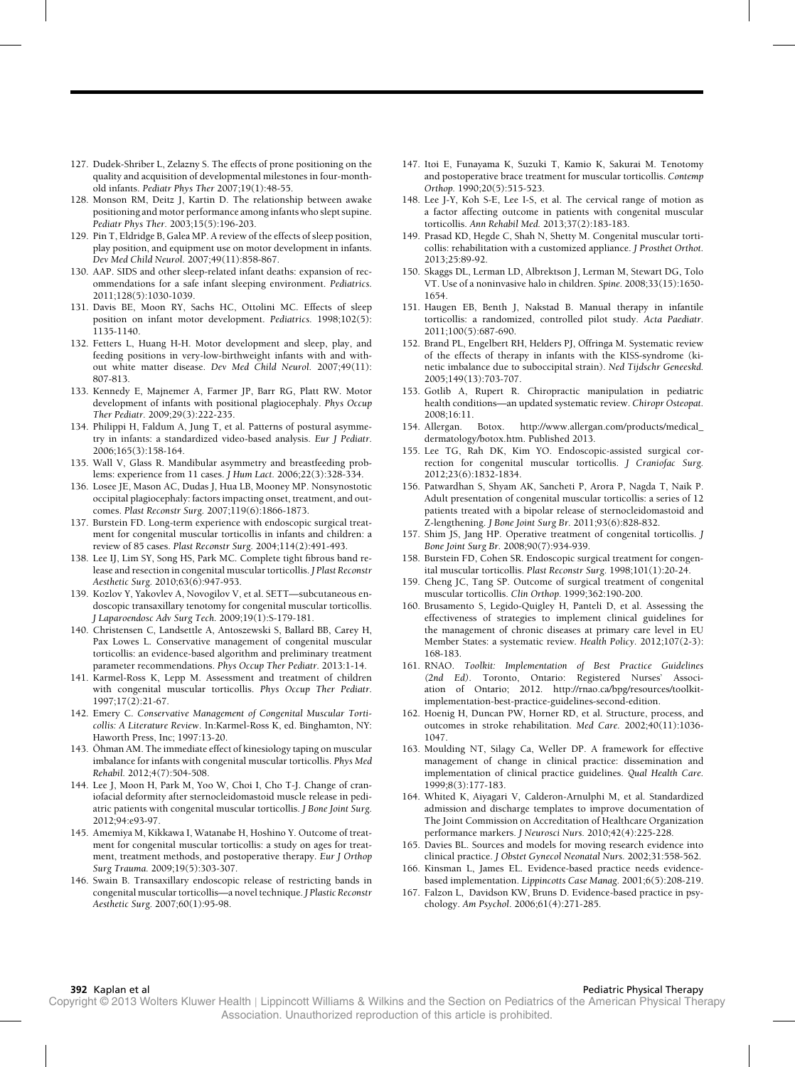127. Dudek-Shriber L, Zelazny S. The effects of prone positioning on the quality and acquisition of developmental milestones in four-month-old infants. *Pediatr Phys Ther* 2007;19(1):48-55.
128. Monson RM, Deitz J, Kartin D. The relationship between awake positioning and motor performance among infants who slept supine. *Pediatr Phys Ther*. 2003;15(5):196-203.
129. Pin T, Eldridge B, Galea MP. A review of the effects of sleep position, play position, and equipment use on motor development in infants. *Dev Med Child Neurol*. 2007;49(11):858-867.
130. AAP. SIDS and other sleep-related infant deaths: expansion of recommendations for a safe infant sleeping environment. *Pediatrics*. 2011;128(5):1030-1039.
131. Davis BE, Moon RY, Sachs HC, Ottolini MC. Effects of sleep position on infant motor development. *Pediatrics*. 1998;102(5): 1135-1140.
132. Fetters L, Huang H-H. Motor development and sleep, play, and feeding positions in very-low-birthweight infants with and without white matter disease. *Dev Med Child Neurol*. 2007;49(11): 807-813.
133. Kennedy E, Majnemer A, Farmer JP, Barr RG, Platt RW. Motor development of infants with positional plagiocephaly. *Phys Occup Ther Pediatr*. 2009;29(3):222-235.
134. Philippi H, Faldum A, Jung T, et al. Patterns of postural asymmetry in infants: a standardized video-based analysis. *Eur J Pediatr*. 2006;165(3):158-164.
135. Wall V, Glass R. Mandibular asymmetry and breastfeeding problems: experience from 11 cases. *J Hum Lact*. 2006;22(3):328-334.
136. Losee JE, Mason AC, Dudas J, Hua LB, Mooney MP. Nonsynostotic occipital plagiocephaly: factors impacting onset, treatment, and outcomes. *Plast Reconstr Surg*. 2007;119(6):1866-1873.
137. Burstein FD. Long-term experience with endoscopic surgical treatment for congenital muscular torticollis in infants and children: a review of 85 cases. *Plast Reconstr Surg*. 2004;114(2):491-493.
138. Lee IJ, Lim SY, Song HS, Park MC. Complete tight fibrous band release and resection in congenital muscular torticollis. *J Plast Reconstr Aesthetic Surg*. 2010;63(6):947-953.
139. Kozlov Y, Yakovlev A, Novogilov V, et al. SETT—subcutaneous endoscopic transaxillary tenotomy for congenital muscular torticollis. *J Laparoendosc Adv Surg Tech*. 2009;19(1):S-179-181.
140. Christensen C, Landsettle A, Antoszewski S, Ballard BB, Carey H, Pax Lowes L. Conservative management of congenital muscular torticollis: an evidence-based algorithm and preliminary treatment parameter recommendations. *Phys Occup Ther Pediatr*. 2013:1-14.
141. Karmel-Ross K, Lepp M. Assessment and treatment of children with congenital muscular torticollis. *Phys Occup Ther Pediatr*. 1997;17(2):21-67.
142. Emery C. *Conservative Management of Congenital Muscular Torticollis: A Literature Review*. In:Karmel-Ross K, ed. Binghamton, NY: Haworth Press, Inc; 1997:13-20.
143. Öhman AM. The immediate effect of kinesiology taping on muscular imbalance for infants with congenital muscular torticollis. *Phys Med Rehabil*. 2012;4(7):504-508.
144. Lee J, Moon H, Park M, Yoo W, Choi I, Cho T-J. Change of craniofacial deformity after sternocleidomastoid muscle release in pediatric patients with congenital muscular torticollis. *J Bone Joint Surg*. 2012;94:e93-97.
145. Amemiya M, Kikkawa I, Watanabe H, Hoshino Y. Outcome of treatment for congenital muscular torticollis: a study on ages for treatment, treatment methods, and postoperative therapy. *Eur J Orthop Surg Trauma*. 2009;19(5):303-307.
146. Swain B. Transaxillary endoscopic release of restricting bands in congenital muscular torticollis—a novel technique. *J Plastic Reconstr Aesthetic Surg*. 2007;60(1):95-98.
147. Itoi E, Funayama K, Suzuki T, Kamio K, Sakurai M. Tenotomy and postoperative brace treatment for muscular torticollis. *Contemp Orthop*. 1990;20(5):515-523.
148. Lee J-Y, Koh S-E, Lee I-S, et al. The cervical range of motion as a factor affecting outcome in patients with congenital muscular torticollis. *Ann Rehabil Med*. 2013;37(2):183-183.
149. Prasad KD, Hegde C, Shah N, Shetty M. Congenital muscular torticollis: rehabilitation with a customized appliance. *J Prosthet Orthot*. 2013;25:89-92.
150. Skaggs DL, Lerman LD, Albrektson J, Lerman M, Stewart DG, Tolo VT. Use of a noninvasive halo in children. *Spine*. 2008;33(15):1650-1654.
151. Haugen EB, Benth J, Nakstad B. Manual therapy in infantile torticollis: a randomized, controlled pilot study. *Acta Paediatr*. 2011;100(5):687-690.
152. Brand PL, Engelbert RH, Helders PJ, Offringa M. Systematic review of the effects of therapy in infants with the KISS-syndrome (kinetic imbalance due to suboccipital strain). *Ned Tijdschr Geneeskd*. 2005;149(13):703-707.
153. Gotlib A, Rupert R. Chiropractic manipulation in pediatric health conditions—an updated systematic review. *Chiropr Osteopat*. 2008;16:11.
154. Allergan. Botox. http://www.allergan.com/products/medical_dermatology/botox.htm. Published 2013.
155. Lee TG, Rah DK, Kim YO. Endoscopic-assisted surgical correction for congenital muscular torticollis. *J Craniofac Surg*. 2012;23(6):1832-1834.
156. Patwardhan S, Shyam AK, Sancheti P, Arora P, Nagda T, Naik P. Adult presentation of congenital muscular torticollis: a series of 12 patients treated with a bipolar release of sternocleidomastoid and Z-lengthening. *J Bone Joint Surg Br*. 2011;93(6):828-832.
157. Shim JS, Jang HP. Operative treatment of congenital torticollis. *J Bone Joint Surg Br*. 2008;90(7):934-939.
158. Burstein FD, Cohen SR. Endoscopic surgical treatment for congenital muscular torticollis. *Plast Reconstr Surg*. 1998;101(1):20-24.
159. Cheng JC, Tang SP. Outcome of surgical treatment of congenital muscular torticollis. *Clin Orthop*. 1999;362:190-200.
160. Brusamento S, Legido-Quigley H, Panteli D, et al. Assessing the effectiveness of strategies to implement clinical guidelines for the management of chronic diseases at primary care level in EU Member States: a systematic review. *Health Policy*. 2012;107(2-3): 168-183.
161. RNAO. *Toolkit: Implementation of Best Practice Guidelines (2nd Ed)*. Toronto, Ontario: Registered Nurses' Association of Ontario; 2012. http://rnao.ca/bpg/resources/toolkit-implementation-best-practice-guidelines-second-edition.
162. Hoenig H, Duncan PW, Horner RD, et al. Structure, process, and outcomes in stroke rehabilitation. *Med Care*. 2002;40(11):1036-1047.
163. Moulding NT, Silagy Ca, Weller DP. A framework for effective management of change in clinical practice: dissemination and implementation of clinical practice guidelines. *Qual Health Care*. 1999;8(3):177-183.
164. Whited K, Aiyagari V, Calderon-Arnulphi M, et al. Standardized admission and discharge templates to improve documentation of The Joint Commission on Accreditation of Healthcare Organization performance markers. *J Neurosci Nurs*. 2010;42(4):225-228.
165. Davies BL. Sources and models for moving research evidence into clinical practice. *J Obstet Gynecol Neonatal Nurs*. 2002;31:558-562.
166. Kinsman L, James EL. Evidence-based practice needs evidence-based implementation. *Lippincotts Case Manag*. 2001;6(5):208-219.
167. Falzon L, Davidson KW, Bruns D. Evidence-based practice in psychology. *Am Psychol*. 2006;61(4):271-285.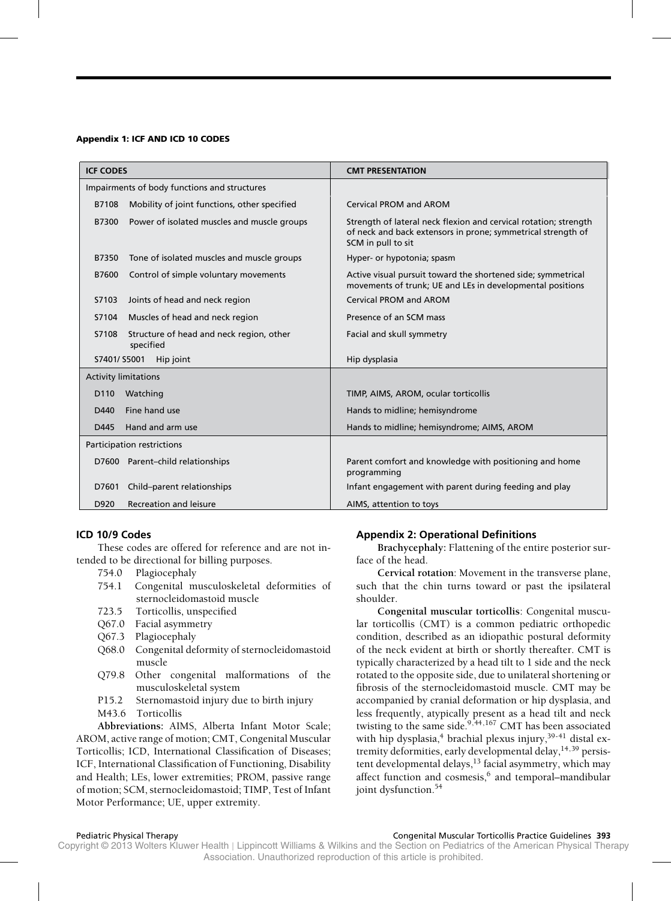#### Appendix 1: ICF AND ICD 10 CODES

| ICF CODES | CMT PRESENTATION |
| --- | --- |
| Impairments of body functions and structures | |
| B7108 Mobility of joint functions, other specified | Cervical PROM and AROM |
| B7300 Power of isolated muscles and muscle groups | Strength of lateral neck flexion and cervical rotation; strength of neck and back extensors in prone; symmetrical strength of SCM in pull to sit |
| B7350 Tone of isolated muscles and muscle groups | Hyper- or hypotonia; spasm |
| B7600 Control of simple voluntary movements | Active visual pursuit toward the shortened side; symmetrical movements of trunk; UE and LEs in developmental positions |
| S7103 Joints of head and neck region | Cervical PROM and AROM |
| S7104 Muscles of head and neck region | Presence of an SCM mass |
| S7108 Structure of head and neck region, other specified | Facial and skull symmetry |
| S7401/ S5001 Hip joint | Hip dysplasia |
| Activity limitations | |
| D110 Watching | TIMP, AIMS, AROM, ocular torticollis |
| D440 Fine hand use | Hands to midline; hemisyndrome |
| D445 Hand and arm use | Hands to midline; hemisyndrome; AIMS, AROM |
| Participation restrictions | |
| D7600 Parent–child relationships | Parent comfort and knowledge with positioning and home programming |
| D7601 Child–parent relationships | Infant engagement with parent during feeding and play |
| D920 Recreation and leisure | AIMS, attention to toys |

### ICD 10/9 Codes

These codes are offered for reference and are not intended to be directional for billing purposes.

- 754.0 Plagiocephaly
- 754.1 Congenital musculoskeletal deformities of sternocleidomastoid muscle
- 723.5 Torticollis, unspecified
- Q67.0 Facial asymmetry
- Q67.3 Plagiocephaly
- Q68.0 Congenital deformity of sternocleidomastoid muscle
- Q79.8 Other congenital malformations of the musculoskeletal system
- P15.2 Sternomastoid injury due to birth injury
- M43.6 Torticollis

**Abbreviations:** AIMS, Alberta Infant Motor Scale; AROM, active range of motion; CMT, Congenital Muscular Torticollis; ICD, International Classification of Diseases; ICF, International Classification of Functioning, Disability and Health; LEs, lower extremities; PROM, passive range of motion; SCM, sternocleidomastoid; TIMP, Test of Infant Motor Performance; UE, upper extremity.

### Appendix 2: Operational Definitions

**Brachycephaly:** Flattening of the entire posterior surface of the head.

**Cervical rotation**: Movement in the transverse plane, such that the chin turns toward or past the ipsilateral shoulder.

**Congenital muscular torticollis**: Congenital muscular torticollis (CMT) is a common pediatric orthopedic condition, described as an idiopathic postural deformity of the neck evident at birth or shortly thereafter. CMT is typically characterized by a head tilt to 1 side and the neck rotated to the opposite side, due to unilateral shortening or fibrosis of the sternocleidomastoid muscle. CMT may be accompanied by cranial deformation or hip dysplasia, and less frequently, atypically present as a head tilt and neck twisting to the same side.[9,44,167] CMT has been associated with hip dysplasia,[4] brachial plexus injury,[39-41] distal extremity deformities, early developmental delay,[14,39] persistent developmental delays,[13] facial asymmetry, which may affect function and cosmesis,[6] and temporal–mandibular joint dysfunction.[54]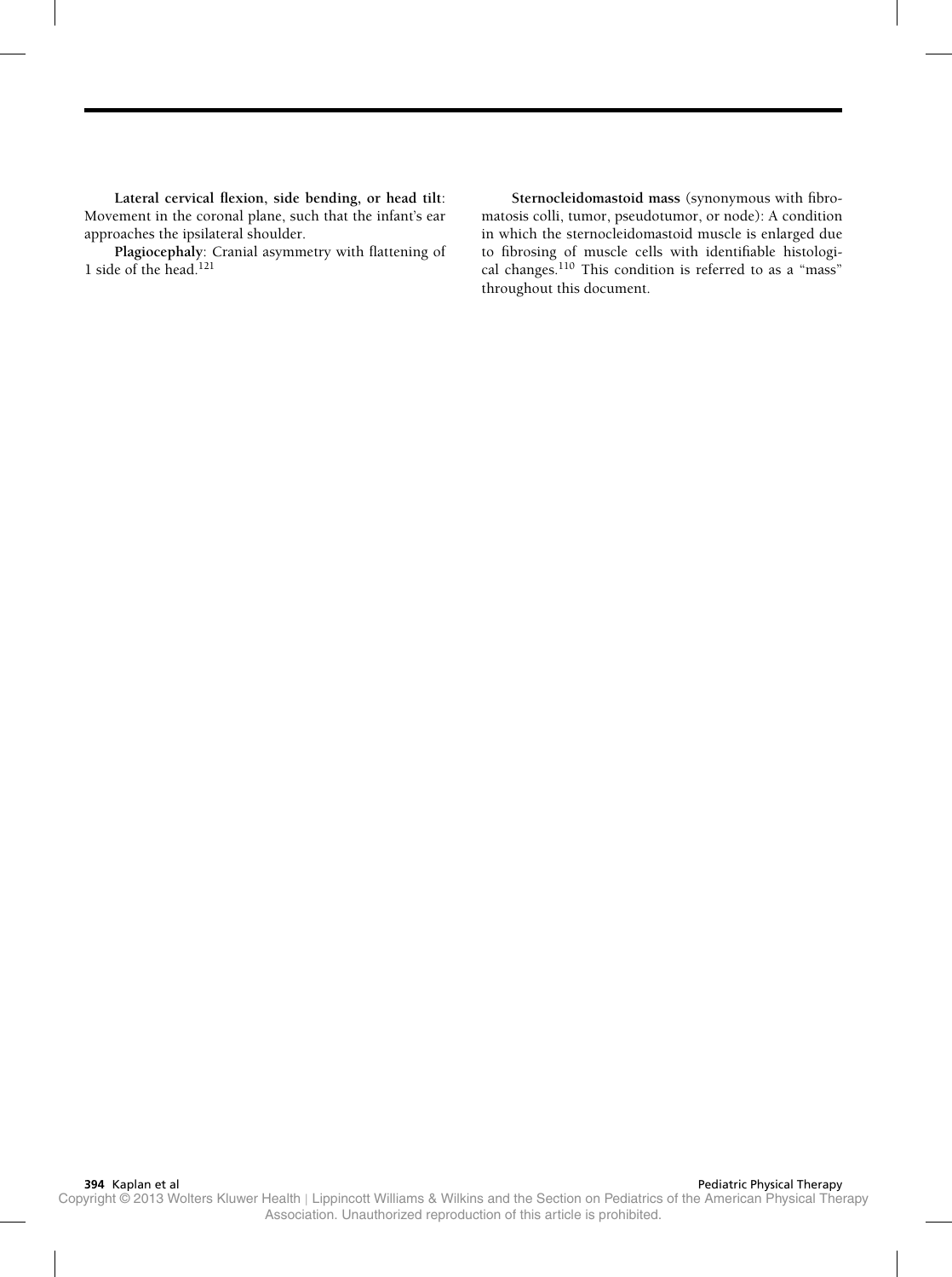**Lateral cervical flexion, side bending, or head tilt**: Movement in the coronal plane, such that the infant's ear approaches the ipsilateral shoulder.

**Plagiocephaly**: Cranial asymmetry with flattening of 1 side of the head.[121]

**Sternocleidomastoid mass** (synonymous with fibromatosis colli, tumor, pseudotumor, or node): A condition in which the sternocleidomastoid muscle is enlarged due to fibrosing of muscle cells with identifiable histological changes.[110] This condition is referred to as a "mass" throughout this document.